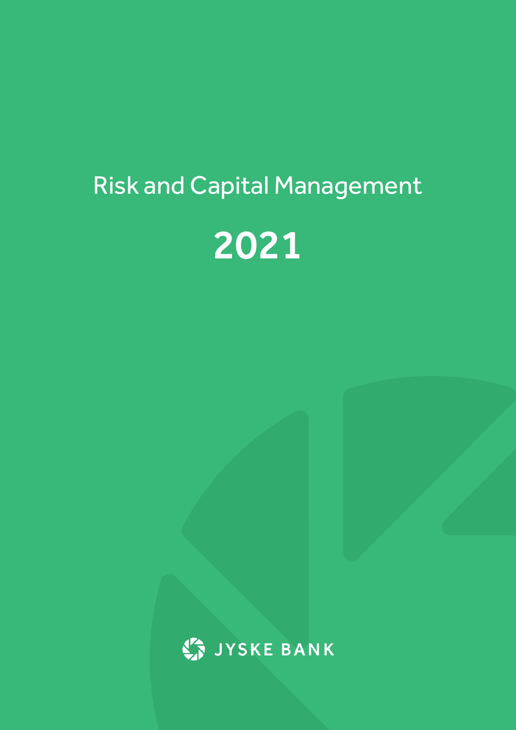# Risk and Capital Management

# 2021

JYSKE BANK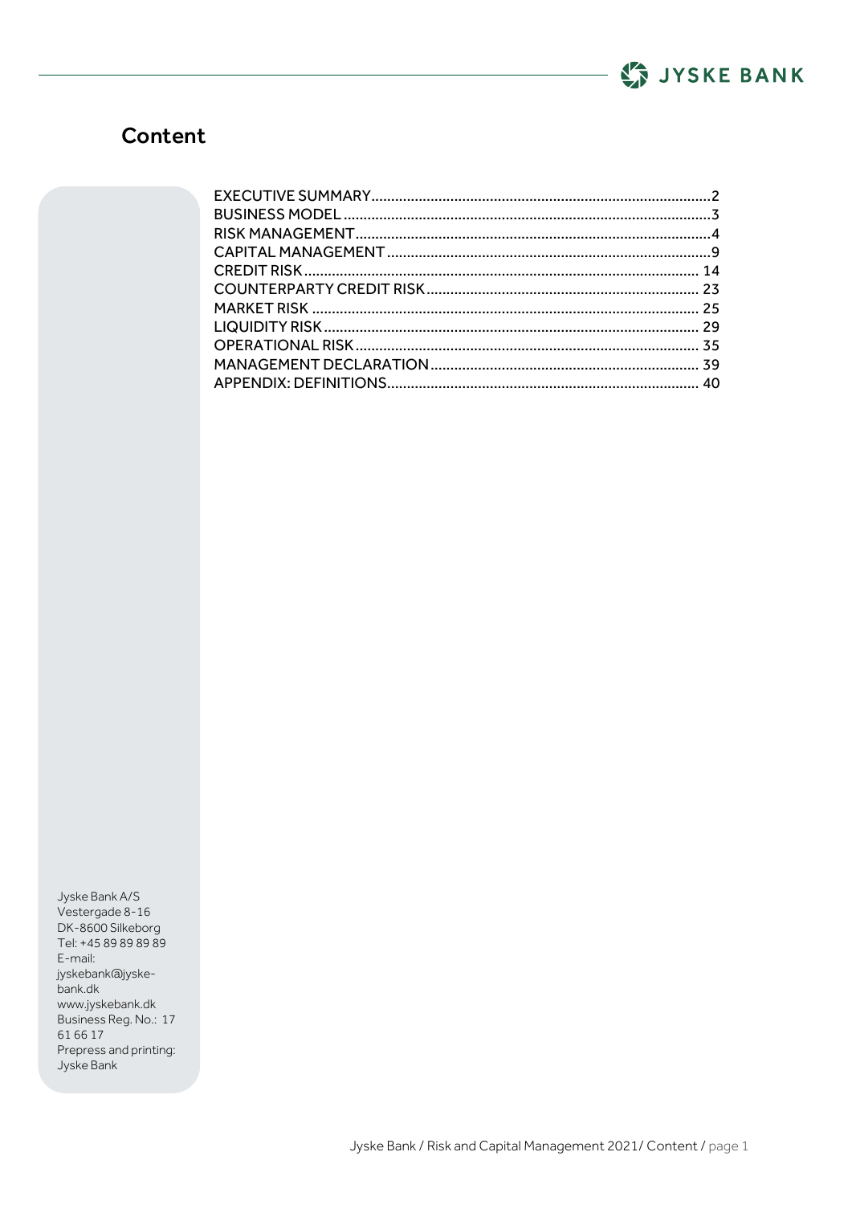# Content

| | |
|---|---|
| EXECUTIVE SUMMARY | 2 |
| BUSINESS MODEL | 3 |
| RISK MANAGEMENT | 4 |
| CAPITAL MANAGEMENT | 9 |
| CREDIT RISK | 14 |
| COUNTERPARTY CREDIT RISK | 23 |
| MARKET RISK | 25 |
| LIQUIDITY RISK | 29 |
| OPERATIONAL RISK | 35 |
| MANAGEMENT DECLARATION | 39 |
| APPENDIX: DEFINITIONS | 40 |

Jyske Bank A/S
Vestergade 8-16
DK-8600 Silkeborg
Tel: +45 89 89 89 89
E-mail: jyskebank@jyske-bank.dk
www.jyskebank.dk
Business Reg. No.: 17 61 66 17
Prepress and printing: Jyske Bank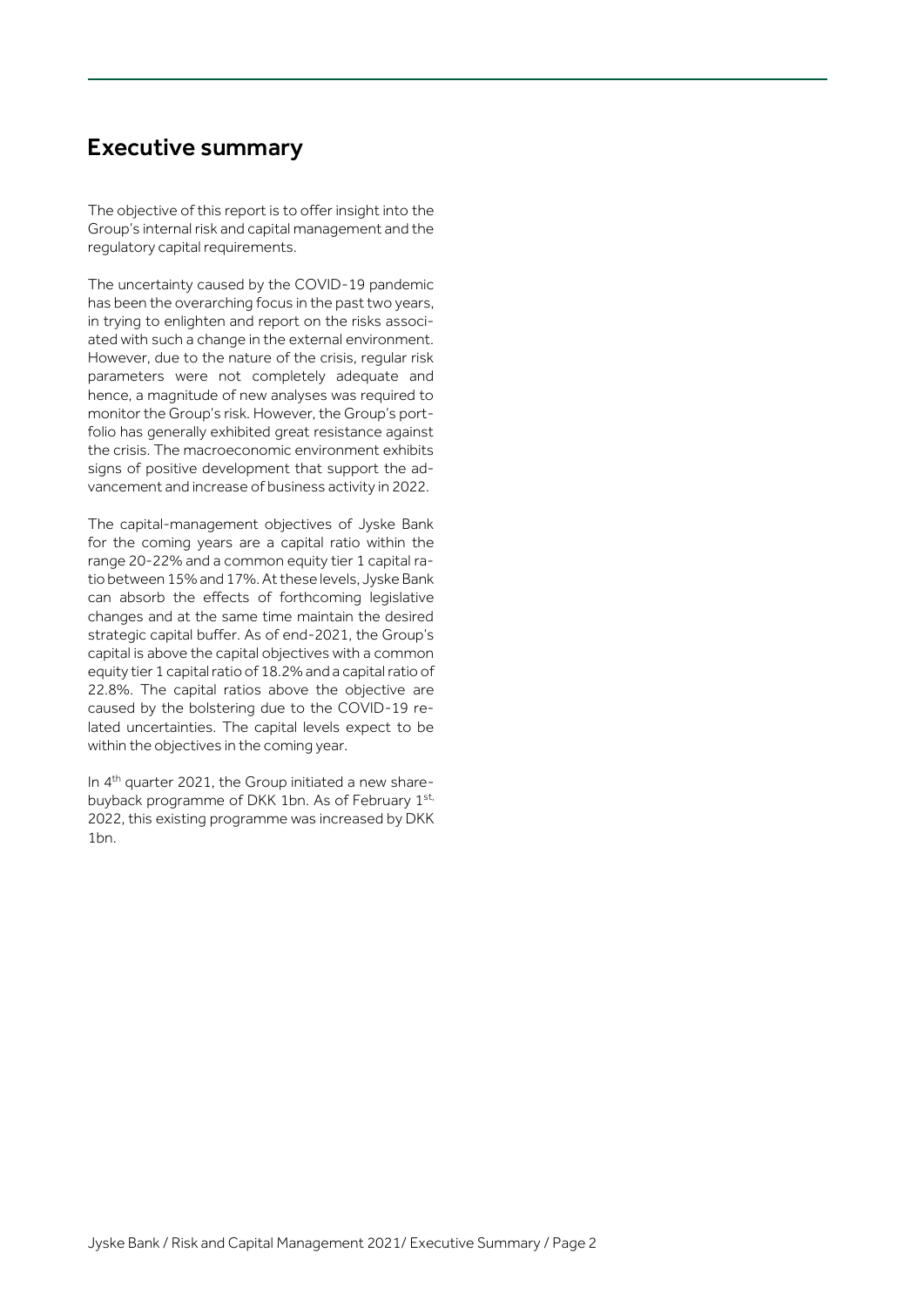# Executive summary

The objective of this report is to offer insight into the Group's internal risk and capital management and the regulatory capital requirements.

The uncertainty caused by the COVID-19 pandemic has been the overarching focus in the past two years, in trying to enlighten and report on the risks associated with such a change in the external environment. However, due to the nature of the crisis, regular risk parameters were not completely adequate and hence, a magnitude of new analyses was required to monitor the Group's risk. However, the Group's portfolio has generally exhibited great resistance against the crisis. The macroeconomic environment exhibits signs of positive development that support the advancement and increase of business activity in 2022.

The capital-management objectives of Jyske Bank for the coming years are a capital ratio within the range 20-22% and a common equity tier 1 capital ratio between 15% and 17%. At these levels, Jyske Bank can absorb the effects of forthcoming legislative changes and at the same time maintain the desired strategic capital buffer. As of end-2021, the Group's capital is above the capital objectives with a common equity tier 1 capital ratio of 18.2% and a capital ratio of 22.8%. The capital ratios above the objective are caused by the bolstering due to the COVID-19 related uncertainties. The capital levels expect to be within the objectives in the coming year.

In 4th quarter 2021, the Group initiated a new share-buyback programme of DKK 1bn. As of February 1st, 2022, this existing programme was increased by DKK 1bn.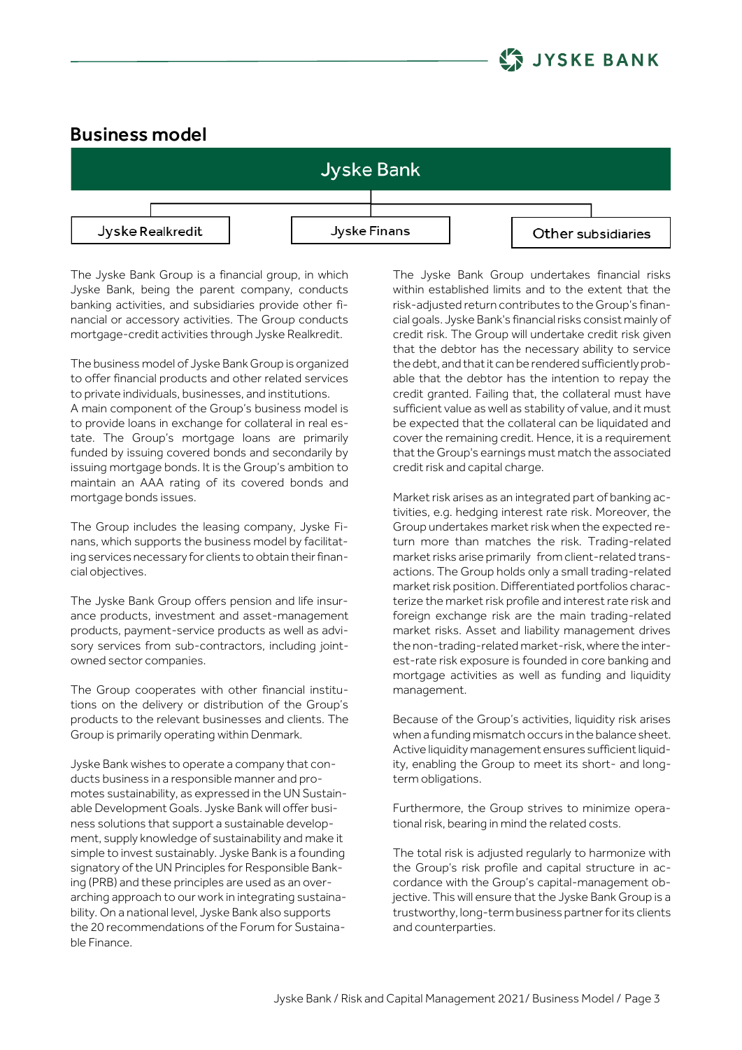## Business model

Jyske Bank

Jyske Realkredit | Jyske Finans | Other subsidiaries

The Jyske Bank Group is a financial group, in which Jyske Bank, being the parent company, conducts banking activities, and subsidiaries provide other financial or accessory activities. The Group conducts mortgage-credit activities through Jyske Realkredit.

The business model of Jyske Bank Group is organized to offer financial products and other related services to private individuals, businesses, and institutions. A main component of the Group's business model is to provide loans in exchange for collateral in real estate. The Group's mortgage loans are primarily funded by issuing covered bonds and secondarily by issuing mortgage bonds. It is the Group's ambition to maintain an AAA rating of its covered bonds and mortgage bonds issues.

The Group includes the leasing company, Jyske Finans, which supports the business model by facilitating services necessary for clients to obtain their financial objectives.

The Jyske Bank Group offers pension and life insurance products, investment and asset-management products, payment-service products as well as advisory services from sub-contractors, including joint-owned sector companies.

The Group cooperates with other financial institutions on the delivery or distribution of the Group's products to the relevant businesses and clients. The Group is primarily operating within Denmark.

Jyske Bank wishes to operate a company that conducts business in a responsible manner and promotes sustainability, as expressed in the UN Sustainable Development Goals. Jyske Bank will offer business solutions that support a sustainable development, supply knowledge of sustainability and make it simple to invest sustainably. Jyske Bank is a founding signatory of the UN Principles for Responsible Banking (PRB) and these principles are used as an overarching approach to our work in integrating sustainability. On a national level, Jyske Bank also supports the 20 recommendations of the Forum for Sustainable Finance.

The Jyske Bank Group undertakes financial risks within established limits and to the extent that the risk-adjusted return contributes to the Group's financial goals. Jyske Bank's financial risks consist mainly of credit risk. The Group will undertake credit risk given that the debtor has the necessary ability to service the debt, and that it can be rendered sufficiently probable that the debtor has the intention to repay the credit granted. Failing that, the collateral must have sufficient value as well as stability of value, and it must be expected that the collateral can be liquidated and cover the remaining credit. Hence, it is a requirement that the Group's earnings must match the associated credit risk and capital charge.

Market risk arises as an integrated part of banking activities, e.g. hedging interest rate risk. Moreover, the Group undertakes market risk when the expected return more than matches the risk. Trading-related market risks arise primarily from client-related transactions. The Group holds only a small trading-related market risk position. Differentiated portfolios characterize the market risk profile and interest rate risk and foreign exchange risk are the main trading-related market risks. Asset and liability management drives the non-trading-related market-risk, where the interest-rate risk exposure is founded in core banking and mortgage activities as well as funding and liquidity management.

Because of the Group's activities, liquidity risk arises when a funding mismatch occurs in the balance sheet. Active liquidity management ensures sufficient liquidity, enabling the Group to meet its short- and long-term obligations.

Furthermore, the Group strives to minimize operational risk, bearing in mind the related costs.

The total risk is adjusted regularly to harmonize with the Group's risk profile and capital structure in accordance with the Group's capital-management objective. This will ensure that the Jyske Bank Group is a trustworthy, long-term business partner for its clients and counterparties.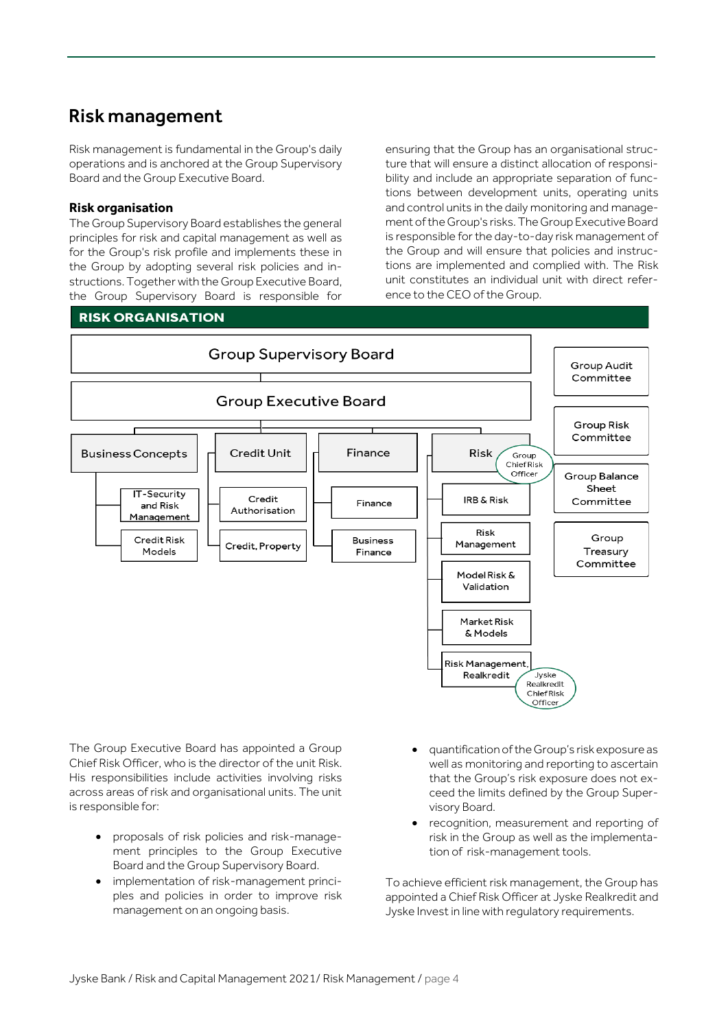# Risk management

Risk management is fundamental in the Group's daily operations and is anchored at the Group Supervisory Board and the Group Executive Board.

### Risk organisation

The Group Supervisory Board establishes the general principles for risk and capital management as well as for the Group's risk profile and implements these in the Group by adopting several risk policies and instructions. Together with the Group Executive Board, the Group Supervisory Board is responsible for ensuring that the Group has an organisational structure that will ensure a distinct allocation of responsibility and include an appropriate separation of functions between development units, operating units and control units in the daily monitoring and management of the Group's risks. The Group Executive Board is responsible for the day-to-day risk management of the Group and will ensure that policies and instructions are implemented and complied with. The Risk unit constitutes an individual unit with direct reference to the CEO of the Group.

**RISK ORGANISATION**

- Group Supervisory Board
  - Group Executive Board
    - Business Concepts
      - IT-Security and Risk Management
      - Credit Risk Models
    - Credit Unit
      - Credit Authorisation
      - Credit, Property
    - Finance
      - Finance
      - Business Finance
    - Risk (Group Chief Risk Officer)
      - IRB & Risk
      - Risk Management
      - Model Risk & Validation
      - Market Risk & Models
      - Risk Management, Realkredit (Jyske Realkredit Chief Risk Officer)
- Group Audit Committee
- Group Risk Committee
- Group Balance Sheet Committee
- Group Treasury Committee

The Group Executive Board has appointed a Group Chief Risk Officer, who is the director of the unit Risk. His responsibilities include activities involving risks across areas of risk and organisational units. The unit is responsible for:

- proposals of risk policies and risk-management principles to the Group Executive Board and the Group Supervisory Board.
- implementation of risk-management principles and policies in order to improve risk management on an ongoing basis.
- quantification of the Group's risk exposure as well as monitoring and reporting to ascertain that the Group's risk exposure does not exceed the limits defined by the Group Supervisory Board.
- recognition, measurement and reporting of risk in the Group as well as the implementation of risk-management tools.

To achieve efficient risk management, the Group has appointed a Chief Risk Officer at Jyske Realkredit and Jyske Invest in line with regulatory requirements.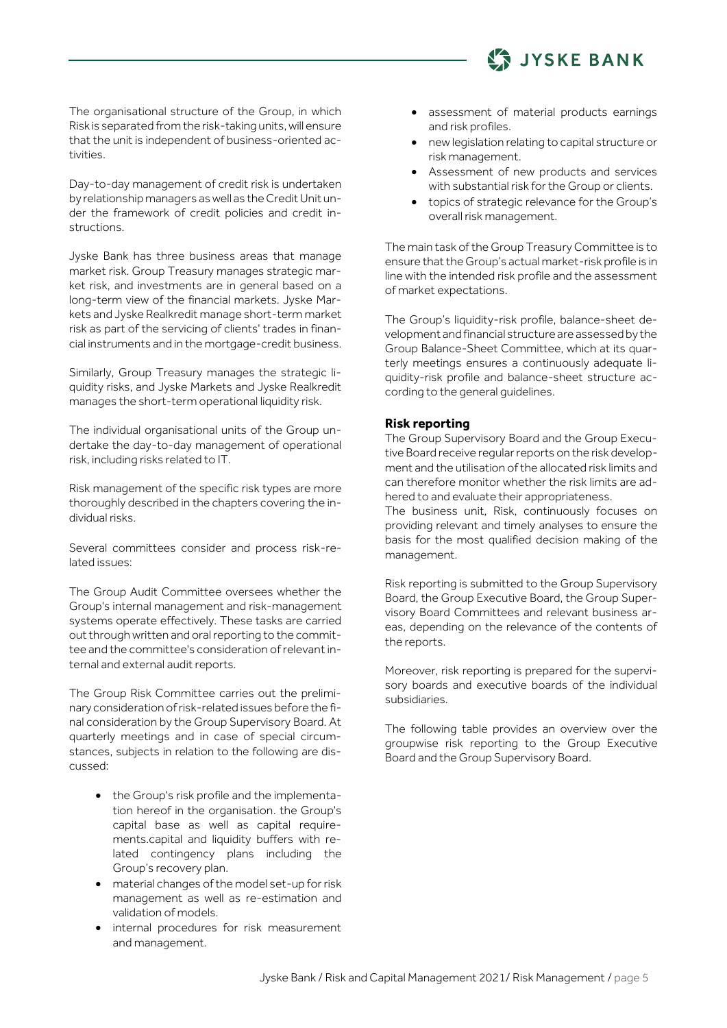The organisational structure of the Group, in which Risk is separated from the risk-taking units, will ensure that the unit is independent of business-oriented activities.

Day-to-day management of credit risk is undertaken by relationship managers as well as the Credit Unit under the framework of credit policies and credit instructions.

Jyske Bank has three business areas that manage market risk. Group Treasury manages strategic market risk, and investments are in general based on a long-term view of the financial markets. Jyske Markets and Jyske Realkredit manage short-term market risk as part of the servicing of clients' trades in financial instruments and in the mortgage-credit business.

Similarly, Group Treasury manages the strategic liquidity risks, and Jyske Markets and Jyske Realkredit manages the short-term operational liquidity risk.

The individual organisational units of the Group undertake the day-to-day management of operational risk, including risks related to IT.

Risk management of the specific risk types are more thoroughly described in the chapters covering the individual risks.

Several committees consider and process risk-related issues:

The Group Audit Committee oversees whether the Group's internal management and risk-management systems operate effectively. These tasks are carried out through written and oral reporting to the committee and the committee's consideration of relevant internal and external audit reports.

The Group Risk Committee carries out the preliminary consideration of risk-related issues before the final consideration by the Group Supervisory Board. At quarterly meetings and in case of special circumstances, subjects in relation to the following are discussed:

- the Group's risk profile and the implementation hereof in the organisation. the Group's capital base as well as capital requirements.capital and liquidity buffers with related contingency plans including the Group's recovery plan.
- material changes of the model set-up for risk management as well as re-estimation and validation of models.
- internal procedures for risk measurement and management.
- assessment of material products earnings and risk profiles.
- new legislation relating to capital structure or risk management.
- Assessment of new products and services with substantial risk for the Group or clients.
- topics of strategic relevance for the Group's overall risk management.

The main task of the Group Treasury Committee is to ensure that the Group's actual market-risk profile is in line with the intended risk profile and the assessment of market expectations.

The Group's liquidity-risk profile, balance-sheet development and financial structure are assessed by the Group Balance-Sheet Committee, which at its quarterly meetings ensures a continuously adequate liquidity-risk profile and balance-sheet structure according to the general guidelines.

### Risk reporting

The Group Supervisory Board and the Group Executive Board receive regular reports on the risk development and the utilisation of the allocated risk limits and can therefore monitor whether the risk limits are adhered to and evaluate their appropriateness.
The business unit, Risk, continuously focuses on providing relevant and timely analyses to ensure the basis for the most qualified decision making of the management.

Risk reporting is submitted to the Group Supervisory Board, the Group Executive Board, the Group Supervisory Board Committees and relevant business areas, depending on the relevance of the contents of the reports.

Moreover, risk reporting is prepared for the supervisory boards and executive boards of the individual subsidiaries.

The following table provides an overview over the groupwise risk reporting to the Group Executive Board and the Group Supervisory Board.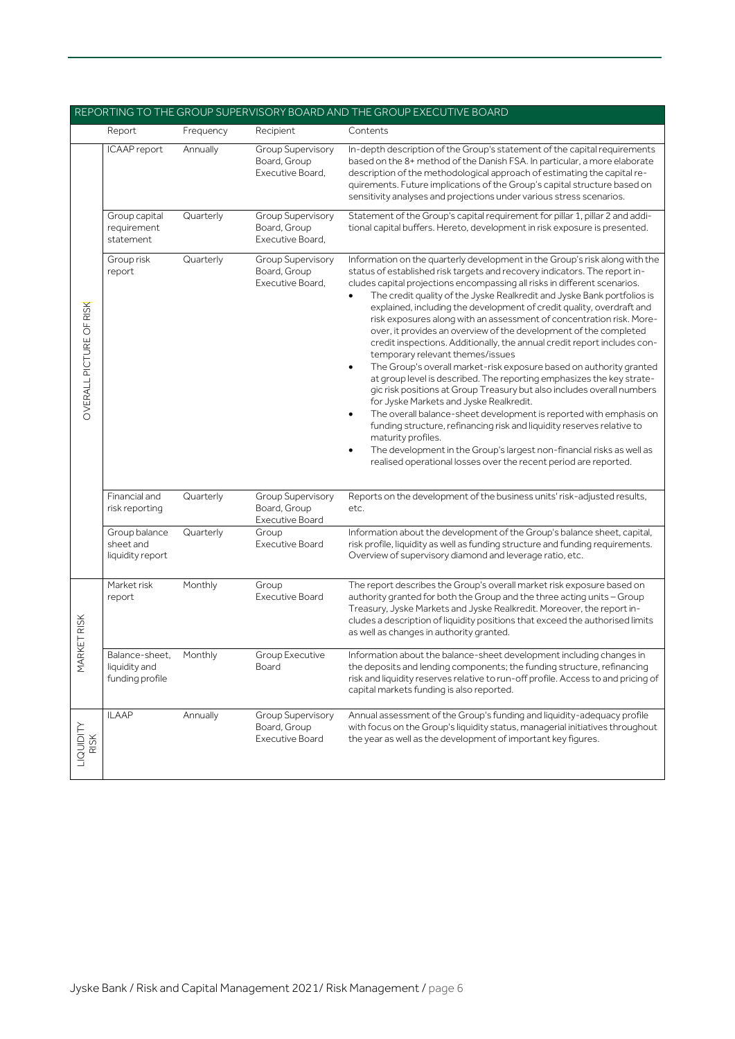| REPORTING TO THE GROUP SUPERVISORY BOARD AND THE GROUP EXECUTIVE BOARD | | | | |
|---|---|---|---|---|
| | Report | Frequency | Recipient | Contents |
| OVERALL PICTURE OF RISK | ICAAP report | Annually | Group Supervisory Board, Group Executive Board, | In-depth description of the Group's statement of the capital requirements based on the 8+ method of the Danish FSA. In particular, a more elaborate description of the methodological approach of estimating the capital requirements. Future implications of the Group's capital structure based on sensitivity analyses and projections under various stress scenarios. |
| OVERALL PICTURE OF RISK | Group capital requirement statement | Quarterly | Group Supervisory Board, Group Executive Board, | Statement of the Group's capital requirement for pillar 1, pillar 2 and additional capital buffers. Hereto, development in risk exposure is presented. |
| OVERALL PICTURE OF RISK | Group risk report | Quarterly | Group Supervisory Board, Group Executive Board, | Information on the quarterly development in the Group's risk along with the status of established risk targets and recovery indicators. The report includes capital projections encompassing all risks in different scenarios.<br>• The credit quality of the Jyske Realkredit and Jyske Bank portfolios is explained, including the development of credit quality, overdraft and risk exposures along with an assessment of concentration risk. Moreover, it provides an overview of the development of the completed credit inspections. Additionally, the annual credit report includes contemporary relevant themes/issues<br>• The Group's overall market-risk exposure based on authority granted at group level is described. The reporting emphasizes the key strategic risk positions at Group Treasury but also includes overall numbers for Jyske Markets and Jyske Realkredit.<br>• The overall balance-sheet development is reported with emphasis on funding structure, refinancing risk and liquidity reserves relative to maturity profiles.<br>• The development in the Group's largest non-financial risks as well as realised operational losses over the recent period are reported. |
| OVERALL PICTURE OF RISK | Financial and risk reporting | Quarterly | Group Supervisory Board, Group Executive Board | Reports on the development of the business units' risk-adjusted results, etc. |
| OVERALL PICTURE OF RISK | Group balance sheet and liquidity report | Quarterly | Group Executive Board | Information about the development of the Group's balance sheet, capital, risk profile, liquidity as well as funding structure and funding requirements. Overview of supervisory diamond and leverage ratio, etc. |
| MARKET RISK | Market risk report | Monthly | Group Executive Board | The report describes the Group's overall market risk exposure based on authority granted for both the Group and the three acting units – Group Treasury, Jyske Markets and Jyske Realkredit. Moreover, the report includes a description of liquidity positions that exceed the authorised limits as well as changes in authority granted. |
| MARKET RISK | Balance-sheet, liquidity and funding profile | Monthly | Group Executive Board | Information about the balance-sheet development including changes in the deposits and lending components; the funding structure, refinancing risk and liquidity reserves relative to run-off profile. Access to and pricing of capital markets funding is also reported. |
| LIQUIDITY RISK | ILAAP | Annually | Group Supervisory Board, Group Executive Board | Annual assessment of the Group's funding and liquidity-adequacy profile with focus on the Group's liquidity status, managerial initiatives throughout the year as well as the development of important key figures. |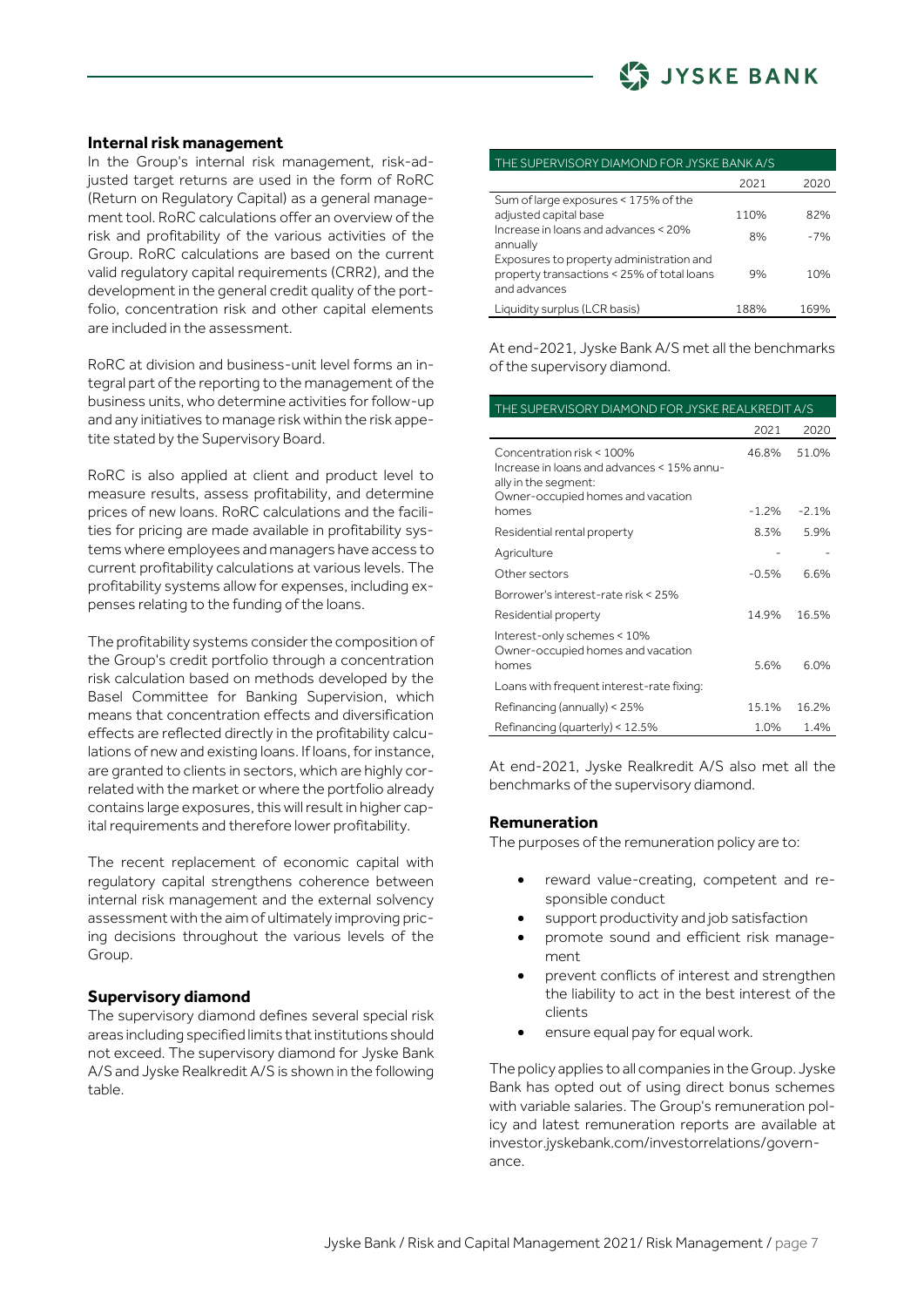### Internal risk management

In the Group's internal risk management, risk-adjusted target returns are used in the form of RoRC (Return on Regulatory Capital) as a general management tool. RoRC calculations offer an overview of the risk and profitability of the various activities of the Group. RoRC calculations are based on the current valid regulatory capital requirements (CRR2), and the development in the general credit quality of the portfolio, concentration risk and other capital elements are included in the assessment.

RoRC at division and business-unit level forms an integral part of the reporting to the management of the business units, who determine activities for follow-up and any initiatives to manage risk within the risk appetite stated by the Supervisory Board.

RoRC is also applied at client and product level to measure results, assess profitability, and determine prices of new loans. RoRC calculations and the facilities for pricing are made available in profitability systems where employees and managers have access to current profitability calculations at various levels. The profitability systems allow for expenses, including expenses relating to the funding of the loans.

The profitability systems consider the composition of the Group's credit portfolio through a concentration risk calculation based on methods developed by the Basel Committee for Banking Supervision, which means that concentration effects and diversification effects are reflected directly in the profitability calculations of new and existing loans. If loans, for instance, are granted to clients in sectors, which are highly correlated with the market or where the portfolio already contains large exposures, this will result in higher capital requirements and therefore lower profitability.

The recent replacement of economic capital with regulatory capital strengthens coherence between internal risk management and the external solvency assessment with the aim of ultimately improving pricing decisions throughout the various levels of the Group.

### Supervisory diamond

The supervisory diamond defines several special risk areas including specified limits that institutions should not exceed. The supervisory diamond for Jyske Bank A/S and Jyske Realkredit A/S is shown in the following table.

| THE SUPERVISORY DIAMOND FOR JYSKE BANK A/S | | |
|---|---|---|
| | 2021 | 2020 |
| Sum of large exposures < 175% of the adjusted capital base | 110% | 82% |
| Increase in loans and advances < 20% annually | 8% | -7% |
| Exposures to property administration and property transactions < 25% of total loans and advances | 9% | 10% |
| Liquidity surplus (LCR basis) | 188% | 169% |

At end-2021, Jyske Bank A/S met all the benchmarks of the supervisory diamond.

| THE SUPERVISORY DIAMOND FOR JYSKE REALKREDIT A/S | | |
|---|---|---|
| | 2021 | 2020 |
| Concentration risk < 100% | 46.8% | 51.0% |
| Increase in loans and advances < 15% annually in the segment: | | |
| Owner-occupied homes and vacation homes | -1.2% | -2.1% |
| Residential rental property | 8.3% | 5.9% |
| Agriculture | - | - |
| Other sectors | -0.5% | 6.6% |
| Borrower's interest-rate risk < 25% | | |
| Residential property | 14.9% | 16.5% |
| Interest-only schemes < 10% | | |
| Owner-occupied homes and vacation homes | 5.6% | 6.0% |
| Loans with frequent interest-rate fixing: | | |
| Refinancing (annually) < 25% | 15.1% | 16.2% |
| Refinancing (quarterly) < 12.5% | 1.0% | 1.4% |

At end-2021, Jyske Realkredit A/S also met all the benchmarks of the supervisory diamond.

### Remuneration

The purposes of the remuneration policy are to:

- reward value-creating, competent and responsible conduct
- support productivity and job satisfaction
- promote sound and efficient risk management
- prevent conflicts of interest and strengthen the liability to act in the best interest of the clients
- ensure equal pay for equal work.

The policy applies to all companies in the Group. Jyske Bank has opted out of using direct bonus schemes with variable salaries. The Group's remuneration policy and latest remuneration reports are available at investor.jyskebank.com/investorrelations/governance.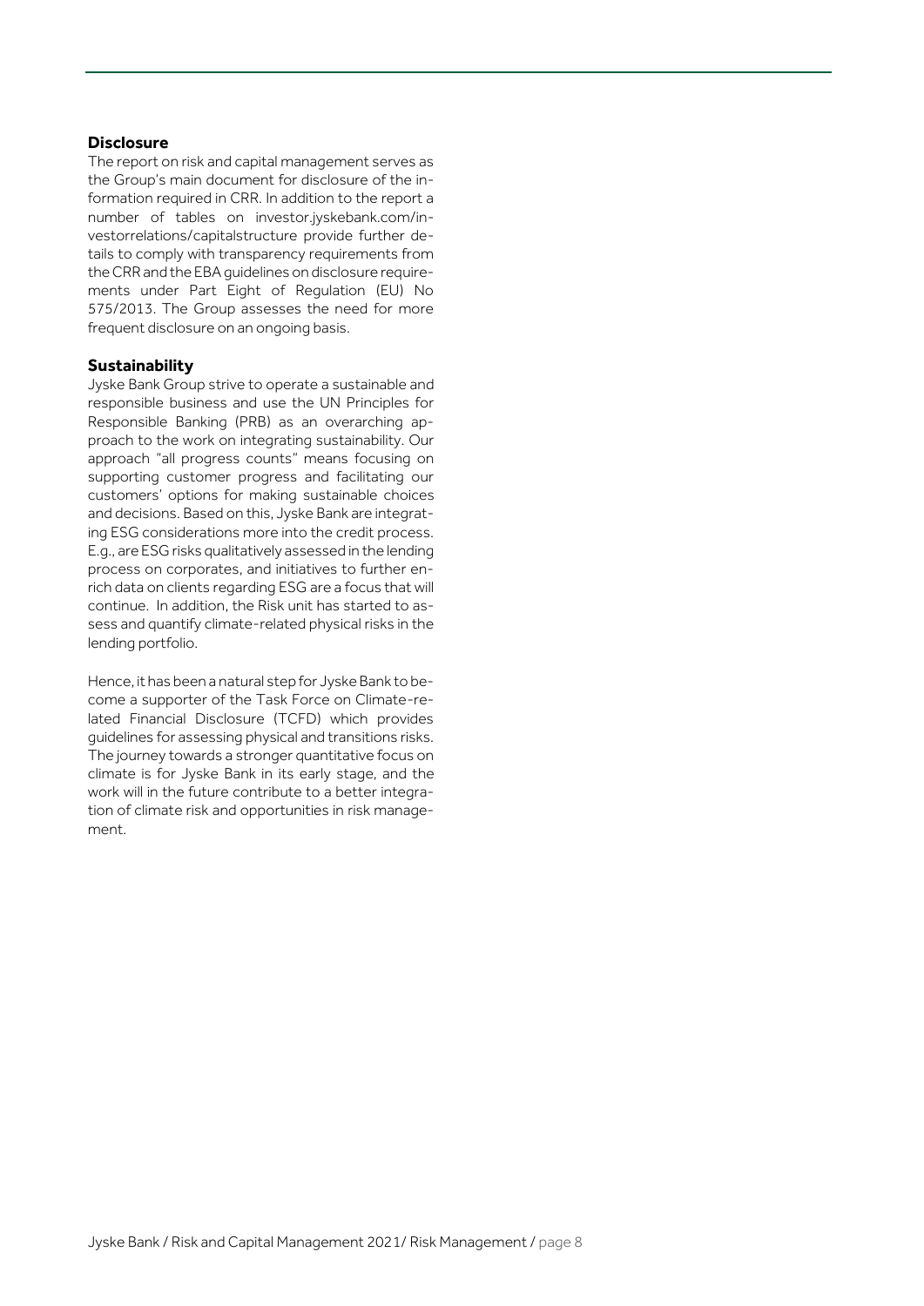## Disclosure

The report on risk and capital management serves as the Group's main document for disclosure of the information required in CRR. In addition to the report a number of tables on investor.jyskebank.com/investorrelations/capitalstructure provide further details to comply with transparency requirements from the CRR and the EBA guidelines on disclosure requirements under Part Eight of Regulation (EU) No 575/2013. The Group assesses the need for more frequent disclosure on an ongoing basis.

## Sustainability

Jyske Bank Group strive to operate a sustainable and responsible business and use the UN Principles for Responsible Banking (PRB) as an overarching approach to the work on integrating sustainability. Our approach "all progress counts" means focusing on supporting customer progress and facilitating our customers' options for making sustainable choices and decisions. Based on this, Jyske Bank are integrating ESG considerations more into the credit process. E.g., are ESG risks qualitatively assessed in the lending process on corporates, and initiatives to further enrich data on clients regarding ESG are a focus that will continue. In addition, the Risk unit has started to assess and quantify climate-related physical risks in the lending portfolio.

Hence, it has been a natural step for Jyske Bank to become a supporter of the Task Force on Climate-related Financial Disclosure (TCFD) which provides guidelines for assessing physical and transitions risks. The journey towards a stronger quantitative focus on climate is for Jyske Bank in its early stage, and the work will in the future contribute to a better integration of climate risk and opportunities in risk management.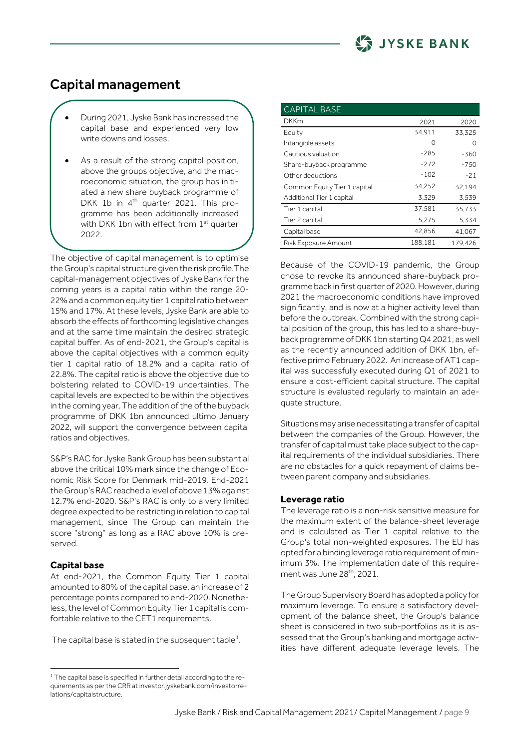## Capital management

- During 2021, Jyske Bank has increased the capital base and experienced very low write downs and losses.
- As a result of the strong capital position, above the groups objective, and the macroeconomic situation, the group has initiated a new share buyback programme of DKK 1b in 4th quarter 2021. This programme has been additionally increased with DKK 1bn with effect from 1st quarter 2022.

The objective of capital management is to optimise the Group's capital structure given the risk profile. The capital-management objectives of Jyske Bank for the coming years is a capital ratio within the range 20-22% and a common equity tier 1 capital ratio between 15% and 17%. At these levels, Jyske Bank are able to absorb the effects of forthcoming legislative changes and at the same time maintain the desired strategic capital buffer. As of end-2021, the Group's capital is above the capital objectives with a common equity tier 1 capital ratio of 18.2% and a capital ratio of 22.8%. The capital ratio is above the objective due to bolstering related to COVID-19 uncertainties. The capital levels are expected to be within the objectives in the coming year. The addition of the of the buyback programme of DKK 1bn announced ultimo January 2022, will support the convergence between capital ratios and objectives.

S&P's RAC for Jyske Bank Group has been substantial above the critical 10% mark since the change of Economic Risk Score for Denmark mid-2019. End-2021 the Group's RAC reached a level of above 13% against 12.7% end-2020. S&P's RAC is only to a very limited degree expected to be restricting in relation to capital management, since The Group can maintain the score "strong" as long as a RAC above 10% is preserved.

### Capital base

At end-2021, the Common Equity Tier 1 capital amounted to 80% of the capital base, an increase of 2 percentage points compared to end-2020. Nonetheless, the level of Common Equity Tier 1 capital is comfortable relative to the CET1 requirements.

The capital base is stated in the subsequent table[1].

| CAPITAL BASE | | |
|---|---|---|
| DKKm | 2021 | 2020 |
| Equity | 34,911 | 33,325 |
| Intangible assets | 0 | 0 |
| Cautious valuation | -285 | -360 |
| Share-buyback programme | -272 | -750 |
| Other deductions | -102 | -21 |
| Common Equity Tier 1 capital | 34,252 | 32,194 |
| Additional Tier 1 capital | 3,329 | 3,539 |
| Tier 1 capital | 37,581 | 35,733 |
| Tier 2 capital | 5,275 | 5,334 |
| Capital base | 42,856 | 41,067 |
| Risk Exposure Amount | 188,181 | 179,426 |

Because of the COVID-19 pandemic, the Group chose to revoke its announced share-buyback programme back in first quarter of 2020. However, during 2021 the macroeconomic conditions have improved significantly, and is now at a higher activity level than before the outbreak. Combined with the strong capital position of the group, this has led to a share-buyback programme of DKK 1bn starting Q4 2021, as well as the recently announced addition of DKK 1bn, effective primo February 2022. An increase of AT1 capital was successfully executed during Q1 of 2021 to ensure a cost-efficient capital structure. The capital structure is evaluated regularly to maintain an adequate structure.

Situations may arise necessitating a transfer of capital between the companies of the Group. However, the transfer of capital must take place subject to the capital requirements of the individual subsidiaries. There are no obstacles for a quick repayment of claims between parent company and subsidiaries.

### Leverage ratio

The leverage ratio is a non-risk sensitive measure for the maximum extent of the balance-sheet leverage and is calculated as Tier 1 capital relative to the Group's total non-weighted exposures. The EU has opted for a binding leverage ratio requirement of minimum 3%. The implementation date of this requirement was June 28th, 2021.

The Group Supervisory Board has adopted a policy for maximum leverage. To ensure a satisfactory development of the balance sheet, the Group's balance sheet is considered in two sub-portfolios as it is assessed that the Group's banking and mortgage activities have different adequate leverage levels. The

[1] The capital base is specified in further detail according to the requirements as per the CRR at investor.jyskebank.com/investorrelations/capitalstructure.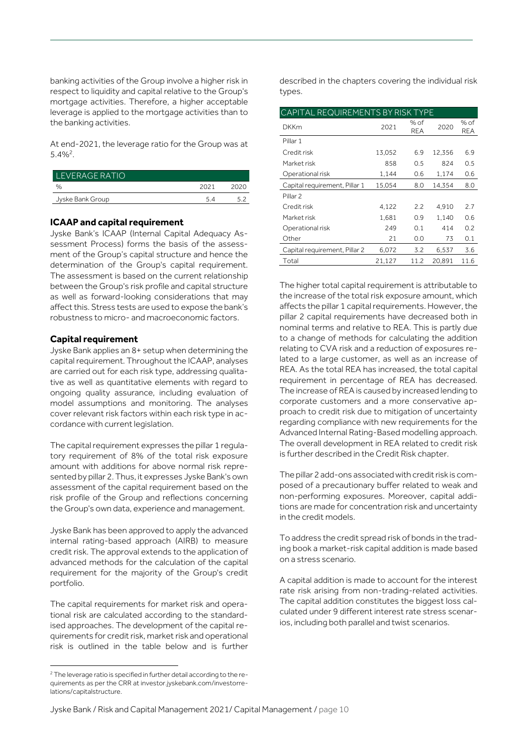banking activities of the Group involve a higher risk in respect to liquidity and capital relative to the Group's mortgage activities. Therefore, a higher acceptable leverage is applied to the mortgage activities than to the banking activities.

At end-2021, the leverage ratio for the Group was at 5.4%[2].

| LEVERAGE RATIO | | |
|---|---|---|
| % | 2021 | 2020 |
| Jyske Bank Group | 5.4 | 5.2 |

### ICAAP and capital requirement

Jyske Bank's ICAAP (Internal Capital Adequacy Assessment Process) forms the basis of the assessment of the Group's capital structure and hence the determination of the Group's capital requirement. The assessment is based on the current relationship between the Group's risk profile and capital structure as well as forward-looking considerations that may affect this. Stress tests are used to expose the bank's robustness to micro- and macroeconomic factors.

### Capital requirement

Jyske Bank applies an 8+ setup when determining the capital requirement. Throughout the ICAAP, analyses are carried out for each risk type, addressing qualitative as well as quantitative elements with regard to ongoing quality assurance, including evaluation of model assumptions and monitoring. The analyses cover relevant risk factors within each risk type in accordance with current legislation.

The capital requirement expresses the pillar 1 regulatory requirement of 8% of the total risk exposure amount with additions for above normal risk represented by pillar 2. Thus, it expresses Jyske Bank's own assessment of the capital requirement based on the risk profile of the Group and reflections concerning the Group's own data, experience and management.

Jyske Bank has been approved to apply the advanced internal rating-based approach (AIRB) to measure credit risk. The approval extends to the application of advanced methods for the calculation of the capital requirement for the majority of the Group's credit portfolio.

The capital requirements for market risk and operational risk are calculated according to the standardised approaches. The development of the capital requirements for credit risk, market risk and operational risk is outlined in the table below and is further described in the chapters covering the individual risk types.

| CAPITAL REQUIREMENTS BY RISK TYPE | | | | |
|---|---|---|---|---|
| DKKm | 2021 | % of REA | 2020 | % of REA |
| Pillar 1 | | | | |
| Credit risk | 13,052 | 6.9 | 12,356 | 6.9 |
| Market risk | 858 | 0.5 | 824 | 0.5 |
| Operational risk | 1,144 | 0.6 | 1,174 | 0.6 |
| Capital requirement, Pillar 1 | 15,054 | 8.0 | 14,354 | 8.0 |
| Pillar 2 | | | | |
| Credit risk | 4,122 | 2.2 | 4,910 | 2.7 |
| Market risk | 1,681 | 0.9 | 1,140 | 0.6 |
| Operational risk | 249 | 0.1 | 414 | 0.2 |
| Other | 21 | 0.0 | 73 | 0.1 |
| Capital requirement, Pillar 2 | 6,072 | 3.2 | 6,537 | 3.6 |
| Total | 21,127 | 11.2 | 20,891 | 11.6 |

The higher total capital requirement is attributable to the increase of the total risk exposure amount, which affects the pillar 1 capital requirements. However, the pillar 2 capital requirements have decreased both in nominal terms and relative to REA. This is partly due to a change of methods for calculating the addition relating to CVA risk and a reduction of exposures related to a large customer, as well as an increase of REA. As the total REA has increased, the total capital requirement in percentage of REA has decreased. The increase of REA is caused by increased lending to corporate customers and a more conservative approach to credit risk due to mitigation of uncertainty regarding compliance with new requirements for the Advanced Internal Rating-Based modelling approach. The overall development in REA related to credit risk is further described in the Credit Risk chapter.

The pillar 2 add-ons associated with credit risk is composed of a precautionary buffer related to weak and non-performing exposures. Moreover, capital additions are made for concentration risk and uncertainty in the credit models.

To address the credit spread risk of bonds in the trading book a market-risk capital addition is made based on a stress scenario.

A capital addition is made to account for the interest rate risk arising from non-trading-related activities. The capital addition constitutes the biggest loss calculated under 9 different interest rate stress scenarios, including both parallel and twist scenarios.

[2] The leverage ratio is specified in further detail according to the requirements as per the CRR at investor.jyskebank.com/investorrelations/capitalstructure.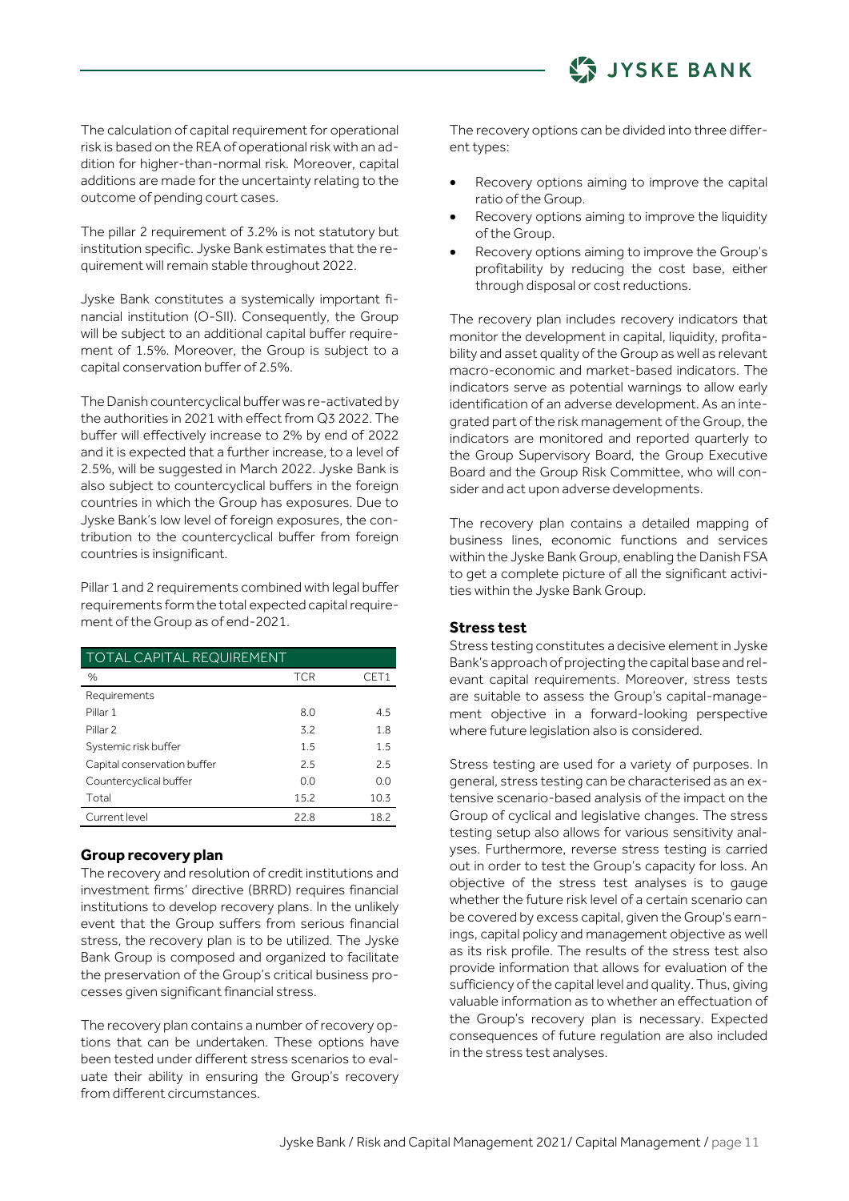The calculation of capital requirement for operational risk is based on the REA of operational risk with an addition for higher-than-normal risk. Moreover, capital additions are made for the uncertainty relating to the outcome of pending court cases.

The pillar 2 requirement of 3.2% is not statutory but institution specific. Jyske Bank estimates that the requirement will remain stable throughout 2022.

Jyske Bank constitutes a systemically important financial institution (O-SII). Consequently, the Group will be subject to an additional capital buffer requirement of 1.5%. Moreover, the Group is subject to a capital conservation buffer of 2.5%.

The Danish countercyclical buffer was re-activated by the authorities in 2021 with effect from Q3 2022. The buffer will effectively increase to 2% by end of 2022 and it is expected that a further increase, to a level of 2.5%, will be suggested in March 2022. Jyske Bank is also subject to countercyclical buffers in the foreign countries in which the Group has exposures. Due to Jyske Bank's low level of foreign exposures, the contribution to the countercyclical buffer from foreign countries is insignificant.

Pillar 1 and 2 requirements combined with legal buffer requirements form the total expected capital requirement of the Group as of end-2021.

| TOTAL CAPITAL REQUIREMENT | | |
|---|---|---|
| % | TCR | CET1 |
| Requirements | | |
| Pillar 1 | 8.0 | 4.5 |
| Pillar 2 | 3.2 | 1.8 |
| Systemic risk buffer | 1.5 | 1.5 |
| Capital conservation buffer | 2.5 | 2.5 |
| Countercyclical buffer | 0.0 | 0.0 |
| Total | 15.2 | 10.3 |
| Current level | 22.8 | 18.2 |

## Group recovery plan

The recovery and resolution of credit institutions and investment firms' directive (BRRD) requires financial institutions to develop recovery plans. In the unlikely event that the Group suffers from serious financial stress, the recovery plan is to be utilized. The Jyske Bank Group is composed and organized to facilitate the preservation of the Group's critical business processes given significant financial stress.

The recovery plan contains a number of recovery options that can be undertaken. These options have been tested under different stress scenarios to evaluate their ability in ensuring the Group's recovery from different circumstances.

The recovery options can be divided into three different types:

- Recovery options aiming to improve the capital ratio of the Group.
- Recovery options aiming to improve the liquidity of the Group.
- Recovery options aiming to improve the Group's profitability by reducing the cost base, either through disposal or cost reductions.

The recovery plan includes recovery indicators that monitor the development in capital, liquidity, profitability and asset quality of the Group as well as relevant macro-economic and market-based indicators. The indicators serve as potential warnings to allow early identification of an adverse development. As an integrated part of the risk management of the Group, the indicators are monitored and reported quarterly to the Group Supervisory Board, the Group Executive Board and the Group Risk Committee, who will consider and act upon adverse developments.

The recovery plan contains a detailed mapping of business lines, economic functions and services within the Jyske Bank Group, enabling the Danish FSA to get a complete picture of all the significant activities within the Jyske Bank Group.

## Stress test

Stress testing constitutes a decisive element in Jyske Bank's approach of projecting the capital base and relevant capital requirements. Moreover, stress tests are suitable to assess the Group's capital-management objective in a forward-looking perspective where future legislation also is considered.

Stress testing are used for a variety of purposes. In general, stress testing can be characterised as an extensive scenario-based analysis of the impact on the Group of cyclical and legislative changes. The stress testing setup also allows for various sensitivity analyses. Furthermore, reverse stress testing is carried out in order to test the Group's capacity for loss. An objective of the stress test analyses is to gauge whether the future risk level of a certain scenario can be covered by excess capital, given the Group's earnings, capital policy and management objective as well as its risk profile. The results of the stress test also provide information that allows for evaluation of the sufficiency of the capital level and quality. Thus, giving valuable information as to whether an effectuation of the Group's recovery plan is necessary. Expected consequences of future regulation are also included in the stress test analyses.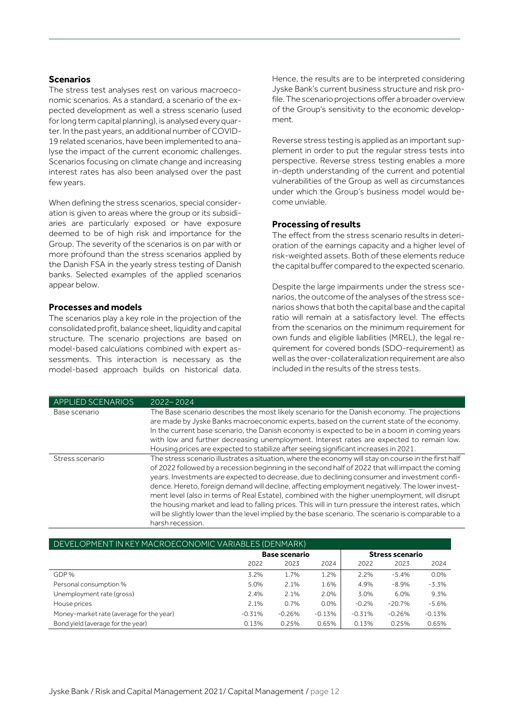### Scenarios

The stress test analyses rest on various macroeconomic scenarios. As a standard, a scenario of the expected development as well a stress scenario (used for long term capital planning), is analysed every quarter. In the past years, an additional number of COVID-19 related scenarios, have been implemented to analyse the impact of the current economic challenges. Scenarios focusing on climate change and increasing interest rates has also been analysed over the past few years.

When defining the stress scenarios, special consideration is given to areas where the group or its subsidiaries are particularly exposed or have exposure deemed to be of high risk and importance for the Group. The severity of the scenarios is on par with or more profound than the stress scenarios applied by the Danish FSA in the yearly stress testing of Danish banks. Selected examples of the applied scenarios appear below.

### Processes and models

The scenarios play a key role in the projection of the consolidated profit, balance sheet, liquidity and capital structure. The scenario projections are based on model-based calculations combined with expert assessments. This interaction is necessary as the model-based approach builds on historical data. Hence, the results are to be interpreted considering Jyske Bank's current business structure and risk profile. The scenario projections offer a broader overview of the Group's sensitivity to the economic development.

Reverse stress testing is applied as an important supplement in order to put the regular stress tests into perspective. Reverse stress testing enables a more in-depth understanding of the current and potential vulnerabilities of the Group as well as circumstances under which the Group's business model would become unviable.

### Processing of results

The effect from the stress scenario results in deterioration of the earnings capacity and a higher level of risk-weighted assets. Both of these elements reduce the capital buffer compared to the expected scenario.

Despite the large impairments under the stress scenarios, the outcome of the analyses of the stress scenarios shows that both the capital base and the capital ratio will remain at a satisfactory level. The effects from the scenarios on the minimum requirement for own funds and eligible liabilities (MREL), the legal requirement for covered bonds (SDO-requirement) as well as the over-collateralization requirement are also included in the results of the stress tests.

| APPLIED SCENARIOS | 2022–2024 |
|---|---|
| Base scenario | The Base scenario describes the most likely scenario for the Danish economy. The projections are made by Jyske Banks macroeconomic experts, based on the current state of the economy. In the current base scenario, the Danish economy is expected to be in a boom in coming years with low and further decreasing unemployment. Interest rates are expected to remain low. Housing prices are expected to stabilize after seeing significant increases in 2021. |
| Stress scenario | The stress scenario illustrates a situation, where the economy will stay on course in the first half of 2022 followed by a recession beginning in the second half of 2022 that will impact the coming years. Investments are expected to decrease, due to declining consumer and investment confidence. Hereto, foreign demand will decline, affecting employment negatively. The lower investment level (also in terms of Real Estate), combined with the higher unemployment, will disrupt the housing market and lead to falling prices. This will in turn pressure the interest rates, which will be slightly lower than the level implied by the base scenario. The scenario is comparable to a harsh recession. |

| DEVELOPMENT IN KEY MACROECONOMIC VARIABLES (DENMARK) | Base scenario | | | Stress scenario | | |
|---|---|---|---|---|---|---|
| | 2022 | 2023 | 2024 | 2022 | 2023 | 2024 |
| GDP % | 3.2% | 1.7% | 1.2% | 2.2% | -5.4% | 0.0% |
| Personal consumption % | 5.0% | 2.1% | 1.6% | 4.9% | -8.9% | -3.3% |
| Unemployment rate (gross) | 2.4% | 2.1% | 2.0% | 3.0% | 6.0% | 9.3% |
| House prices | 2.1% | 0.7% | 0.0% | -0.2% | -20.7% | -5.6% |
| Money-market rate (average for the year) | -0.31% | -0.26% | -0.13% | -0.31% | -0.26% | -0.13% |
| Bond yield (average for the year) | 0.13% | 0.25% | 0.65% | 0.13% | 0.25% | 0.65% |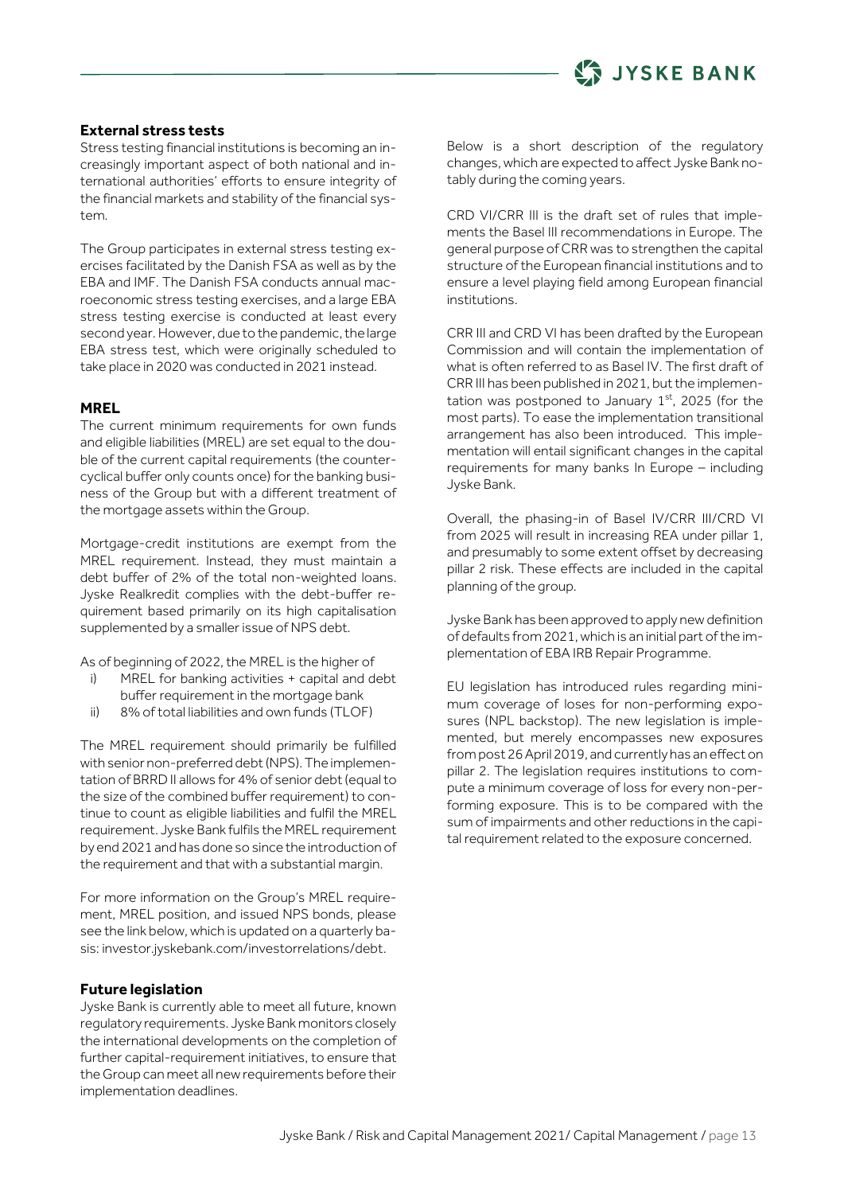## External stress tests

Stress testing financial institutions is becoming an increasingly important aspect of both national and international authorities' efforts to ensure integrity of the financial markets and stability of the financial system.

The Group participates in external stress testing exercises facilitated by the Danish FSA as well as by the EBA and IMF. The Danish FSA conducts annual macroeconomic stress testing exercises, and a large EBA stress testing exercise is conducted at least every second year. However, due to the pandemic, the large EBA stress test, which were originally scheduled to take place in 2020 was conducted in 2021 instead.

## MREL

The current minimum requirements for own funds and eligible liabilities (MREL) are set equal to the double of the current capital requirements (the countercyclical buffer only counts once) for the banking business of the Group but with a different treatment of the mortgage assets within the Group.

Mortgage-credit institutions are exempt from the MREL requirement. Instead, they must maintain a debt buffer of 2% of the total non-weighted loans. Jyske Realkredit complies with the debt-buffer requirement based primarily on its high capitalisation supplemented by a smaller issue of NPS debt.

As of beginning of 2022, the MREL is the higher of

i) MREL for banking activities + capital and debt buffer requirement in the mortgage bank
ii) 8% of total liabilities and own funds (TLOF)

The MREL requirement should primarily be fulfilled with senior non-preferred debt (NPS). The implementation of BRRD II allows for 4% of senior debt (equal to the size of the combined buffer requirement) to continue to count as eligible liabilities and fulfil the MREL requirement. Jyske Bank fulfils the MREL requirement by end 2021 and has done so since the introduction of the requirement and that with a substantial margin.

For more information on the Group's MREL requirement, MREL position, and issued NPS bonds, please see the link below, which is updated on a quarterly basis: investor.jyskebank.com/investorrelations/debt.

## Future legislation

Jyske Bank is currently able to meet all future, known regulatory requirements. Jyske Bank monitors closely the international developments on the completion of further capital-requirement initiatives, to ensure that the Group can meet all new requirements before their implementation deadlines.

Below is a short description of the regulatory changes, which are expected to affect Jyske Bank notably during the coming years.

CRD VI/CRR III is the draft set of rules that implements the Basel III recommendations in Europe. The general purpose of CRR was to strengthen the capital structure of the European financial institutions and to ensure a level playing field among European financial institutions.

CRR III and CRD VI has been drafted by the European Commission and will contain the implementation of what is often referred to as Basel IV. The first draft of CRR III has been published in 2021, but the implementation was postponed to January 1st, 2025 (for the most parts). To ease the implementation transitional arrangement has also been introduced. This implementation will entail significant changes in the capital requirements for many banks In Europe – including Jyske Bank.

Overall, the phasing-in of Basel IV/CRR III/CRD VI from 2025 will result in increasing REA under pillar 1, and presumably to some extent offset by decreasing pillar 2 risk. These effects are included in the capital planning of the group.

Jyske Bank has been approved to apply new definition of defaults from 2021, which is an initial part of the implementation of EBA IRB Repair Programme.

EU legislation has introduced rules regarding minimum coverage of loses for non-performing exposures (NPL backstop). The new legislation is implemented, but merely encompasses new exposures from post 26 April 2019, and currently has an effect on pillar 2. The legislation requires institutions to compute a minimum coverage of loss for every non-performing exposure. This is to be compared with the sum of impairments and other reductions in the capital requirement related to the exposure concerned.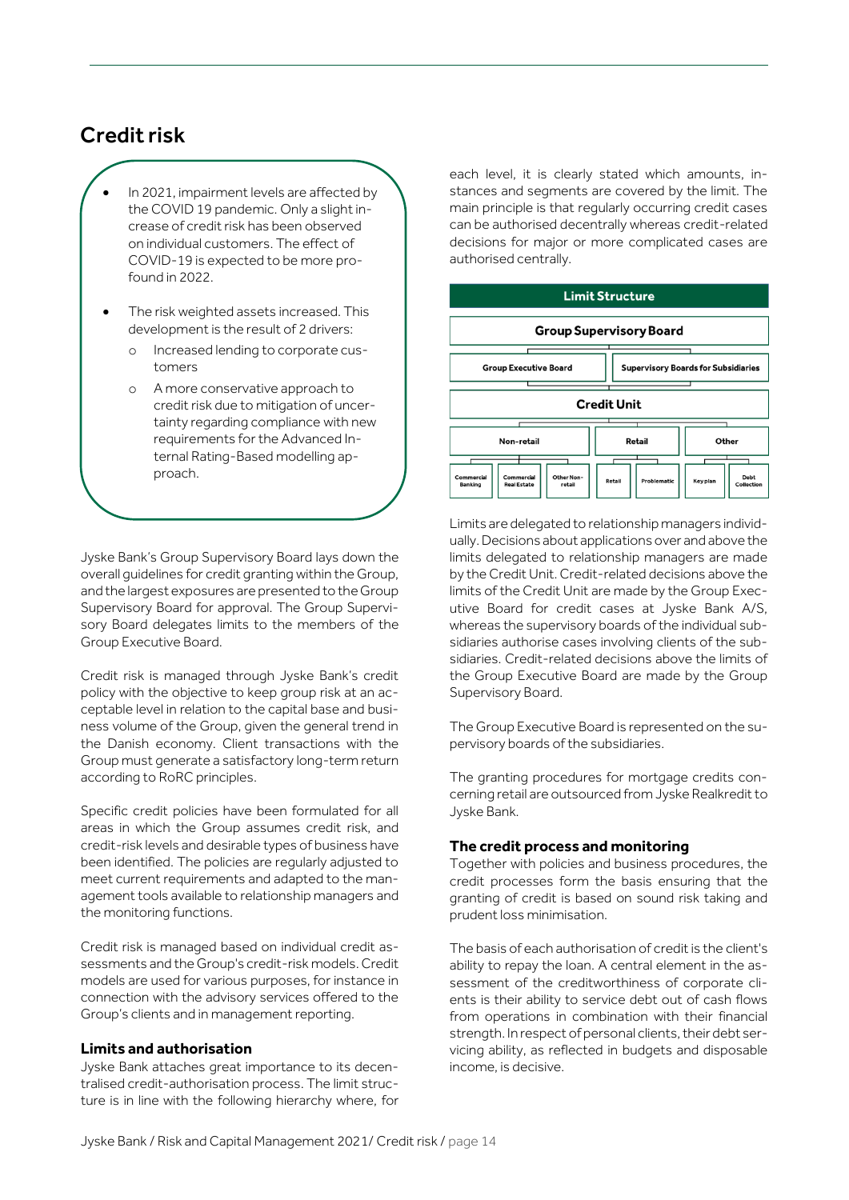# Credit risk

- In 2021, impairment levels are affected by the COVID 19 pandemic. Only a slight increase of credit risk has been observed on individual customers. The effect of COVID-19 is expected to be more profound in 2022.
- The risk weighted assets increased. This development is the result of 2 drivers:
  - Increased lending to corporate customers
  - A more conservative approach to credit risk due to mitigation of uncertainty regarding compliance with new requirements for the Advanced Internal Rating-Based modelling approach.

Jyske Bank's Group Supervisory Board lays down the overall guidelines for credit granting within the Group, and the largest exposures are presented to the Group Supervisory Board for approval. The Group Supervisory Board delegates limits to the members of the Group Executive Board.

Credit risk is managed through Jyske Bank's credit policy with the objective to keep group risk at an acceptable level in relation to the capital base and business volume of the Group, given the general trend in the Danish economy. Client transactions with the Group must generate a satisfactory long-term return according to RoRC principles.

Specific credit policies have been formulated for all areas in which the Group assumes credit risk, and credit-risk levels and desirable types of business have been identified. The policies are regularly adjusted to meet current requirements and adapted to the management tools available to relationship managers and the monitoring functions.

Credit risk is managed based on individual credit assessments and the Group's credit-risk models. Credit models are used for various purposes, for instance in connection with the advisory services offered to the Group's clients and in management reporting.

### Limits and authorisation

Jyske Bank attaches great importance to its decentralised credit-authorisation process. The limit structure is in line with the following hierarchy where, for each level, it is clearly stated which amounts, instances and segments are covered by the limit. The main principle is that regularly occurring credit cases can be authorised decentrally whereas credit-related decisions for major or more complicated cases are authorised centrally.

**Limit Structure**

- Group Supervisory Board
  - Group Executive Board
  - Supervisory Boards for Subsidiaries
    - Credit Unit
      - Non-retail: Commercial Banking; Commercial Real Estate; Other Non-retail
      - Retail: Retail; Problematic
      - Other: Key plan; Debt Collection

Limits are delegated to relationship managers individually. Decisions about applications over and above the limits delegated to relationship managers are made by the Credit Unit. Credit-related decisions above the limits of the Credit Unit are made by the Group Executive Board for credit cases at Jyske Bank A/S, whereas the supervisory boards of the individual subsidiaries authorise cases involving clients of the subsidiaries. Credit-related decisions above the limits of the Group Executive Board are made by the Group Supervisory Board.

The Group Executive Board is represented on the supervisory boards of the subsidiaries.

The granting procedures for mortgage credits concerning retail are outsourced from Jyske Realkredit to Jyske Bank.

### The credit process and monitoring

Together with policies and business procedures, the credit processes form the basis ensuring that the granting of credit is based on sound risk taking and prudent loss minimisation.

The basis of each authorisation of credit is the client's ability to repay the loan. A central element in the assessment of the creditworthiness of corporate clients is their ability to service debt out of cash flows from operations in combination with their financial strength. In respect of personal clients, their debt servicing ability, as reflected in budgets and disposable income, is decisive.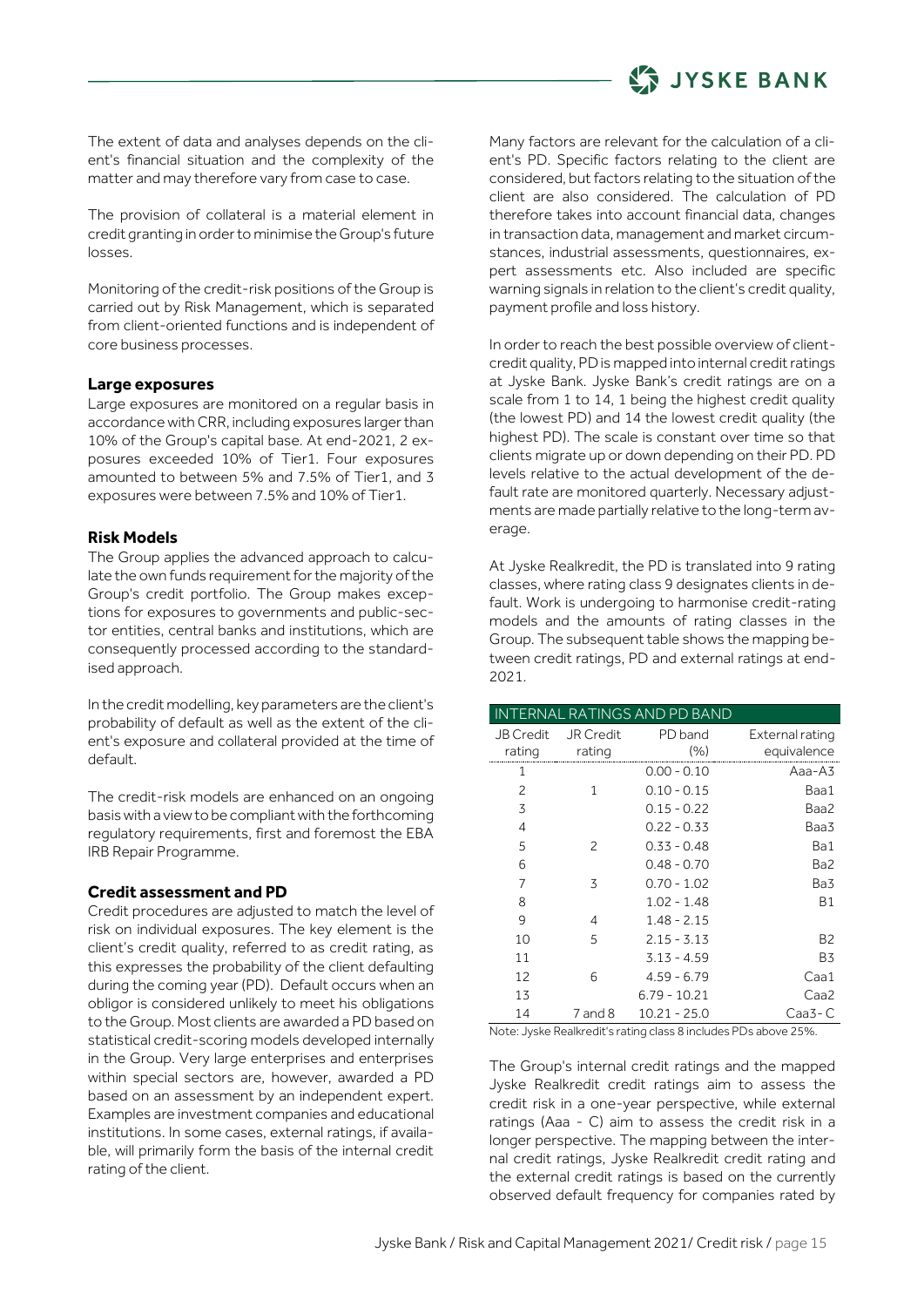The extent of data and analyses depends on the client's financial situation and the complexity of the matter and may therefore vary from case to case.

The provision of collateral is a material element in credit granting in order to minimise the Group's future losses.

Monitoring of the credit-risk positions of the Group is carried out by Risk Management, which is separated from client-oriented functions and is independent of core business processes.

### Large exposures

Large exposures are monitored on a regular basis in accordance with CRR, including exposures larger than 10% of the Group's capital base. At end-2021, 2 exposures exceeded 10% of Tier1. Four exposures amounted to between 5% and 7.5% of Tier1, and 3 exposures were between 7.5% and 10% of Tier1.

### Risk Models

The Group applies the advanced approach to calculate the own funds requirement for the majority of the Group's credit portfolio. The Group makes exceptions for exposures to governments and public-sector entities, central banks and institutions, which are consequently processed according to the standardised approach.

In the credit modelling, key parameters are the client's probability of default as well as the extent of the client's exposure and collateral provided at the time of default.

The credit-risk models are enhanced on an ongoing basis with a view to be compliant with the forthcoming regulatory requirements, first and foremost the EBA IRB Repair Programme.

### Credit assessment and PD

Credit procedures are adjusted to match the level of risk on individual exposures. The key element is the client's credit quality, referred to as credit rating, as this expresses the probability of the client defaulting during the coming year (PD). Default occurs when an obligor is considered unlikely to meet his obligations to the Group. Most clients are awarded a PD based on statistical credit-scoring models developed internally in the Group. Very large enterprises and enterprises within special sectors are, however, awarded a PD based on an assessment by an independent expert. Examples are investment companies and educational institutions. In some cases, external ratings, if available, will primarily form the basis of the internal credit rating of the client.

Many factors are relevant for the calculation of a client's PD. Specific factors relating to the client are considered, but factors relating to the situation of the client are also considered. The calculation of PD therefore takes into account financial data, changes in transaction data, management and market circumstances, industrial assessments, questionnaires, expert assessments etc. Also included are specific warning signals in relation to the client's credit quality, payment profile and loss history.

In order to reach the best possible overview of client-credit quality, PD is mapped into internal credit ratings at Jyske Bank. Jyske Bank's credit ratings are on a scale from 1 to 14, 1 being the highest credit quality (the lowest PD) and 14 the lowest credit quality (the highest PD). The scale is constant over time so that clients migrate up or down depending on their PD. PD levels relative to the actual development of the default rate are monitored quarterly. Necessary adjustments are made partially relative to the long-term average.

At Jyske Realkredit, the PD is translated into 9 rating classes, where rating class 9 designates clients in default. Work is undergoing to harmonise credit-rating models and the amounts of rating classes in the Group. The subsequent table shows the mapping between credit ratings, PD and external ratings at end-2021.

**INTERNAL RATINGS AND PD BAND**

| JB Credit rating | JR Credit rating | PD band (%) | External rating equivalence |
|---|---|---|---|
| 1 | | 0.00 - 0.10 | Aaa-A3 |
| 2 | 1 | 0.10 - 0.15 | Baa1 |
| 3 | | 0.15 - 0.22 | Baa2 |
| 4 | | 0.22 - 0.33 | Baa3 |
| 5 | 2 | 0.33 - 0.48 | Ba1 |
| 6 | | 0.48 - 0.70 | Ba2 |
| 7 | 3 | 0.70 - 1.02 | Ba3 |
| 8 | | 1.02 - 1.48 | B1 |
| 9 | 4 | 1.48 - 2.15 | |
| 10 | 5 | 2.15 - 3.13 | B2 |
| 11 | | 3.13 - 4.59 | B3 |
| 12 | 6 | 4.59 - 6.79 | Caa1 |
| 13 | | 6.79 - 10.21 | Caa2 |
| 14 | 7 and 8 | 10.21 - 25.0 | Caa3- C |

Note: Jyske Realkredit's rating class 8 includes PDs above 25%.

The Group's internal credit ratings and the mapped Jyske Realkredit credit ratings aim to assess the credit risk in a one-year perspective, while external ratings (Aaa - C) aim to assess the credit risk in a longer perspective. The mapping between the internal credit ratings, Jyske Realkredit credit rating and the external credit ratings is based on the currently observed default frequency for companies rated by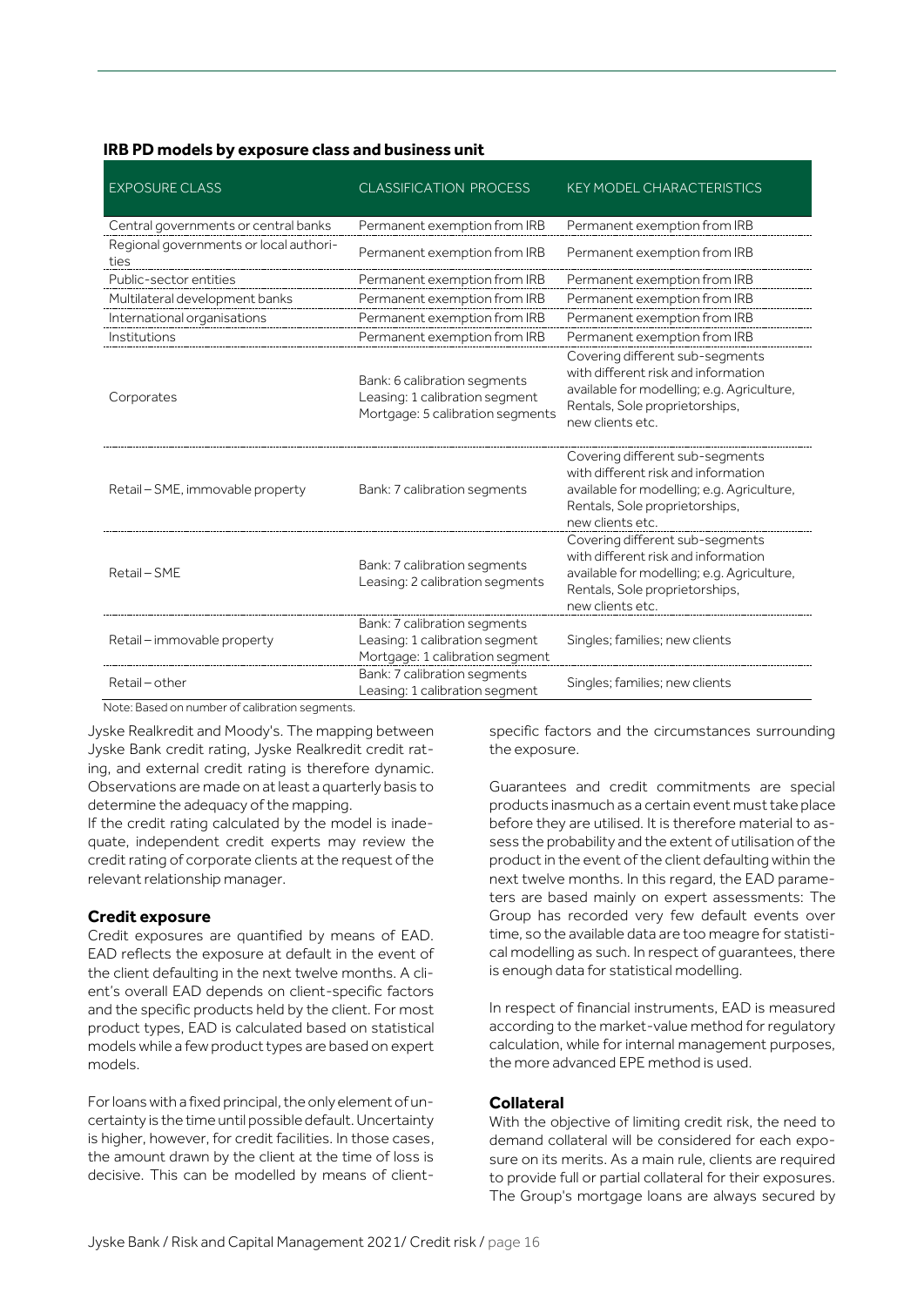**IRB PD models by exposure class and business unit**

| EXPOSURE CLASS | CLASSIFICATION PROCESS | KEY MODEL CHARACTERISTICS |
| --- | --- | --- |
| Central governments or central banks | Permanent exemption from IRB | Permanent exemption from IRB |
| Regional governments or local authorities | Permanent exemption from IRB | Permanent exemption from IRB |
| Public-sector entities | Permanent exemption from IRB | Permanent exemption from IRB |
| Multilateral development banks | Permanent exemption from IRB | Permanent exemption from IRB |
| International organisations | Permanent exemption from IRB | Permanent exemption from IRB |
| Institutions | Permanent exemption from IRB | Permanent exemption from IRB |
| Corporates | Bank: 6 calibration segments<br>Leasing: 1 calibration segment<br>Mortgage: 5 calibration segments | Covering different sub-segments with different risk and information available for modelling; e.g. Agriculture, Rentals, Sole proprietorships, new clients etc. |
| Retail – SME, immovable property | Bank: 7 calibration segments | Covering different sub-segments with different risk and information available for modelling; e.g. Agriculture, Rentals, Sole proprietorships, new clients etc. |
| Retail – SME | Bank: 7 calibration segments<br>Leasing: 2 calibration segments | Covering different sub-segments with different risk and information available for modelling; e.g. Agriculture, Rentals, Sole proprietorships, new clients etc. |
| Retail – immovable property | Bank: 7 calibration segments<br>Leasing: 1 calibration segment<br>Mortgage: 1 calibration segment | Singles; families; new clients |
| Retail – other | Bank: 7 calibration segments<br>Leasing: 1 calibration segment | Singles; families; new clients |

Note: Based on number of calibration segments.

Jyske Realkredit and Moody's. The mapping between Jyske Bank credit rating, Jyske Realkredit credit rating, and external credit rating is therefore dynamic. Observations are made on at least a quarterly basis to determine the adequacy of the mapping.

If the credit rating calculated by the model is inadequate, independent credit experts may review the credit rating of corporate clients at the request of the relevant relationship manager.

### Credit exposure

Credit exposures are quantified by means of EAD. EAD reflects the exposure at default in the event of the client defaulting in the next twelve months. A client's overall EAD depends on client-specific factors and the specific products held by the client. For most product types, EAD is calculated based on statistical models while a few product types are based on expert models.

For loans with a fixed principal, the only element of uncertainty is the time until possible default. Uncertainty is higher, however, for credit facilities. In those cases, the amount drawn by the client at the time of loss is decisive. This can be modelled by means of client-specific factors and the circumstances surrounding the exposure.

Guarantees and credit commitments are special products inasmuch as a certain event must take place before they are utilised. It is therefore material to assess the probability and the extent of utilisation of the product in the event of the client defaulting within the next twelve months. In this regard, the EAD parameters are based mainly on expert assessments: The Group has recorded very few default events over time, so the available data are too meagre for statistical modelling as such. In respect of guarantees, there is enough data for statistical modelling.

In respect of financial instruments, EAD is measured according to the market-value method for regulatory calculation, while for internal management purposes, the more advanced EPE method is used.

### Collateral

With the objective of limiting credit risk, the need to demand collateral will be considered for each exposure on its merits. As a main rule, clients are required to provide full or partial collateral for their exposures. The Group's mortgage loans are always secured by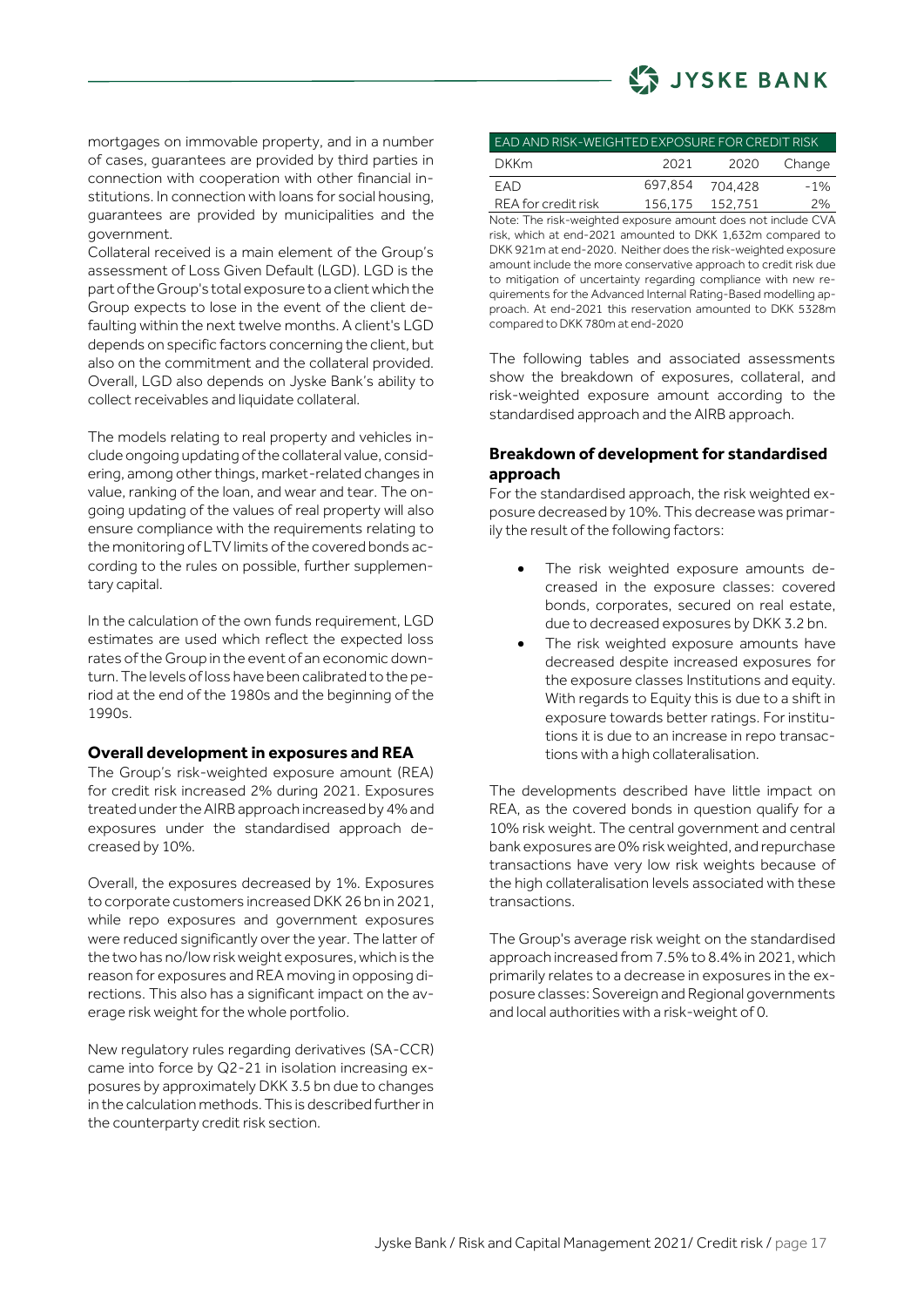mortgages on immovable property, and in a number of cases, guarantees are provided by third parties in connection with cooperation with other financial institutions. In connection with loans for social housing, guarantees are provided by municipalities and the government.

Collateral received is a main element of the Group's assessment of Loss Given Default (LGD). LGD is the part of the Group's total exposure to a client which the Group expects to lose in the event of the client defaulting within the next twelve months. A client's LGD depends on specific factors concerning the client, but also on the commitment and the collateral provided. Overall, LGD also depends on Jyske Bank's ability to collect receivables and liquidate collateral.

The models relating to real property and vehicles include ongoing updating of the collateral value, considering, among other things, market-related changes in value, ranking of the loan, and wear and tear. The ongoing updating of the values of real property will also ensure compliance with the requirements relating to the monitoring of LTV limits of the covered bonds according to the rules on possible, further supplementary capital.

In the calculation of the own funds requirement, LGD estimates are used which reflect the expected loss rates of the Group in the event of an economic downturn. The levels of loss have been calibrated to the period at the end of the 1980s and the beginning of the 1990s.

### Overall development in exposures and REA

The Group's risk-weighted exposure amount (REA) for credit risk increased 2% during 2021. Exposures treated under the AIRB approach increased by 4% and exposures under the standardised approach decreased by 10%.

Overall, the exposures decreased by 1%. Exposures to corporate customers increased DKK 26 bn in 2021, while repo exposures and government exposures were reduced significantly over the year. The latter of the two has no/low risk weight exposures, which is the reason for exposures and REA moving in opposing directions. This also has a significant impact on the average risk weight for the whole portfolio.

New regulatory rules regarding derivatives (SA-CCR) came into force by Q2-21 in isolation increasing exposures by approximately DKK 3.5 bn due to changes in the calculation methods. This is described further in the counterparty credit risk section.

| EAD AND RISK-WEIGHTED EXPOSURE FOR CREDIT RISK | | | |
|---|---|---|---|
| DKKm | 2021 | 2020 | Change |
| EAD | 697,854 | 704,428 | -1% |
| REA for credit risk | 156,175 | 152,751 | 2% |

Note: The risk-weighted exposure amount does not include CVA risk, which at end-2021 amounted to DKK 1,632m compared to DKK 921m at end-2020. Neither does the risk-weighted exposure amount include the more conservative approach to credit risk due to mitigation of uncertainty regarding compliance with new requirements for the Advanced Internal Rating-Based modelling approach. At end-2021 this reservation amounted to DKK 5328m compared to DKK 780m at end-2020

The following tables and associated assessments show the breakdown of exposures, collateral, and risk-weighted exposure amount according to the standardised approach and the AIRB approach.

### Breakdown of development for standardised approach

For the standardised approach, the risk weighted exposure decreased by 10%. This decrease was primarily the result of the following factors:

- The risk weighted exposure amounts decreased in the exposure classes: covered bonds, corporates, secured on real estate, due to decreased exposures by DKK 3.2 bn.
- The risk weighted exposure amounts have decreased despite increased exposures for the exposure classes Institutions and equity. With regards to Equity this is due to a shift in exposure towards better ratings. For institutions it is due to an increase in repo transactions with a high collateralisation.

The developments described have little impact on REA, as the covered bonds in question qualify for a 10% risk weight. The central government and central bank exposures are 0% risk weighted, and repurchase transactions have very low risk weights because of the high collateralisation levels associated with these transactions.

The Group's average risk weight on the standardised approach increased from 7.5% to 8.4% in 2021, which primarily relates to a decrease in exposures in the exposure classes: Sovereign and Regional governments and local authorities with a risk-weight of 0.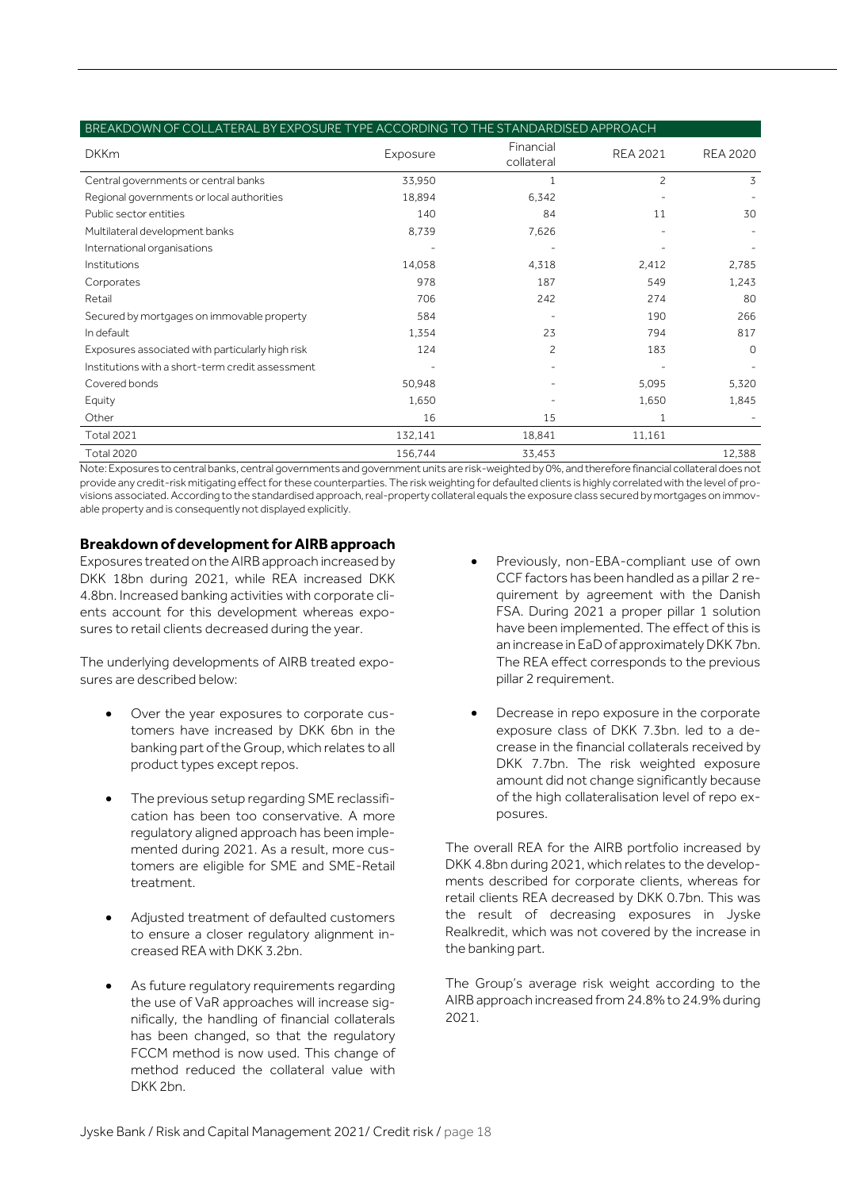| BREAKDOWN OF COLLATERAL BY EXPOSURE TYPE ACCORDING TO THE STANDARDISED APPROACH | | | | |
|---|---|---|---|---|
| DKKm | Exposure | Financial collateral | REA 2021 | REA 2020 |
| Central governments or central banks | 33,950 | 1 | 2 | 3 |
| Regional governments or local authorities | 18,894 | 6,342 | - | - |
| Public sector entities | 140 | 84 | 11 | 30 |
| Multilateral development banks | 8,739 | 7,626 | - | - |
| International organisations | - | - | - | - |
| Institutions | 14,058 | 4,318 | 2,412 | 2,785 |
| Corporates | 978 | 187 | 549 | 1,243 |
| Retail | 706 | 242 | 274 | 80 |
| Secured by mortgages on immovable property | 584 | - | 190 | 266 |
| In default | 1,354 | 23 | 794 | 817 |
| Exposures associated with particularly high risk | 124 | 2 | 183 | 0 |
| Institutions with a short-term credit assessment | - | - | - | - |
| Covered bonds | 50,948 | - | 5,095 | 5,320 |
| Equity | 1,650 | - | 1,650 | 1,845 |
| Other | 16 | 15 | 1 | - |
| Total 2021 | 132,141 | 18,841 | 11,161 | |
| Total 2020 | 156,744 | 33,453 | | 12,388 |

Note: Exposures to central banks, central governments and government units are risk-weighted by 0%, and therefore financial collateral does not provide any credit-risk mitigating effect for these counterparties. The risk weighting for defaulted clients is highly correlated with the level of provisions associated. According to the standardised approach, real-property collateral equals the exposure class secured by mortgages on immovable property and is consequently not displayed explicitly.

### Breakdown of development for AIRB approach

Exposures treated on the AIRB approach increased by DKK 18bn during 2021, while REA increased DKK 4.8bn. Increased banking activities with corporate clients account for this development whereas exposures to retail clients decreased during the year.

The underlying developments of AIRB treated exposures are described below:

- Over the year exposures to corporate customers have increased by DKK 6bn in the banking part of the Group, which relates to all product types except repos.
- The previous setup regarding SME reclassification has been too conservative. A more regulatory aligned approach has been implemented during 2021. As a result, more customers are eligible for SME and SME-Retail treatment.
- Adjusted treatment of defaulted customers to ensure a closer regulatory alignment increased REA with DKK 3.2bn.
- As future regulatory requirements regarding the use of VaR approaches will increase significally, the handling of financial collaterals has been changed, so that the regulatory FCCM method is now used. This change of method reduced the collateral value with DKK 2bn.
- Previously, non-EBA-compliant use of own CCF factors has been handled as a pillar 2 requirement by agreement with the Danish FSA. During 2021 a proper pillar 1 solution have been implemented. The effect of this is an increase in EaD of approximately DKK 7bn. The REA effect corresponds to the previous pillar 2 requirement.
- Decrease in repo exposure in the corporate exposure class of DKK 7.3bn. led to a decrease in the financial collaterals received by DKK 7.7bn. The risk weighted exposure amount did not change significantly because of the high collateralisation level of repo exposures.

The overall REA for the AIRB portfolio increased by DKK 4.8bn during 2021, which relates to the developments described for corporate clients, whereas for retail clients REA decreased by DKK 0.7bn. This was the result of decreasing exposures in Jyske Realkredit, which was not covered by the increase in the banking part.

The Group's average risk weight according to the AIRB approach increased from 24.8% to 24.9% during 2021.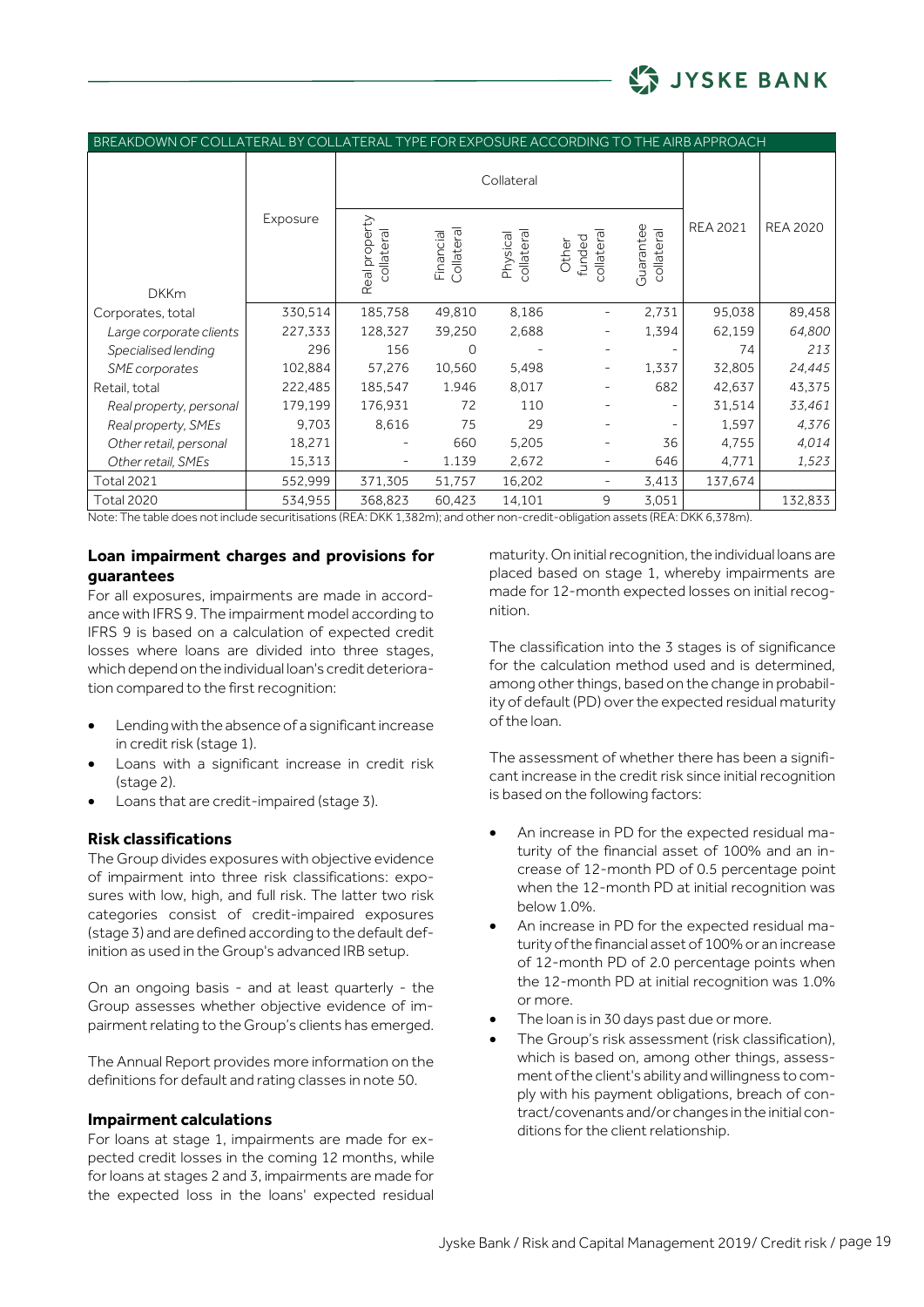| BREAKDOWN OF COLLATERAL BY COLLATERAL TYPE FOR EXPOSURE ACCORDING TO THE AIRB APPROACH | | | | | | | | |
|---|---|---|---|---|---|---|---|---|
| | | Collateral | | | | | | |
| DKKm | Exposure | Real property collateral | Financial Collateral | Physical collateral | Other funded collateral | Guarantee collateral | REA 2021 | REA 2020 |
| Corporates, total | 330,514 | 185,758 | 49,810 | 8,186 | - | 2,731 | 95,038 | 89,458 |
| *Large corporate clients* | 227,333 | 128,327 | 39,250 | 2,688 | - | 1,394 | 62,159 | *64,800* |
| *Specialised lending* | 296 | 156 | 0 | - | - | - | 74 | *213* |
| *SME corporates* | 102,884 | 57,276 | 10,560 | 5,498 | - | 1,337 | 32,805 | *24,445* |
| Retail, total | 222,485 | 185,547 | 1.946 | 8,017 | - | 682 | 42,637 | 43,375 |
| *Real property, personal* | 179,199 | 176,931 | 72 | 110 | - | - | 31,514 | *33,461* |
| *Real property, SMEs* | 9,703 | 8,616 | 75 | 29 | - | - | 1,597 | *4,376* |
| *Other retail, personal* | 18,271 | - | 660 | 5,205 | - | 36 | 4,755 | *4,014* |
| *Other retail, SMEs* | 15,313 | - | 1.139 | 2,672 | - | 646 | 4,771 | *1,523* |
| Total 2021 | 552,999 | 371,305 | 51,757 | 16,202 | - | 3,413 | 137,674 | |
| Total 2020 | 534,955 | 368,823 | 60,423 | 14,101 | 9 | 3,051 | | 132,833 |

Note: The table does not include securitisations (REA: DKK 1,382m); and other non-credit-obligation assets (REA: DKK 6,378m).

### Loan impairment charges and provisions for guarantees

For all exposures, impairments are made in accordance with IFRS 9. The impairment model according to IFRS 9 is based on a calculation of expected credit losses where loans are divided into three stages, which depend on the individual loan's credit deterioration compared to the first recognition:

- Lending with the absence of a significant increase in credit risk (stage 1).
- Loans with a significant increase in credit risk (stage 2).
- Loans that are credit-impaired (stage 3).

### Risk classifications

The Group divides exposures with objective evidence of impairment into three risk classifications: exposures with low, high, and full risk. The latter two risk categories consist of credit-impaired exposures (stage 3) and are defined according to the default definition as used in the Group's advanced IRB setup.

On an ongoing basis - and at least quarterly - the Group assesses whether objective evidence of impairment relating to the Group's clients has emerged.

The Annual Report provides more information on the definitions for default and rating classes in note 50.

### Impairment calculations

For loans at stage 1, impairments are made for expected credit losses in the coming 12 months, while for loans at stages 2 and 3, impairments are made for the expected loss in the loans' expected residual maturity. On initial recognition, the individual loans are placed based on stage 1, whereby impairments are made for 12-month expected losses on initial recognition.

The classification into the 3 stages is of significance for the calculation method used and is determined, among other things, based on the change in probability of default (PD) over the expected residual maturity of the loan.

The assessment of whether there has been a significant increase in the credit risk since initial recognition is based on the following factors:

- An increase in PD for the expected residual maturity of the financial asset of 100% and an increase of 12-month PD of 0.5 percentage point when the 12-month PD at initial recognition was below 1.0%.
- An increase in PD for the expected residual maturity of the financial asset of 100% or an increase of 12-month PD of 2.0 percentage points when the 12-month PD at initial recognition was 1.0% or more.
- The loan is in 30 days past due or more.
- The Group's risk assessment (risk classification), which is based on, among other things, assessment of the client's ability and willingness to comply with his payment obligations, breach of contract/covenants and/or changes in the initial conditions for the client relationship.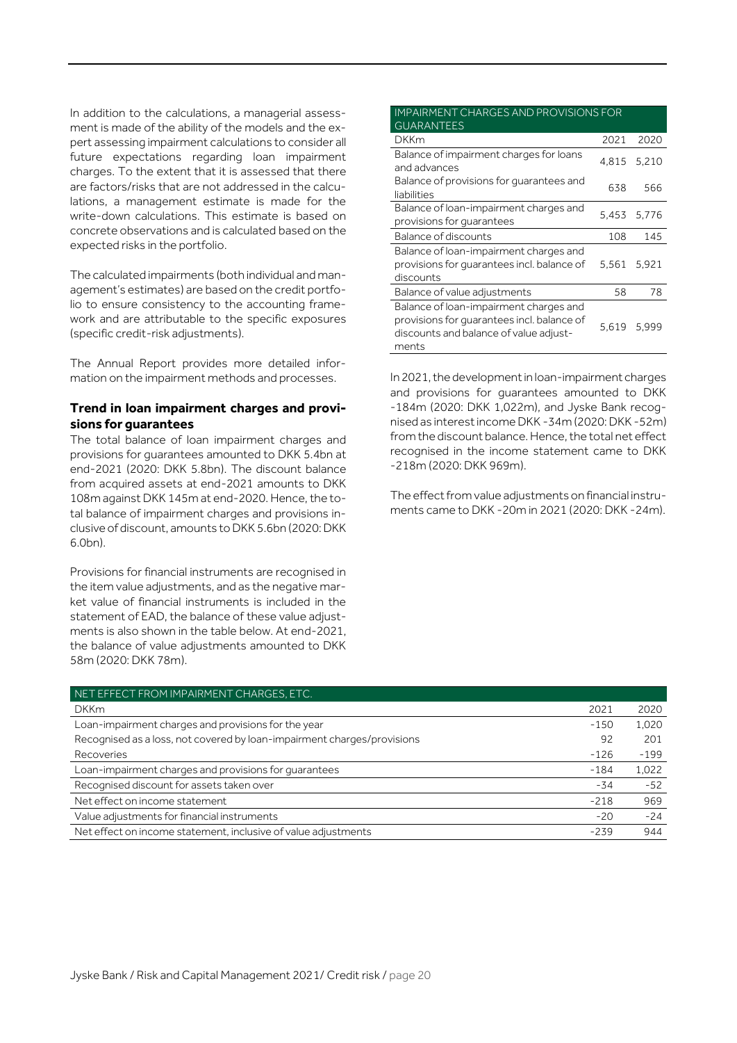In addition to the calculations, a managerial assessment is made of the ability of the models and the expert assessing impairment calculations to consider all future expectations regarding loan impairment charges. To the extent that it is assessed that there are factors/risks that are not addressed in the calculations, a management estimate is made for the write-down calculations. This estimate is based on concrete observations and is calculated based on the expected risks in the portfolio.

The calculated impairments (both individual and management's estimates) are based on the credit portfolio to ensure consistency to the accounting framework and are attributable to the specific exposures (specific credit-risk adjustments).

The Annual Report provides more detailed information on the impairment methods and processes.

### Trend in loan impairment charges and provisions for guarantees

The total balance of loan impairment charges and provisions for guarantees amounted to DKK 5.4bn at end-2021 (2020: DKK 5.8bn). The discount balance from acquired assets at end-2021 amounts to DKK 108m against DKK 145m at end-2020. Hence, the total balance of impairment charges and provisions inclusive of discount, amounts to DKK 5.6bn (2020: DKK 6.0bn).

Provisions for financial instruments are recognised in the item value adjustments, and as the negative market value of financial instruments is included in the statement of EAD, the balance of these value adjustments is also shown in the table below. At end-2021, the balance of value adjustments amounted to DKK 58m (2020: DKK 78m).

| IMPAIRMENT CHARGES AND PROVISIONS FOR GUARANTEES | | |
|---|---|---|
| DKKm | 2021 | 2020 |
| Balance of impairment charges for loans and advances | 4,815 | 5,210 |
| Balance of provisions for guarantees and liabilities | 638 | 566 |
| Balance of loan-impairment charges and provisions for guarantees | 5,453 | 5,776 |
| Balance of discounts | 108 | 145 |
| Balance of loan-impairment charges and provisions for guarantees incl. balance of discounts | 5,561 | 5,921 |
| Balance of value adjustments | 58 | 78 |
| Balance of loan-impairment charges and provisions for guarantees incl. balance of discounts and balance of value adjustments | 5,619 | 5,999 |

In 2021, the development in loan-impairment charges and provisions for guarantees amounted to DKK -184m (2020: DKK 1,022m), and Jyske Bank recognised as interest income DKK -34m (2020: DKK -52m) from the discount balance. Hence, the total net effect recognised in the income statement came to DKK -218m (2020: DKK 969m).

The effect from value adjustments on financial instruments came to DKK -20m in 2021 (2020: DKK -24m).

| NET EFFECT FROM IMPAIRMENT CHARGES, ETC. | | |
|---|---|---|
| DKKm | 2021 | 2020 |
| Loan-impairment charges and provisions for the year | -150 | 1,020 |
| Recognised as a loss, not covered by loan-impairment charges/provisions | 92 | 201 |
| Recoveries | -126 | -199 |
| Loan-impairment charges and provisions for guarantees | -184 | 1,022 |
| Recognised discount for assets taken over | -34 | -52 |
| Net effect on income statement | -218 | 969 |
| Value adjustments for financial instruments | -20 | -24 |
| Net effect on income statement, inclusive of value adjustments | -239 | 944 |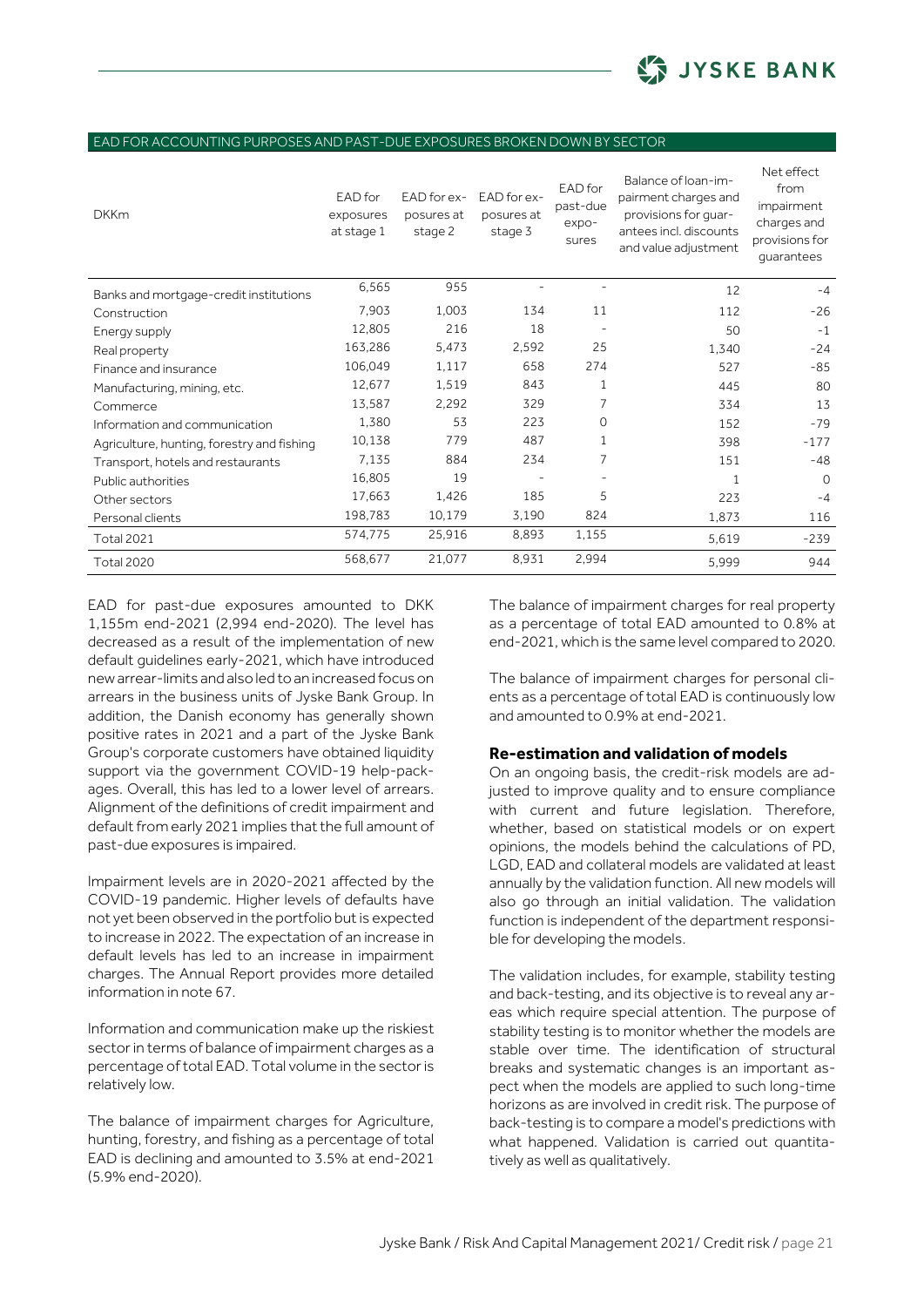### EAD FOR ACCOUNTING PURPOSES AND PAST-DUE EXPOSURES BROKEN DOWN BY SECTOR

| DKKm | EAD for exposures at stage 1 | EAD for exposures at stage 2 | EAD for exposures at stage 3 | EAD for past-due exposures | Balance of loan-impairment charges and provisions for guarantees incl. discounts and value adjustment | Net effect from impairment charges and provisions for guarantees |
|---|---|---|---|---|---|---|
| Banks and mortgage-credit institutions | 6,565 | 955 | - | - | 12 | -4 |
| Construction | 7,903 | 1,003 | 134 | 11 | 112 | -26 |
| Energy supply | 12,805 | 216 | 18 | - | 50 | -1 |
| Real property | 163,286 | 5,473 | 2,592 | 25 | 1,340 | -24 |
| Finance and insurance | 106,049 | 1,117 | 658 | 274 | 527 | -85 |
| Manufacturing, mining, etc. | 12,677 | 1,519 | 843 | 1 | 445 | 80 |
| Commerce | 13,587 | 2,292 | 329 | 7 | 334 | 13 |
| Information and communication | 1,380 | 53 | 223 | 0 | 152 | -79 |
| Agriculture, hunting, forestry and fishing | 10,138 | 779 | 487 | 1 | 398 | -177 |
| Transport, hotels and restaurants | 7,135 | 884 | 234 | 7 | 151 | -48 |
| Public authorities | 16,805 | 19 | - | - | 1 | 0 |
| Other sectors | 17,663 | 1,426 | 185 | 5 | 223 | -4 |
| Personal clients | 198,783 | 10,179 | 3,190 | 824 | 1,873 | 116 |
| Total 2021 | 574,775 | 25,916 | 8,893 | 1,155 | 5,619 | -239 |
| Total 2020 | 568,677 | 21,077 | 8,931 | 2,994 | 5,999 | 944 |

EAD for past-due exposures amounted to DKK 1,155m end-2021 (2,994 end-2020). The level has decreased as a result of the implementation of new default guidelines early-2021, which have introduced new arrear-limits and also led to an increased focus on arrears in the business units of Jyske Bank Group. In addition, the Danish economy has generally shown positive rates in 2021 and a part of the Jyske Bank Group's corporate customers have obtained liquidity support via the government COVID-19 help-packages. Overall, this has led to a lower level of arrears. Alignment of the definitions of credit impairment and default from early 2021 implies that the full amount of past-due exposures is impaired.

Impairment levels are in 2020-2021 affected by the COVID-19 pandemic. Higher levels of defaults have not yet been observed in the portfolio but is expected to increase in 2022. The expectation of an increase in default levels has led to an increase in impairment charges. The Annual Report provides more detailed information in note 67.

Information and communication make up the riskiest sector in terms of balance of impairment charges as a percentage of total EAD. Total volume in the sector is relatively low.

The balance of impairment charges for Agriculture, hunting, forestry, and fishing as a percentage of total EAD is declining and amounted to 3.5% at end-2021 (5.9% end-2020).

The balance of impairment charges for real property as a percentage of total EAD amounted to 0.8% at end-2021, which is the same level compared to 2020.

The balance of impairment charges for personal clients as a percentage of total EAD is continuously low and amounted to 0.9% at end-2021.

### Re-estimation and validation of models

On an ongoing basis, the credit-risk models are adjusted to improve quality and to ensure compliance with current and future legislation. Therefore, whether, based on statistical models or on expert opinions, the models behind the calculations of PD, LGD, EAD and collateral models are validated at least annually by the validation function. All new models will also go through an initial validation. The validation function is independent of the department responsible for developing the models.

The validation includes, for example, stability testing and back-testing, and its objective is to reveal any areas which require special attention. The purpose of stability testing is to monitor whether the models are stable over time. The identification of structural breaks and systematic changes is an important aspect when the models are applied to such long-time horizons as are involved in credit risk. The purpose of back-testing is to compare a model's predictions with what happened. Validation is carried out quantitatively as well as qualitatively.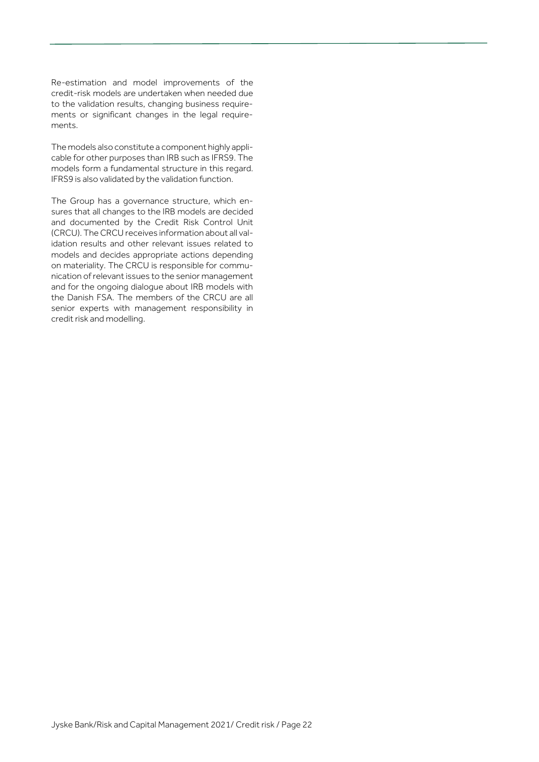Re-estimation and model improvements of the credit-risk models are undertaken when needed due to the validation results, changing business requirements or significant changes in the legal requirements.

The models also constitute a component highly applicable for other purposes than IRB such as IFRS9. The models form a fundamental structure in this regard. IFRS9 is also validated by the validation function.

The Group has a governance structure, which ensures that all changes to the IRB models are decided and documented by the Credit Risk Control Unit (CRCU). The CRCU receives information about all validation results and other relevant issues related to models and decides appropriate actions depending on materiality. The CRCU is responsible for communication of relevant issues to the senior management and for the ongoing dialogue about IRB models with the Danish FSA. The members of the CRCU are all senior experts with management responsibility in credit risk and modelling.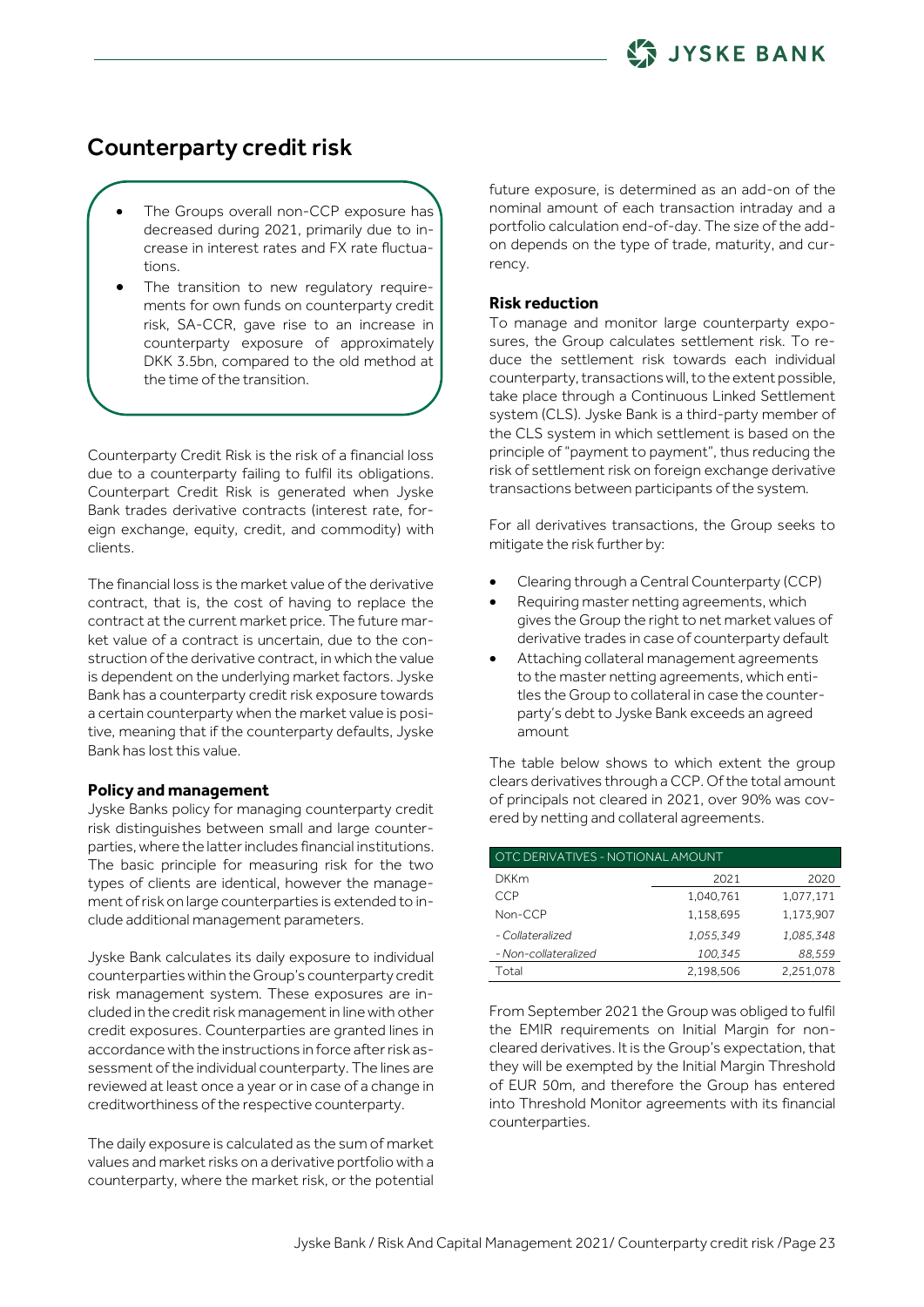## Counterparty credit risk

- The Groups overall non-CCP exposure has decreased during 2021, primarily due to increase in interest rates and FX rate fluctuations.
- The transition to new regulatory requirements for own funds on counterparty credit risk, SA-CCR, gave rise to an increase in counterparty exposure of approximately DKK 3.5bn, compared to the old method at the time of the transition.

Counterparty Credit Risk is the risk of a financial loss due to a counterparty failing to fulfil its obligations. Counterpart Credit Risk is generated when Jyske Bank trades derivative contracts (interest rate, foreign exchange, equity, credit, and commodity) with clients.

The financial loss is the market value of the derivative contract, that is, the cost of having to replace the contract at the current market price. The future market value of a contract is uncertain, due to the construction of the derivative contract, in which the value is dependent on the underlying market factors. Jyske Bank has a counterparty credit risk exposure towards a certain counterparty when the market value is positive, meaning that if the counterparty defaults, Jyske Bank has lost this value.

### Policy and management

Jyske Banks policy for managing counterparty credit risk distinguishes between small and large counterparties, where the latter includes financial institutions. The basic principle for measuring risk for the two types of clients are identical, however the management of risk on large counterparties is extended to include additional management parameters.

Jyske Bank calculates its daily exposure to individual counterparties within the Group's counterparty credit risk management system. These exposures are included in the credit risk management in line with other credit exposures. Counterparties are granted lines in accordance with the instructions in force after risk assessment of the individual counterparty. The lines are reviewed at least once a year or in case of a change in creditworthiness of the respective counterparty.

The daily exposure is calculated as the sum of market values and market risks on a derivative portfolio with a counterparty, where the market risk, or the potential future exposure, is determined as an add-on of the nominal amount of each transaction intraday and a portfolio calculation end-of-day. The size of the add-on depends on the type of trade, maturity, and currency.

### Risk reduction

To manage and monitor large counterparty exposures, the Group calculates settlement risk. To reduce the settlement risk towards each individual counterparty, transactions will, to the extent possible, take place through a Continuous Linked Settlement system (CLS). Jyske Bank is a third-party member of the CLS system in which settlement is based on the principle of "payment to payment", thus reducing the risk of settlement risk on foreign exchange derivative transactions between participants of the system.

For all derivatives transactions, the Group seeks to mitigate the risk further by:

- Clearing through a Central Counterparty (CCP)
- Requiring master netting agreements, which gives the Group the right to net market values of derivative trades in case of counterparty default
- Attaching collateral management agreements to the master netting agreements, which entitles the Group to collateral in case the counterparty's debt to Jyske Bank exceeds an agreed amount

The table below shows to which extent the group clears derivatives through a CCP. Of the total amount of principals not cleared in 2021, over 90% was covered by netting and collateral agreements.

| OTC DERIVATIVES - NOTIONAL AMOUNT | | |
|---|---|---|
| DKKm | 2021 | 2020 |
| CCP | 1,040,761 | 1,077,171 |
| Non-CCP | 1,158,695 | 1,173,907 |
| *- Collateralized* | *1,055,349* | *1,085,348* |
| *- Non-collateralized* | *100,345* | *88,559* |
| Total | 2,198,506 | 2,251,078 |

From September 2021 the Group was obliged to fulfil the EMIR requirements on Initial Margin for non-cleared derivatives. It is the Group's expectation, that they will be exempted by the Initial Margin Threshold of EUR 50m, and therefore the Group has entered into Threshold Monitor agreements with its financial counterparties.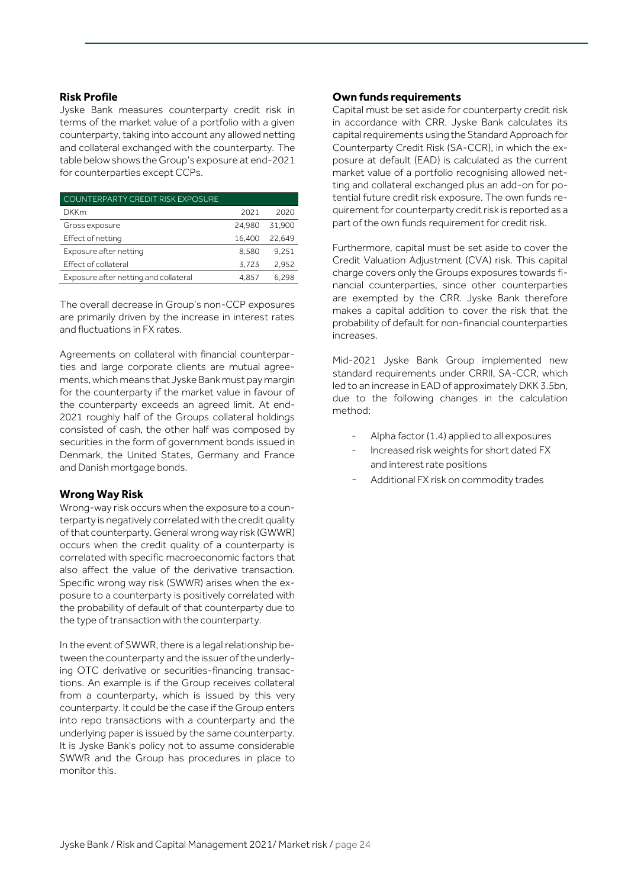## Risk Profile

Jyske Bank measures counterparty credit risk in terms of the market value of a portfolio with a given counterparty, taking into account any allowed netting and collateral exchanged with the counterparty. The table below shows the Group's exposure at end-2021 for counterparties except CCPs.

| COUNTERPARTY CREDIT RISK EXPOSURE | | |
|---|---|---|
| DKKm | 2021 | 2020 |
| Gross exposure | 24,980 | 31,900 |
| Effect of netting | 16,400 | 22,649 |
| Exposure after netting | 8,580 | 9,251 |
| Effect of collateral | 3,723 | 2,952 |
| Exposure after netting and collateral | 4,857 | 6,298 |

The overall decrease in Group's non-CCP exposures are primarily driven by the increase in interest rates and fluctuations in FX rates.

Agreements on collateral with financial counterparties and large corporate clients are mutual agreements, which means that Jyske Bank must pay margin for the counterparty if the market value in favour of the counterparty exceeds an agreed limit. At end-2021 roughly half of the Groups collateral holdings consisted of cash, the other half was composed by securities in the form of government bonds issued in Denmark, the United States, Germany and France and Danish mortgage bonds.

## Wrong Way Risk

Wrong-way risk occurs when the exposure to a counterparty is negatively correlated with the credit quality of that counterparty. General wrong way risk (GWWR) occurs when the credit quality of a counterparty is correlated with specific macroeconomic factors that also affect the value of the derivative transaction. Specific wrong way risk (SWWR) arises when the exposure to a counterparty is positively correlated with the probability of default of that counterparty due to the type of transaction with the counterparty.

In the event of SWWR, there is a legal relationship between the counterparty and the issuer of the underlying OTC derivative or securities-financing transactions. An example is if the Group receives collateral from a counterparty, which is issued by this very counterparty. It could be the case if the Group enters into repo transactions with a counterparty and the underlying paper is issued by the same counterparty. It is Jyske Bank's policy not to assume considerable SWWR and the Group has procedures in place to monitor this.

## Own funds requirements

Capital must be set aside for counterparty credit risk in accordance with CRR. Jyske Bank calculates its capital requirements using the Standard Approach for Counterparty Credit Risk (SA-CCR), in which the exposure at default (EAD) is calculated as the current market value of a portfolio recognising allowed netting and collateral exchanged plus an add-on for potential future credit risk exposure. The own funds requirement for counterparty credit risk is reported as a part of the own funds requirement for credit risk.

Furthermore, capital must be set aside to cover the Credit Valuation Adjustment (CVA) risk. This capital charge covers only the Groups exposures towards financial counterparties, since other counterparties are exempted by the CRR. Jyske Bank therefore makes a capital addition to cover the risk that the probability of default for non-financial counterparties increases.

Mid-2021 Jyske Bank Group implemented new standard requirements under CRRII, SA-CCR, which led to an increase in EAD of approximately DKK 3.5bn, due to the following changes in the calculation method:

- Alpha factor (1.4) applied to all exposures
- Increased risk weights for short dated FX and interest rate positions
- Additional FX risk on commodity trades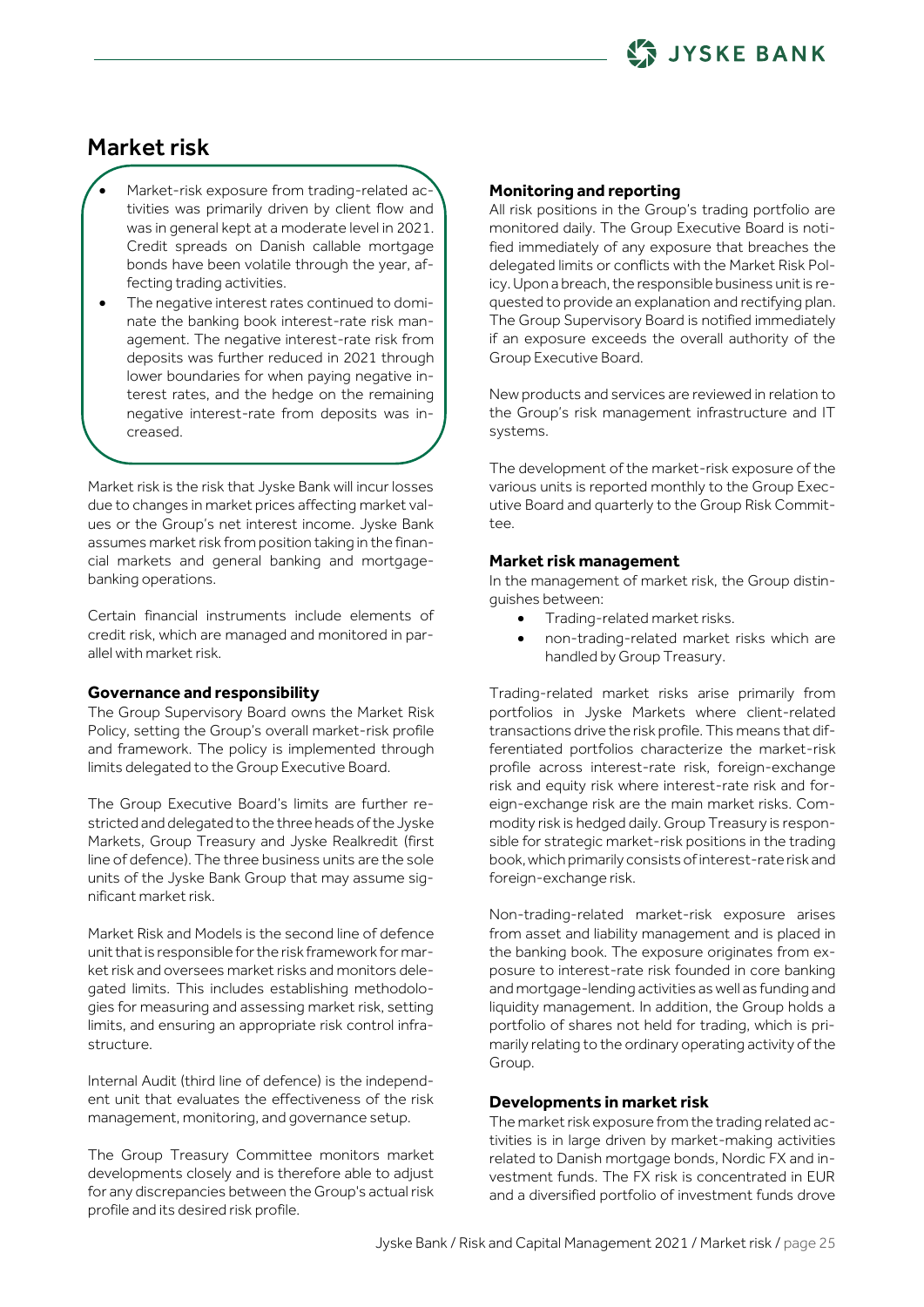# Market risk

- Market-risk exposure from trading-related activities was primarily driven by client flow and was in general kept at a moderate level in 2021. Credit spreads on Danish callable mortgage bonds have been volatile through the year, affecting trading activities.
- The negative interest rates continued to dominate the banking book interest-rate risk management. The negative interest-rate risk from deposits was further reduced in 2021 through lower boundaries for when paying negative interest rates, and the hedge on the remaining negative interest-rate from deposits was increased.

Market risk is the risk that Jyske Bank will incur losses due to changes in market prices affecting market values or the Group's net interest income. Jyske Bank assumes market risk from position taking in the financial markets and general banking and mortgage-banking operations.

Certain financial instruments include elements of credit risk, which are managed and monitored in parallel with market risk.

### Governance and responsibility

The Group Supervisory Board owns the Market Risk Policy, setting the Group's overall market-risk profile and framework. The policy is implemented through limits delegated to the Group Executive Board.

The Group Executive Board's limits are further restricted and delegated to the three heads of the Jyske Markets, Group Treasury and Jyske Realkredit (first line of defence). The three business units are the sole units of the Jyske Bank Group that may assume significant market risk.

Market Risk and Models is the second line of defence unit that is responsible for the risk framework for market risk and oversees market risks and monitors delegated limits. This includes establishing methodologies for measuring and assessing market risk, setting limits, and ensuring an appropriate risk control infrastructure.

Internal Audit (third line of defence) is the independent unit that evaluates the effectiveness of the risk management, monitoring, and governance setup.

The Group Treasury Committee monitors market developments closely and is therefore able to adjust for any discrepancies between the Group's actual risk profile and its desired risk profile.

### Monitoring and reporting

All risk positions in the Group's trading portfolio are monitored daily. The Group Executive Board is notified immediately of any exposure that breaches the delegated limits or conflicts with the Market Risk Policy. Upon a breach, the responsible business unit is requested to provide an explanation and rectifying plan. The Group Supervisory Board is notified immediately if an exposure exceeds the overall authority of the Group Executive Board.

New products and services are reviewed in relation to the Group's risk management infrastructure and IT systems.

The development of the market-risk exposure of the various units is reported monthly to the Group Executive Board and quarterly to the Group Risk Committee.

### Market risk management

In the management of market risk, the Group distinguishes between:

- Trading-related market risks.
- non-trading-related market risks which are handled by Group Treasury.

Trading-related market risks arise primarily from portfolios in Jyske Markets where client-related transactions drive the risk profile. This means that differentiated portfolios characterize the market-risk profile across interest-rate risk, foreign-exchange risk and equity risk where interest-rate risk and foreign-exchange risk are the main market risks. Commodity risk is hedged daily. Group Treasury is responsible for strategic market-risk positions in the trading book, which primarily consists of interest-rate risk and foreign-exchange risk.

Non-trading-related market-risk exposure arises from asset and liability management and is placed in the banking book. The exposure originates from exposure to interest-rate risk founded in core banking and mortgage-lending activities as well as funding and liquidity management. In addition, the Group holds a portfolio of shares not held for trading, which is primarily relating to the ordinary operating activity of the Group.

### Developments in market risk

The market risk exposure from the trading related activities is in large driven by market-making activities related to Danish mortgage bonds, Nordic FX and investment funds. The FX risk is concentrated in EUR and a diversified portfolio of investment funds drove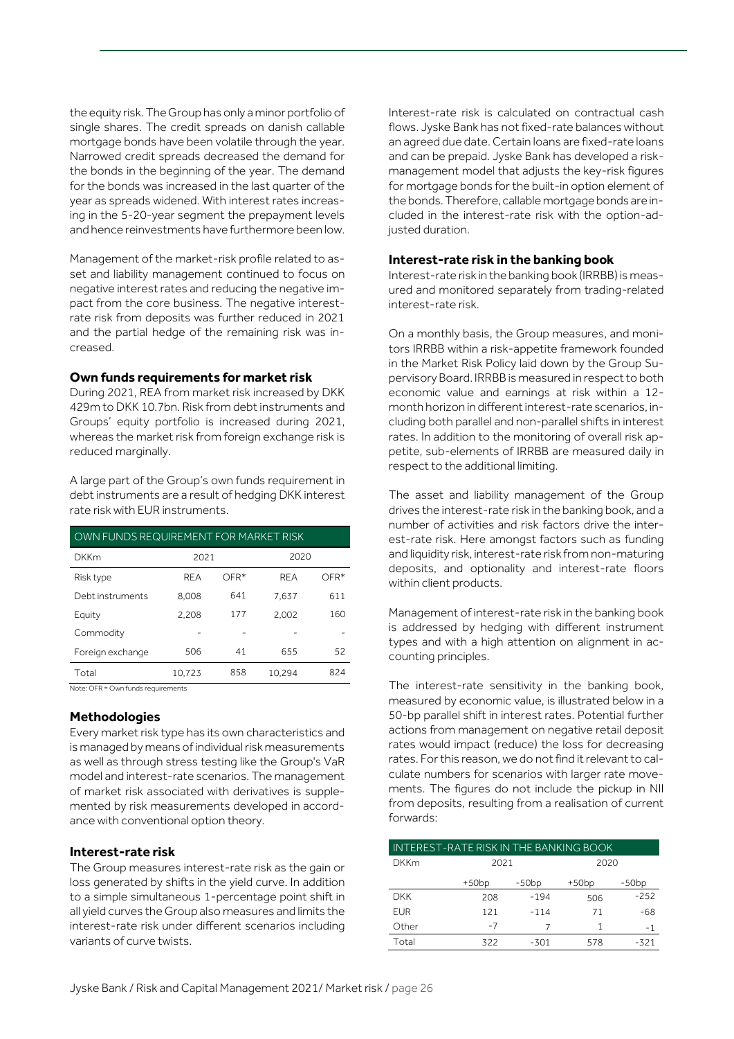the equity risk. The Group has only a minor portfolio of single shares. The credit spreads on danish callable mortgage bonds have been volatile through the year. Narrowed credit spreads decreased the demand for the bonds in the beginning of the year. The demand for the bonds was increased in the last quarter of the year as spreads widened. With interest rates increasing in the 5-20-year segment the prepayment levels and hence reinvestments have furthermore been low.

Management of the market-risk profile related to asset and liability management continued to focus on negative interest rates and reducing the negative impact from the core business. The negative interest-rate risk from deposits was further reduced in 2021 and the partial hedge of the remaining risk was increased.

### Own funds requirements for market risk

During 2021, REA from market risk increased by DKK 429m to DKK 10.7bn. Risk from debt instruments and Groups' equity portfolio is increased during 2021, whereas the market risk from foreign exchange risk is reduced marginally.

A large part of the Group's own funds requirement in debt instruments are a result of hedging DKK interest rate risk with EUR instruments.

| OWN FUNDS REQUIREMENT FOR MARKET RISK | | | | |
|---|---|---|---|---|
| DKKm | 2021 | | 2020 | |
| Risk type | REA | OFR* | REA | OFR* |
| Debt instruments | 8,008 | 641 | 7,637 | 611 |
| Equity | 2,208 | 177 | 2,002 | 160 |
| Commodity | - | - | - | - |
| Foreign exchange | 506 | 41 | 655 | 52 |
| Total | 10,723 | 858 | 10,294 | 824 |

Note: OFR = Own funds requirements

### Methodologies

Every market risk type has its own characteristics and is managed by means of individual risk measurements as well as through stress testing like the Group's VaR model and interest-rate scenarios. The management of market risk associated with derivatives is supplemented by risk measurements developed in accordance with conventional option theory.

### Interest-rate risk

The Group measures interest-rate risk as the gain or loss generated by shifts in the yield curve. In addition to a simple simultaneous 1-percentage point shift in all yield curves the Group also measures and limits the interest-rate risk under different scenarios including variants of curve twists.

Interest-rate risk is calculated on contractual cash flows. Jyske Bank has not fixed-rate balances without an agreed due date. Certain loans are fixed-rate loans and can be prepaid. Jyske Bank has developed a risk-management model that adjusts the key-risk figures for mortgage bonds for the built-in option element of the bonds. Therefore, callable mortgage bonds are included in the interest-rate risk with the option-adjusted duration.

### Interest-rate risk in the banking book

Interest-rate risk in the banking book (IRRBB) is measured and monitored separately from trading-related interest-rate risk.

On a monthly basis, the Group measures, and monitors IRRBB within a risk-appetite framework founded in the Market Risk Policy laid down by the Group Supervisory Board. IRRBB is measured in respect to both economic value and earnings at risk within a 12-month horizon in different interest-rate scenarios, including both parallel and non-parallel shifts in interest rates. In addition to the monitoring of overall risk appetite, sub-elements of IRRBB are measured daily in respect to the additional limiting.

The asset and liability management of the Group drives the interest-rate risk in the banking book, and a number of activities and risk factors drive the interest-rate risk. Here amongst factors such as funding and liquidity risk, interest-rate risk from non-maturing deposits, and optionality and interest-rate floors within client products.

Management of interest-rate risk in the banking book is addressed by hedging with different instrument types and with a high attention on alignment in accounting principles.

The interest-rate sensitivity in the banking book, measured by economic value, is illustrated below in a 50-bp parallel shift in interest rates. Potential further actions from management on negative retail deposit rates would impact (reduce) the loss for decreasing rates. For this reason, we do not find it relevant to calculate numbers for scenarios with larger rate movements. The figures do not include the pickup in NII from deposits, resulting from a realisation of current forwards:

| INTEREST-RATE RISK IN THE BANKING BOOK | | | | |
|---|---|---|---|---|
| DKKm | 2021 | | 2020 | |
| | +50bp | -50bp | +50bp | -50bp |
| DKK | 208 | -194 | 506 | -252 |
| EUR | 121 | -114 | 71 | -68 |
| Other | -7 | 7 | 1 | -1 |
| Total | 322 | -301 | 578 | -321 |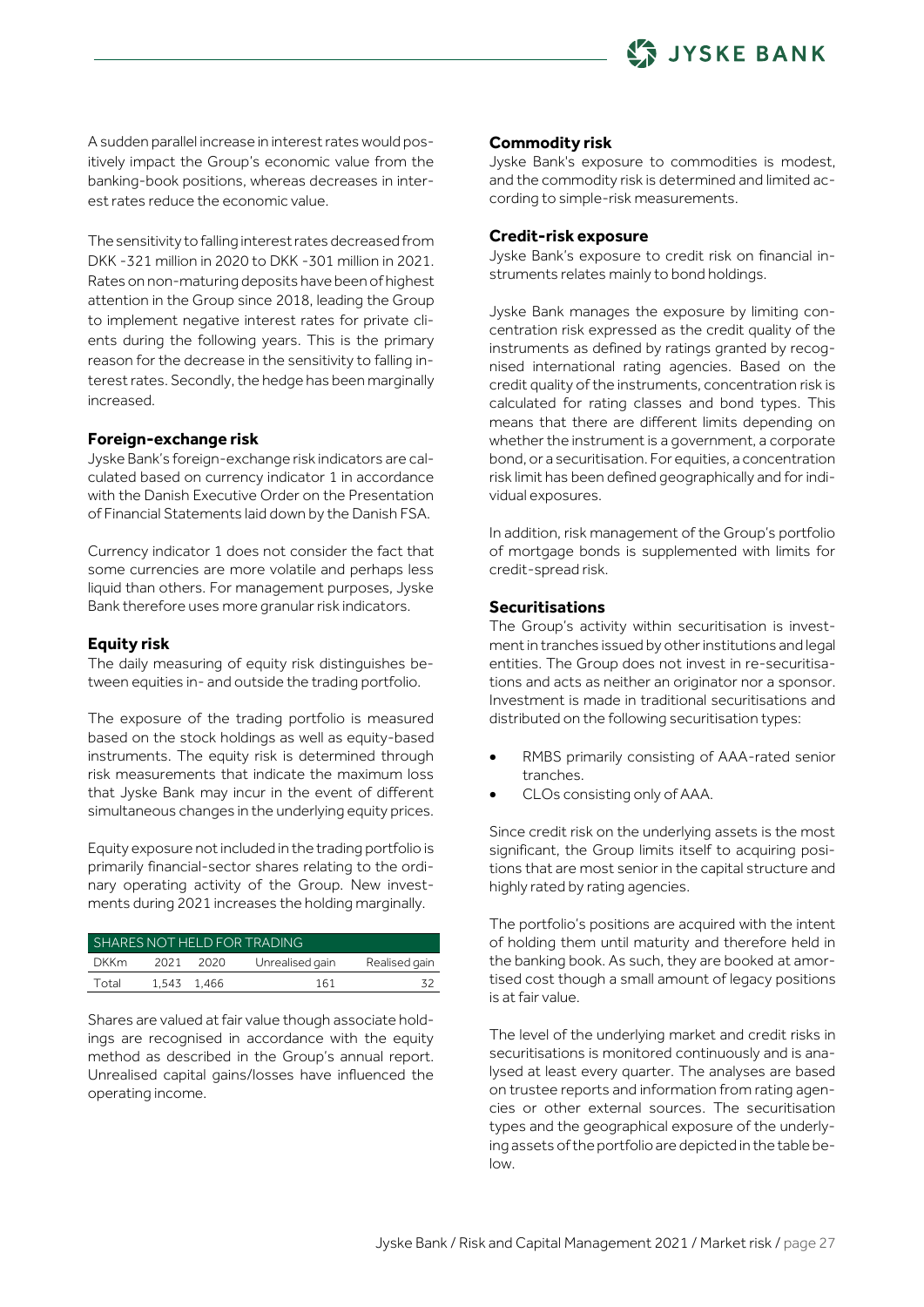A sudden parallel increase in interest rates would positively impact the Group's economic value from the banking-book positions, whereas decreases in interest rates reduce the economic value.

The sensitivity to falling interest rates decreased from DKK -321 million in 2020 to DKK -301 million in 2021. Rates on non-maturing deposits have been of highest attention in the Group since 2018, leading the Group to implement negative interest rates for private clients during the following years. This is the primary reason for the decrease in the sensitivity to falling interest rates. Secondly, the hedge has been marginally increased.

### Foreign-exchange risk

Jyske Bank's foreign-exchange risk indicators are calculated based on currency indicator 1 in accordance with the Danish Executive Order on the Presentation of Financial Statements laid down by the Danish FSA.

Currency indicator 1 does not consider the fact that some currencies are more volatile and perhaps less liquid than others. For management purposes, Jyske Bank therefore uses more granular risk indicators.

### Equity risk

The daily measuring of equity risk distinguishes between equities in- and outside the trading portfolio.

The exposure of the trading portfolio is measured based on the stock holdings as well as equity-based instruments. The equity risk is determined through risk measurements that indicate the maximum loss that Jyske Bank may incur in the event of different simultaneous changes in the underlying equity prices.

Equity exposure not included in the trading portfolio is primarily financial-sector shares relating to the ordinary operating activity of the Group. New investments during 2021 increases the holding marginally.

| SHARES NOT HELD FOR TRADING | | | | |
|---|---|---|---|---|
| DKKm | 2021 | 2020 | Unrealised gain | Realised gain |
| Total | 1,543 | 1,466 | 161 | 32 |

Shares are valued at fair value though associate holdings are recognised in accordance with the equity method as described in the Group's annual report. Unrealised capital gains/losses have influenced the operating income.

### Commodity risk

Jyske Bank's exposure to commodities is modest, and the commodity risk is determined and limited according to simple-risk measurements.

### Credit-risk exposure

Jyske Bank's exposure to credit risk on financial instruments relates mainly to bond holdings.

Jyske Bank manages the exposure by limiting concentration risk expressed as the credit quality of the instruments as defined by ratings granted by recognised international rating agencies. Based on the credit quality of the instruments, concentration risk is calculated for rating classes and bond types. This means that there are different limits depending on whether the instrument is a government, a corporate bond, or a securitisation. For equities, a concentration risk limit has been defined geographically and for individual exposures.

In addition, risk management of the Group's portfolio of mortgage bonds is supplemented with limits for credit-spread risk.

### Securitisations

The Group's activity within securitisation is investment in tranches issued by other institutions and legal entities. The Group does not invest in re-securitisations and acts as neither an originator nor a sponsor. Investment is made in traditional securitisations and distributed on the following securitisation types:

- RMBS primarily consisting of AAA-rated senior tranches.
- CLOs consisting only of AAA.

Since credit risk on the underlying assets is the most significant, the Group limits itself to acquiring positions that are most senior in the capital structure and highly rated by rating agencies.

The portfolio's positions are acquired with the intent of holding them until maturity and therefore held in the banking book. As such, they are booked at amortised cost though a small amount of legacy positions is at fair value.

The level of the underlying market and credit risks in securitisations is monitored continuously and is analysed at least every quarter. The analyses are based on trustee reports and information from rating agencies or other external sources. The securitisation types and the geographical exposure of the underlying assets of the portfolio are depicted in the table below.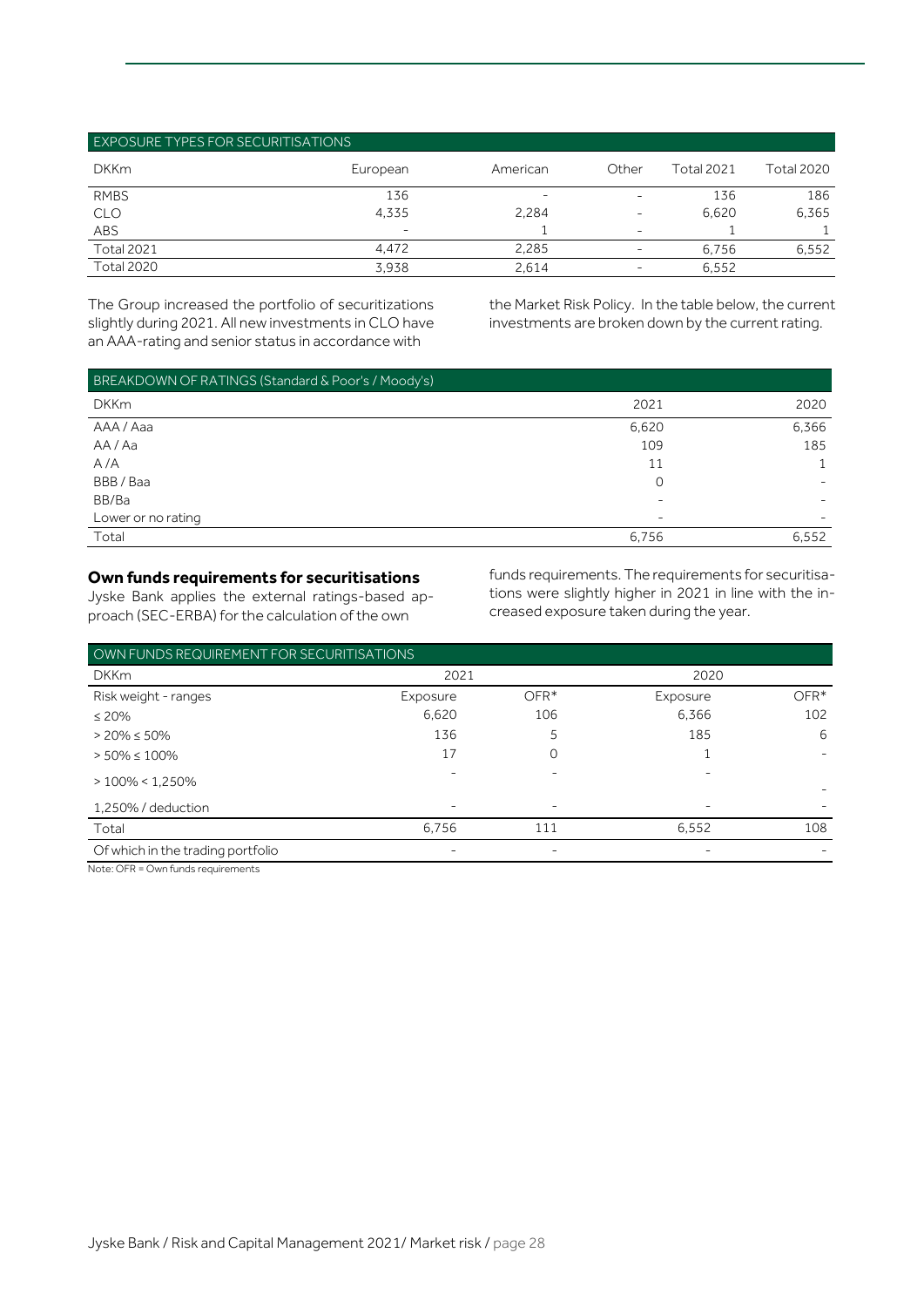| EXPOSURE TYPES FOR SECURITISATIONS | | | | | |
|---|---|---|---|---|---|
| DKKm | European | American | Other | Total 2021 | Total 2020 |
| RMBS | 136 | - | - | 136 | 186 |
| CLO | 4,335 | 2,284 | - | 6,620 | 6,365 |
| ABS | - | 1 | - | 1 | 1 |
| Total 2021 | 4,472 | 2,285 | - | 6,756 | 6,552 |
| Total 2020 | 3,938 | 2,614 | - | 6,552 | |

The Group increased the portfolio of securitizations slightly during 2021. All new investments in CLO have an AAA-rating and senior status in accordance with the Market Risk Policy. In the table below, the current investments are broken down by the current rating.

| BREAKDOWN OF RATINGS (Standard & Poor's / Moody's) | | |
|---|---|---|
| DKKm | 2021 | 2020 |
| AAA / Aaa | 6,620 | 6,366 |
| AA / Aa | 109 | 185 |
| A / A | 11 | 1 |
| BBB / Baa | 0 | - |
| BB/Ba | - | - |
| Lower or no rating | - | - |
| Total | 6,756 | 6,552 |

**Own funds requirements for securitisations**

Jyske Bank applies the external ratings-based approach (SEC-ERBA) for the calculation of the own funds requirements. The requirements for securitisations were slightly higher in 2021 in line with the increased exposure taken during the year.

| OWN FUNDS REQUIREMENT FOR SECURITISATIONS | | | | |
|---|---|---|---|---|
| DKKm | 2021 | | 2020 | |
| Risk weight - ranges | Exposure | OFR* | Exposure | OFR* |
| ≤ 20% | 6,620 | 106 | 6,366 | 102 |
| > 20% ≤ 50% | 136 | 5 | 185 | 6 |
| > 50% ≤ 100% | 17 | 0 | 1 | - |
| > 100% < 1,250% | - | - | - | - |
| 1,250% / deduction | - | - | - | - |
| Total | 6,756 | 111 | 6,552 | 108 |
| Of which in the trading portfolio | - | - | - | - |

Note: OFR = Own funds requirements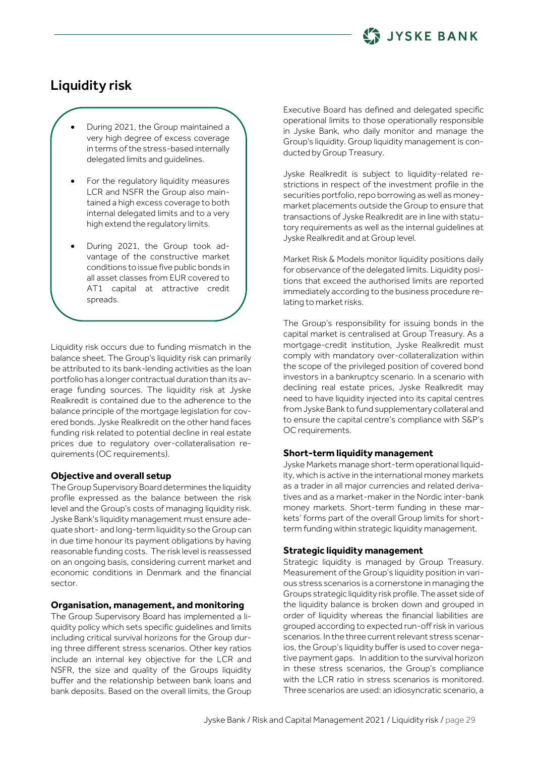## Liquidity risk

- During 2021, the Group maintained a very high degree of excess coverage in terms of the stress-based internally delegated limits and guidelines.
- For the regulatory liquidity measures LCR and NSFR the Group also maintained a high excess coverage to both internal delegated limits and to a very high extend the regulatory limits.
- During 2021, the Group took advantage of the constructive market conditions to issue five public bonds in all asset classes from EUR covered to AT1 capital at attractive credit spreads.

Liquidity risk occurs due to funding mismatch in the balance sheet. The Group's liquidity risk can primarily be attributed to its bank-lending activities as the loan portfolio has a longer contractual duration than its average funding sources. The liquidity risk at Jyske Realkredit is contained due to the adherence to the balance principle of the mortgage legislation for covered bonds. Jyske Realkredit on the other hand faces funding risk related to potential decline in real estate prices due to regulatory over-collateralisation requirements (OC requirements).

### Objective and overall setup

The Group Supervisory Board determines the liquidity profile expressed as the balance between the risk level and the Group's costs of managing liquidity risk. Jyske Bank's liquidity management must ensure adequate short- and long-term liquidity so the Group can in due time honour its payment obligations by having reasonable funding costs. The risk level is reassessed on an ongoing basis, considering current market and economic conditions in Denmark and the financial sector.

### Organisation, management, and monitoring

The Group Supervisory Board has implemented a liquidity policy which sets specific guidelines and limits including critical survival horizons for the Group during three different stress scenarios. Other key ratios include an internal key objective for the LCR and NSFR, the size and quality of the Groups liquidity buffer and the relationship between bank loans and bank deposits. Based on the overall limits, the Group Executive Board has defined and delegated specific operational limits to those operationally responsible in Jyske Bank, who daily monitor and manage the Group's liquidity. Group liquidity management is conducted by Group Treasury.

Jyske Realkredit is subject to liquidity-related restrictions in respect of the investment profile in the securities portfolio, repo borrowing as well as money-market placements outside the Group to ensure that transactions of Jyske Realkredit are in line with statutory requirements as well as the internal guidelines at Jyske Realkredit and at Group level.

Market Risk & Models monitor liquidity positions daily for observance of the delegated limits. Liquidity positions that exceed the authorised limits are reported immediately according to the business procedure relating to market risks.

The Group's responsibility for issuing bonds in the capital market is centralised at Group Treasury. As a mortgage-credit institution, Jyske Realkredit must comply with mandatory over-collateralization within the scope of the privileged position of covered bond investors in a bankruptcy scenario. In a scenario with declining real estate prices, Jyske Realkredit may need to have liquidity injected into its capital centres from Jyske Bank to fund supplementary collateral and to ensure the capital centre's compliance with S&P's OC requirements.

### Short-term liquidity management

Jyske Markets manage short-term operational liquidity, which is active in the international money markets as a trader in all major currencies and related derivatives and as a market-maker in the Nordic inter-bank money markets. Short-term funding in these markets' forms part of the overall Group limits for short-term funding within strategic liquidity management.

### Strategic liquidity management

Strategic liquidity is managed by Group Treasury. Measurement of the Group's liquidity position in various stress scenarios is a cornerstone in managing the Groups strategic liquidity risk profile. The asset side of the liquidity balance is broken down and grouped in order of liquidity whereas the financial liabilities are grouped according to expected run-off risk in various scenarios. In the three current relevant stress scenarios, the Group's liquidity buffer is used to cover negative payment gaps. In addition to the survival horizon in these stress scenarios, the Group's compliance with the LCR ratio in stress scenarios is monitored. Three scenarios are used: an idiosyncratic scenario, a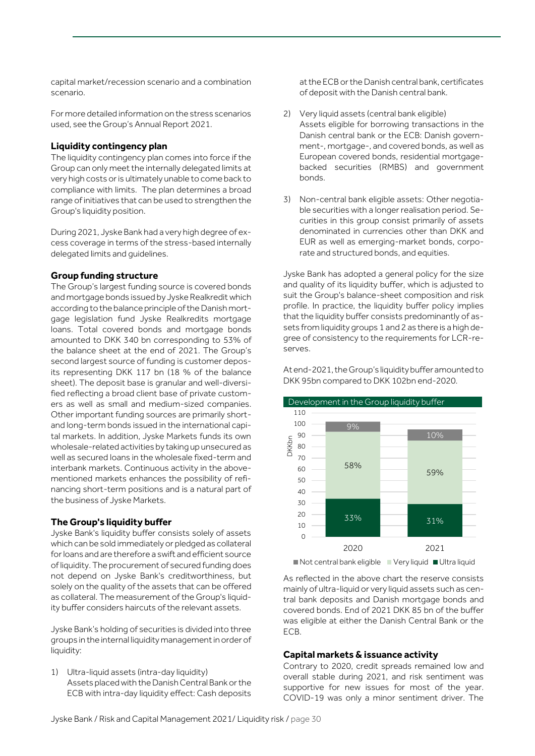capital market/recession scenario and a combination scenario.

For more detailed information on the stress scenarios used, see the Group's Annual Report 2021.

### Liquidity contingency plan

The liquidity contingency plan comes into force if the Group can only meet the internally delegated limits at very high costs or is ultimately unable to come back to compliance with limits. The plan determines a broad range of initiatives that can be used to strengthen the Group's liquidity position.

During 2021, Jyske Bank had a very high degree of excess coverage in terms of the stress-based internally delegated limits and guidelines.

### Group funding structure

The Group's largest funding source is covered bonds and mortgage bonds issued by Jyske Realkredit which according to the balance principle of the Danish mortgage legislation fund Jyske Realkredits mortgage loans. Total covered bonds and mortgage bonds amounted to DKK 340 bn corresponding to 53% of the balance sheet at the end of 2021. The Group's second largest source of funding is customer deposits representing DKK 117 bn (18 % of the balance sheet). The deposit base is granular and well-diversified reflecting a broad client base of private customers as well as small and medium-sized companies. Other important funding sources are primarily short- and long-term bonds issued in the international capital markets. In addition, Jyske Markets funds its own wholesale-related activities by taking up unsecured as well as secured loans in the wholesale fixed-term and interbank markets. Continuous activity in the above-mentioned markets enhances the possibility of refinancing short-term positions and is a natural part of the business of Jyske Markets.

### The Group's liquidity buffer

Jyske Bank's liquidity buffer consists solely of assets which can be sold immediately or pledged as collateral for loans and are therefore a swift and efficient source of liquidity. The procurement of secured funding does not depend on Jyske Bank's creditworthiness, but solely on the quality of the assets that can be offered as collateral. The measurement of the Group's liquidity buffer considers haircuts of the relevant assets.

Jyske Bank's holding of securities is divided into three groups in the internal liquidity management in order of liquidity:

1) Ultra-liquid assets (intra-day liquidity)
   Assets placed with the Danish Central Bank or the ECB with intra-day liquidity effect: Cash deposits at the ECB or the Danish central bank, certificates of deposit with the Danish central bank.

2) Very liquid assets (central bank eligible)
   Assets eligible for borrowing transactions in the Danish central bank or the ECB: Danish government-, mortgage-, and covered bonds, as well as European covered bonds, residential mortgage-backed securities (RMBS) and government bonds.

3) Non-central bank eligible assets: Other negotiable securities with a longer realisation period. Securities in this group consist primarily of assets denominated in currencies other than DKK and EUR as well as emerging-market bonds, corporate and structured bonds, and equities.

Jyske Bank has adopted a general policy for the size and quality of its liquidity buffer, which is adjusted to suit the Group's balance-sheet composition and risk profile. In practice, the liquidity buffer policy implies that the liquidity buffer consists predominantly of assets from liquidity groups 1 and 2 as there is a high degree of consistency to the requirements for LCR-reserves.

At end-2021, the Group's liquidity buffer amounted to DKK 95bn compared to DKK 102bn end-2020.

Development in the Group liquidity buffer

| DKKbn | 2020 | 2021 |
|---|---|---|
| Not central bank eligible | 9% | 10% |
| Very liquid | 58% | 59% |
| Ultra liquid | 33% | 31% |

As reflected in the above chart the reserve consists mainly of ultra-liquid or very liquid assets such as central bank deposits and Danish mortgage bonds and covered bonds. End of 2021 DKK 85 bn of the buffer was eligible at either the Danish Central Bank or the ECB.

### Capital markets & issuance activity

Contrary to 2020, credit spreads remained low and overall stable during 2021, and risk sentiment was supportive for new issues for most of the year. COVID-19 was only a minor sentiment driver. The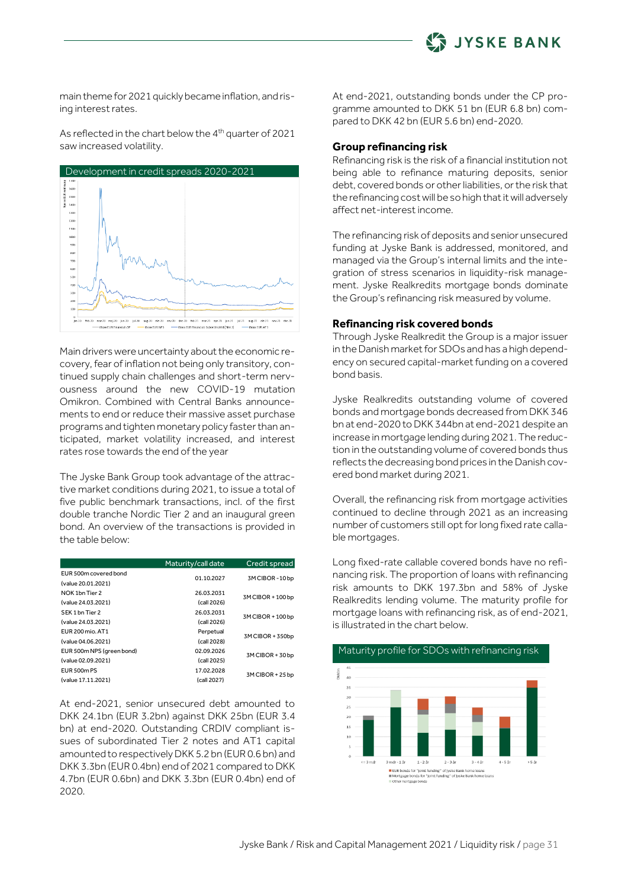main theme for 2021 quickly became inflation, and rising interest rates.

As reflected in the chart below the 4th quarter of 2021 saw increased volatility.

Development in credit spreads 2020-2021

Main drivers were uncertainty about the economic recovery, fear of inflation not being only transitory, continued supply chain challenges and short-term nervousness around the new COVID-19 mutation Omikron. Combined with Central Banks announcements to end or reduce their massive asset purchase programs and tighten monetary policy faster than anticipated, market volatility increased, and interest rates rose towards the end of the year

The Jyske Bank Group took advantage of the attractive market conditions during 2021, to issue a total of five public benchmark transactions, incl. of the first double tranche Nordic Tier 2 and an inaugural green bond. An overview of the transactions is provided in the table below:

| | Maturity/call date | Credit spread |
|---|---|---|
| EUR 500m covered bond (value 20.01.2021) | 01.10.2027 | 3M CIBOR - 10 bp |
| NOK 1bn Tier 2 (value 24.03.2021) | 26.03.2031 (call 2026) | 3M CIBOR + 100 bp |
| SEK 1 bn Tier 2 (value 24.03.2021) | 26.03.2031 (call 2026) | 3M CIBOR + 100 bp |
| EUR 200 mio. AT1 (value 04.06.2021) | Perpetual (call 2028) | 3M CIBOR + 350bp |
| EUR 500m NPS (green bond) (value 02.09.2021) | 02.09.2026 (call 2025) | 3M CIBOR + 30 bp |
| EUR 500m PS (value 17.11.2021) | 17.02.2028 (call 2027) | 3M CIBOR + 25 bp |

At end-2021, senior unsecured debt amounted to DKK 24.1bn (EUR 3.2bn) against DKK 25bn (EUR 3.4 bn) at end-2020. Outstanding CRDIV compliant issues of subordinated Tier 2 notes and AT1 capital amounted to respectively DKK 5.2 bn (EUR 0.6 bn) and DKK 3.3bn (EUR 0.4bn) end of 2021 compared to DKK 4.7bn (EUR 0.6bn) and DKK 3.3bn (EUR 0.4bn) end of 2020.

At end-2021, outstanding bonds under the CP programme amounted to DKK 51 bn (EUR 6.8 bn) compared to DKK 42 bn (EUR 5.6 bn) end-2020.

### Group refinancing risk

Refinancing risk is the risk of a financial institution not being able to refinance maturing deposits, senior debt, covered bonds or other liabilities, or the risk that the refinancing cost will be so high that it will adversely affect net-interest income.

The refinancing risk of deposits and senior unsecured funding at Jyske Bank is addressed, monitored, and managed via the Group's internal limits and the integration of stress scenarios in liquidity-risk management. Jyske Realkredits mortgage bonds dominate the Group's refinancing risk measured by volume.

### Refinancing risk covered bonds

Through Jyske Realkredit the Group is a major issuer in the Danish market for SDOs and has a high dependency on secured capital-market funding on a covered bond basis.

Jyske Realkredits outstanding volume of covered bonds and mortgage bonds decreased from DKK 346 bn at end-2020 to DKK 344bn at end-2021 despite an increase in mortgage lending during 2021. The reduction in the outstanding volume of covered bonds thus reflects the decreasing bond prices in the Danish covered bond market during 2021.

Overall, the refinancing risk from mortgage activities continued to decline through 2021 as an increasing number of customers still opt for long fixed rate callable mortgages.

Long fixed-rate callable covered bonds have no refinancing risk. The proportion of loans with refinancing risk amounts to DKK 197.3bn and 58% of Jyske Realkredits lending volume. The maturity profile for mortgage loans with refinancing risk, as of end-2021, is illustrated in the chart below.

Maturity profile for SDOs with refinancing risk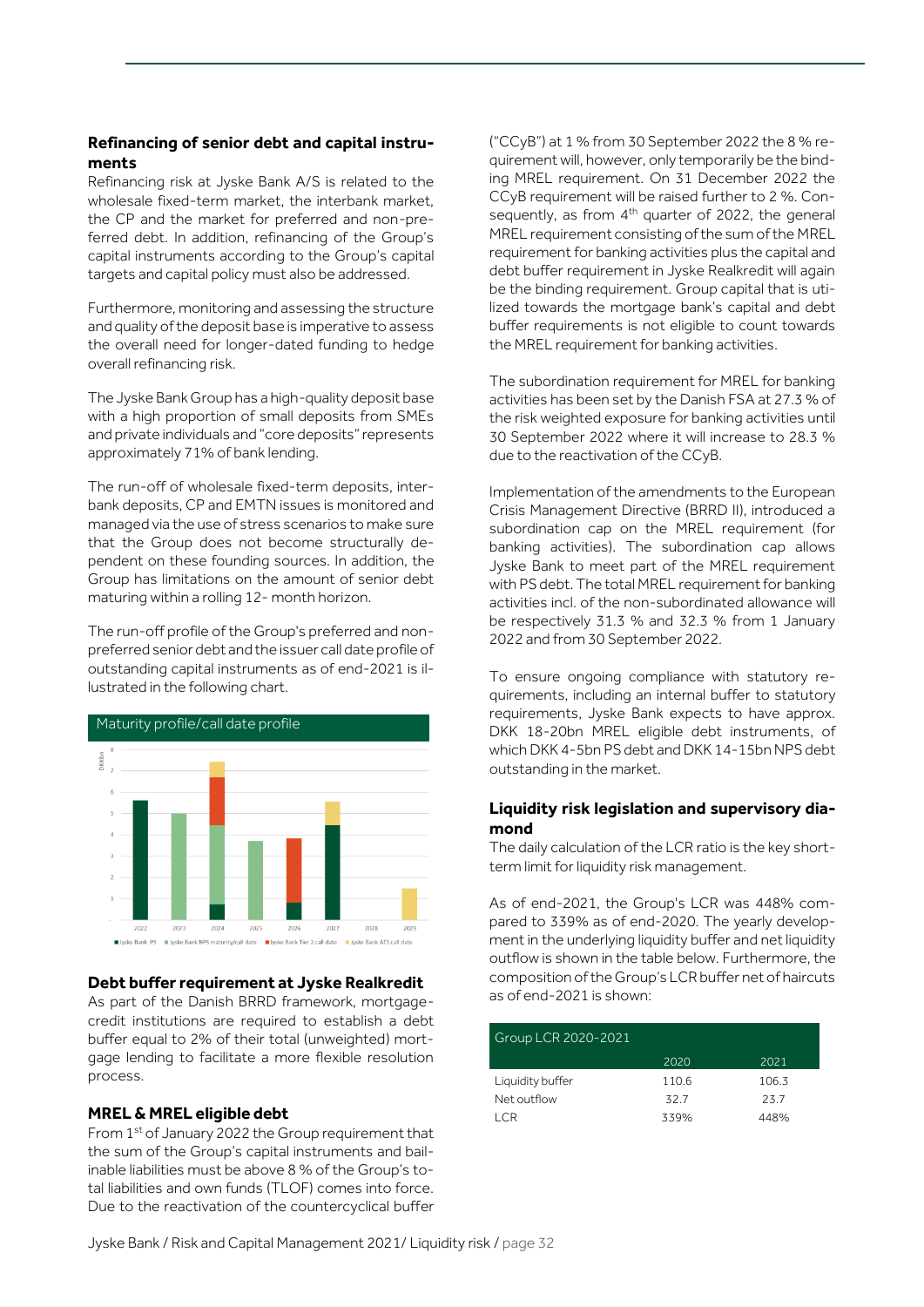## Refinancing of senior debt and capital instruments

Refinancing risk at Jyske Bank A/S is related to the wholesale fixed-term market, the interbank market, the CP and the market for preferred and non-preferred debt. In addition, refinancing of the Group's capital instruments according to the Group's capital targets and capital policy must also be addressed.

Furthermore, monitoring and assessing the structure and quality of the deposit base is imperative to assess the overall need for longer-dated funding to hedge overall refinancing risk.

The Jyske Bank Group has a high-quality deposit base with a high proportion of small deposits from SMEs and private individuals and "core deposits" represents approximately 71% of bank lending.

The run-off of wholesale fixed-term deposits, interbank deposits, CP and EMTN issues is monitored and managed via the use of stress scenarios to make sure that the Group does not become structurally dependent on these founding sources. In addition, the Group has limitations on the amount of senior debt maturing within a rolling 12- month horizon.

The run-off profile of the Group's preferred and non-preferred senior debt and the issuer call date profile of outstanding capital instruments as of end-2021 is illustrated in the following chart.

Maturity profile/call date profile

## Debt buffer requirement at Jyske Realkredit

As part of the Danish BRRD framework, mortgage-credit institutions are required to establish a debt buffer equal to 2% of their total (unweighted) mortgage lending to facilitate a more flexible resolution process.

## MREL & MREL eligible debt

From 1st of January 2022 the Group requirement that the sum of the Group's capital instruments and bail-inable liabilities must be above 8 % of the Group's total liabilities and own funds (TLOF) comes into force. Due to the reactivation of the countercyclical buffer ("CCyB") at 1 % from 30 September 2022 the 8 % requirement will, however, only temporarily be the binding MREL requirement. On 31 December 2022 the CCyB requirement will be raised further to 2 %. Consequently, as from 4th quarter of 2022, the general MREL requirement consisting of the sum of the MREL requirement for banking activities plus the capital and debt buffer requirement in Jyske Realkredit will again be the binding requirement. Group capital that is utilized towards the mortgage bank's capital and debt buffer requirements is not eligible to count towards the MREL requirement for banking activities.

The subordination requirement for MREL for banking activities has been set by the Danish FSA at 27.3 % of the risk weighted exposure for banking activities until 30 September 2022 where it will increase to 28.3 % due to the reactivation of the CCyB.

Implementation of the amendments to the European Crisis Management Directive (BRRD II), introduced a subordination cap on the MREL requirement (for banking activities). The subordination cap allows Jyske Bank to meet part of the MREL requirement with PS debt. The total MREL requirement for banking activities incl. of the non-subordinated allowance will be respectively 31.3 % and 32.3 % from 1 January 2022 and from 30 September 2022.

To ensure ongoing compliance with statutory requirements, including an internal buffer to statutory requirements, Jyske Bank expects to have approx. DKK 18-20bn MREL eligible debt instruments, of which DKK 4-5bn PS debt and DKK 14-15bn NPS debt outstanding in the market.

## Liquidity risk legislation and supervisory diamond

The daily calculation of the LCR ratio is the key short-term limit for liquidity risk management.

As of end-2021, the Group's LCR was 448% compared to 339% as of end-2020. The yearly development in the underlying liquidity buffer and net liquidity outflow is shown in the table below. Furthermore, the composition of the Group's LCR buffer net of haircuts as of end-2021 is shown:

| Group LCR 2020-2021 | 2020 | 2021 |
|---|---|---|
| Liquidity buffer | 110.6 | 106.3 |
| Net outflow | 32.7 | 23.7 |
| LCR | 339% | 448% |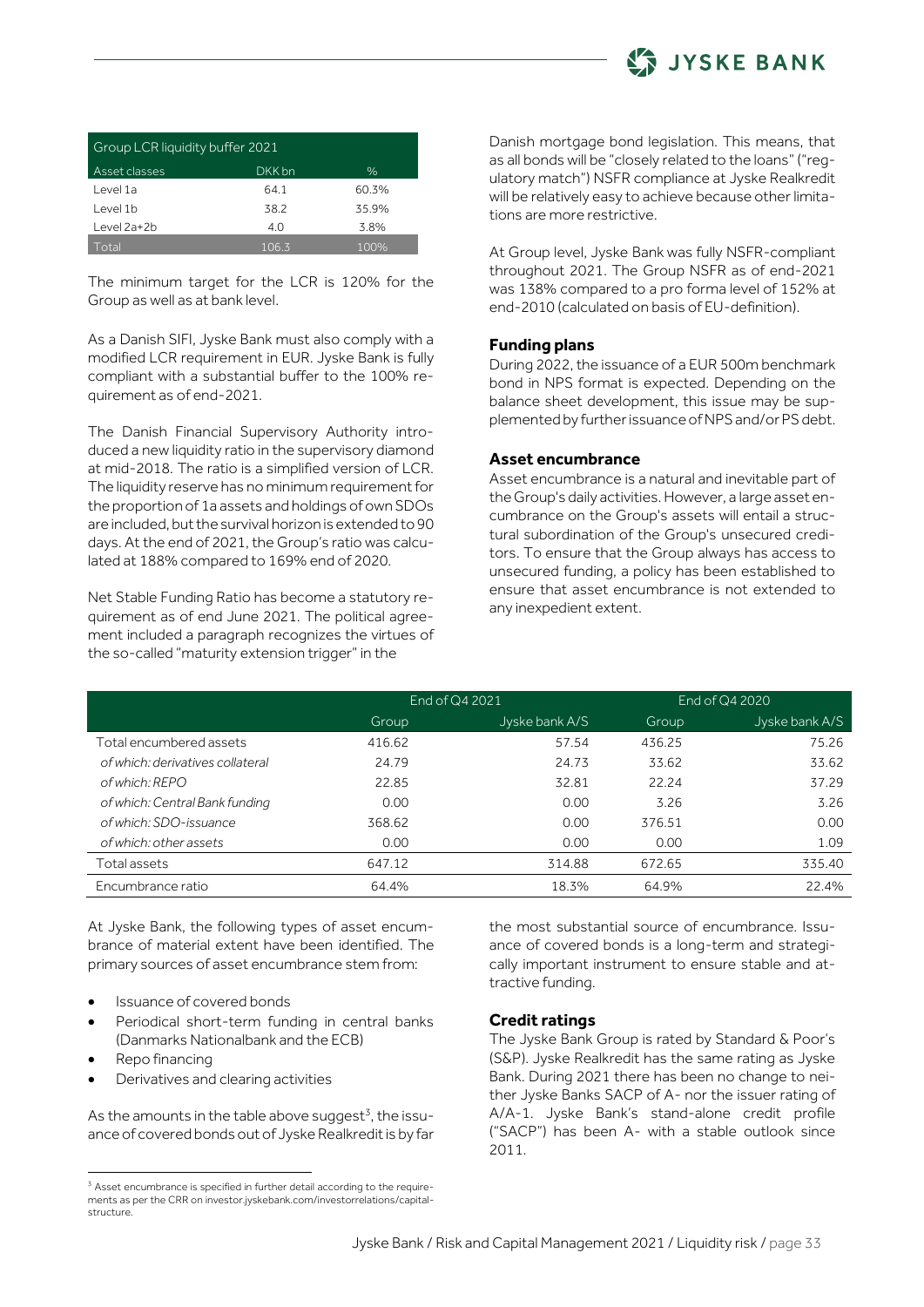| Group LCR liquidity buffer 2021 | | |
|---|---|---|
| Asset classes | DKK bn | % |
| Level 1a | 64.1 | 60.3% |
| Level 1b | 38.2 | 35.9% |
| Level 2a+2b | 4.0 | 3.8% |
| Total | 106.3 | 100% |

The minimum target for the LCR is 120% for the Group as well as at bank level.

As a Danish SIFI, Jyske Bank must also comply with a modified LCR requirement in EUR. Jyske Bank is fully compliant with a substantial buffer to the 100% requirement as of end-2021.

The Danish Financial Supervisory Authority introduced a new liquidity ratio in the supervisory diamond at mid-2018. The ratio is a simplified version of LCR. The liquidity reserve has no minimum requirement for the proportion of 1a assets and holdings of own SDOs are included, but the survival horizon is extended to 90 days. At the end of 2021, the Group's ratio was calculated at 188% compared to 169% end of 2020.

Net Stable Funding Ratio has become a statutory requirement as of end June 2021. The political agreement included a paragraph recognizes the virtues of the so-called "maturity extension trigger" in the Danish mortgage bond legislation. This means, that as all bonds will be "closely related to the loans" ("regulatory match") NSFR compliance at Jyske Realkredit will be relatively easy to achieve because other limitations are more restrictive.

At Group level, Jyske Bank was fully NSFR-compliant throughout 2021. The Group NSFR as of end-2021 was 138% compared to a pro forma level of 152% at end-2010 (calculated on basis of EU-definition).

### Funding plans

During 2022, the issuance of a EUR 500m benchmark bond in NPS format is expected. Depending on the balance sheet development, this issue may be supplemented by further issuance of NPS and/or PS debt.

### Asset encumbrance

Asset encumbrance is a natural and inevitable part of the Group's daily activities. However, a large asset encumbrance on the Group's assets will entail a structural subordination of the Group's unsecured creditors. To ensure that the Group always has access to unsecured funding, a policy has been established to ensure that asset encumbrance is not extended to any inexpedient extent.

| | End of Q4 2021 | | End of Q4 2020 | |
|---|---|---|---|---|
| | Group | Jyske bank A/S | Group | Jyske bank A/S |
| Total encumbered assets | 416.62 | 57.54 | 436.25 | 75.26 |
| *of which: derivatives collateral* | 24.79 | 24.73 | 33.62 | 33.62 |
| *of which: REPO* | 22.85 | 32.81 | 22.24 | 37.29 |
| *of which: Central Bank funding* | 0.00 | 0.00 | 3.26 | 3.26 |
| *of which: SDO-issuance* | 368.62 | 0.00 | 376.51 | 0.00 |
| *of which: other assets* | 0.00 | 0.00 | 0.00 | 1.09 |
| Total assets | 647.12 | 314.88 | 672.65 | 335.40 |
| Encumbrance ratio | 64.4% | 18.3% | 64.9% | 22.4% |

At Jyske Bank, the following types of asset encumbrance of material extent have been identified. The primary sources of asset encumbrance stem from:

- Issuance of covered bonds
- Periodical short-term funding in central banks (Danmarks Nationalbank and the ECB)
- Repo financing
- Derivatives and clearing activities

As the amounts in the table above suggest[3], the issuance of covered bonds out of Jyske Realkredit is by far the most substantial source of encumbrance. Issuance of covered bonds is a long-term and strategically important instrument to ensure stable and attractive funding.

### Credit ratings

The Jyske Bank Group is rated by Standard & Poor's (S&P). Jyske Realkredit has the same rating as Jyske Bank. During 2021 there has been no change to neither Jyske Banks SACP of A- nor the issuer rating of A/A-1. Jyske Bank's stand-alone credit profile ("SACP") has been A- with a stable outlook since 2011.

[3] Asset encumbrance is specified in further detail according to the requirements as per the CRR on investor.jyskebank.com/investorrelations/capitalstructure.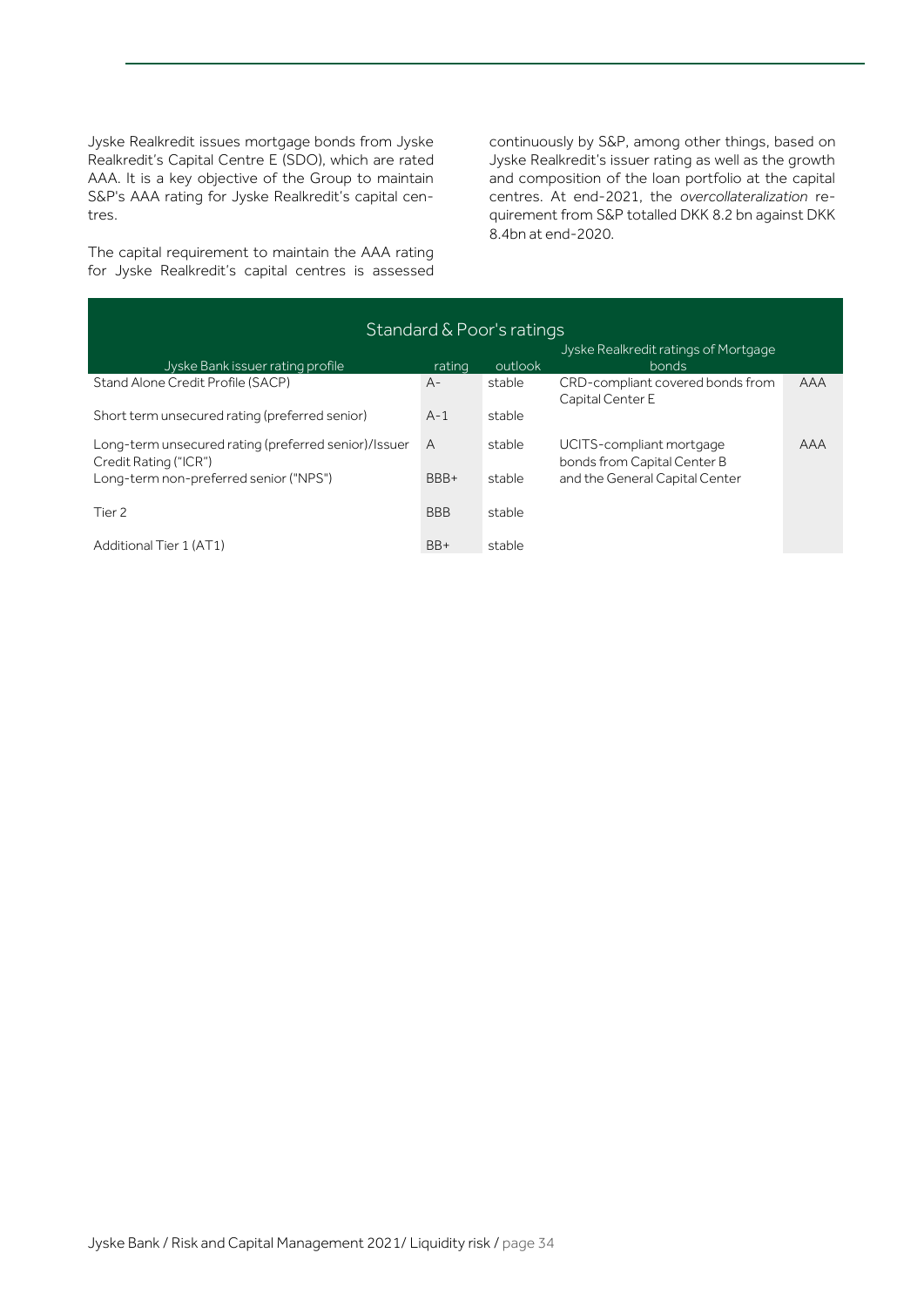Jyske Realkredit issues mortgage bonds from Jyske Realkredit's Capital Centre E (SDO), which are rated AAA. It is a key objective of the Group to maintain S&P's AAA rating for Jyske Realkredit's capital centres.

The capital requirement to maintain the AAA rating for Jyske Realkredit's capital centres is assessed continuously by S&P, among other things, based on Jyske Realkredit's issuer rating as well as the growth and composition of the loan portfolio at the capital centres. At end-2021, the *overcollateralization* requirement from S&P totalled DKK 8.2 bn against DKK 8.4bn at end-2020.

| Standard & Poor's ratings | | | | |
|---|---|---|---|---|
| Jyske Bank issuer rating profile | rating | outlook | Jyske Realkredit ratings of Mortgage bonds | |
| Stand Alone Credit Profile (SACP) | A- | stable | CRD-compliant covered bonds from Capital Center E | AAA |
| Short term unsecured rating (preferred senior) | A-1 | stable | | |
| Long-term unsecured rating (preferred senior)/Issuer Credit Rating ("ICR") | A | stable | UCITS-compliant mortgage bonds from Capital Center B and the General Capital Center | AAA |
| Long-term non-preferred senior ("NPS") | BBB+ | stable | | |
| Tier 2 | BBB | stable | | |
| Additional Tier 1 (AT1) | BB+ | stable | | |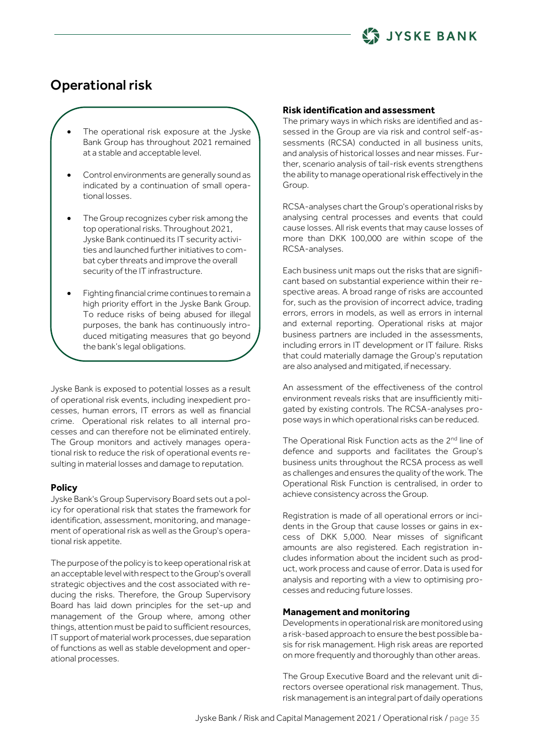# Operational risk

- The operational risk exposure at the Jyske Bank Group has throughout 2021 remained at a stable and acceptable level.
- Control environments are generally sound as indicated by a continuation of small operational losses.
- The Group recognizes cyber risk among the top operational risks. Throughout 2021, Jyske Bank continued its IT security activities and launched further initiatives to combat cyber threats and improve the overall security of the IT infrastructure.
- Fighting financial crime continues to remain a high priority effort in the Jyske Bank Group. To reduce risks of being abused for illegal purposes, the bank has continuously introduced mitigating measures that go beyond the bank's legal obligations.

Jyske Bank is exposed to potential losses as a result of operational risk events, including inexpedient processes, human errors, IT errors as well as financial crime. Operational risk relates to all internal processes and can therefore not be eliminated entirely. The Group monitors and actively manages operational risk to reduce the risk of operational events resulting in material losses and damage to reputation.

### Policy

Jyske Bank's Group Supervisory Board sets out a policy for operational risk that states the framework for identification, assessment, monitoring, and management of operational risk as well as the Group's operational risk appetite.

The purpose of the policy is to keep operational risk at an acceptable level with respect to the Group's overall strategic objectives and the cost associated with reducing the risks. Therefore, the Group Supervisory Board has laid down principles for the set-up and management of the Group where, among other things, attention must be paid to sufficient resources, IT support of material work processes, due separation of functions as well as stable development and operational processes.

### Risk identification and assessment

The primary ways in which risks are identified and assessed in the Group are via risk and control self-assessments (RCSA) conducted in all business units, and analysis of historical losses and near misses. Further, scenario analysis of tail-risk events strengthens the ability to manage operational risk effectively in the Group.

RCSA-analyses chart the Group's operational risks by analysing central processes and events that could cause losses. All risk events that may cause losses of more than DKK 100,000 are within scope of the RCSA-analyses.

Each business unit maps out the risks that are significant based on substantial experience within their respective areas. A broad range of risks are accounted for, such as the provision of incorrect advice, trading errors, errors in models, as well as errors in internal and external reporting. Operational risks at major business partners are included in the assessments, including errors in IT development or IT failure. Risks that could materially damage the Group's reputation are also analysed and mitigated, if necessary.

An assessment of the effectiveness of the control environment reveals risks that are insufficiently mitigated by existing controls. The RCSA-analyses propose ways in which operational risks can be reduced.

The Operational Risk Function acts as the 2nd line of defence and supports and facilitates the Group's business units throughout the RCSA process as well as challenges and ensures the quality of the work. The Operational Risk Function is centralised, in order to achieve consistency across the Group.

Registration is made of all operational errors or incidents in the Group that cause losses or gains in excess of DKK 5,000. Near misses of significant amounts are also registered. Each registration includes information about the incident such as product, work process and cause of error. Data is used for analysis and reporting with a view to optimising processes and reducing future losses.

### Management and monitoring

Developments in operational risk are monitored using a risk-based approach to ensure the best possible basis for risk management. High risk areas are reported on more frequently and thoroughly than other areas.

The Group Executive Board and the relevant unit directors oversee operational risk management. Thus, risk management is an integral part of daily operations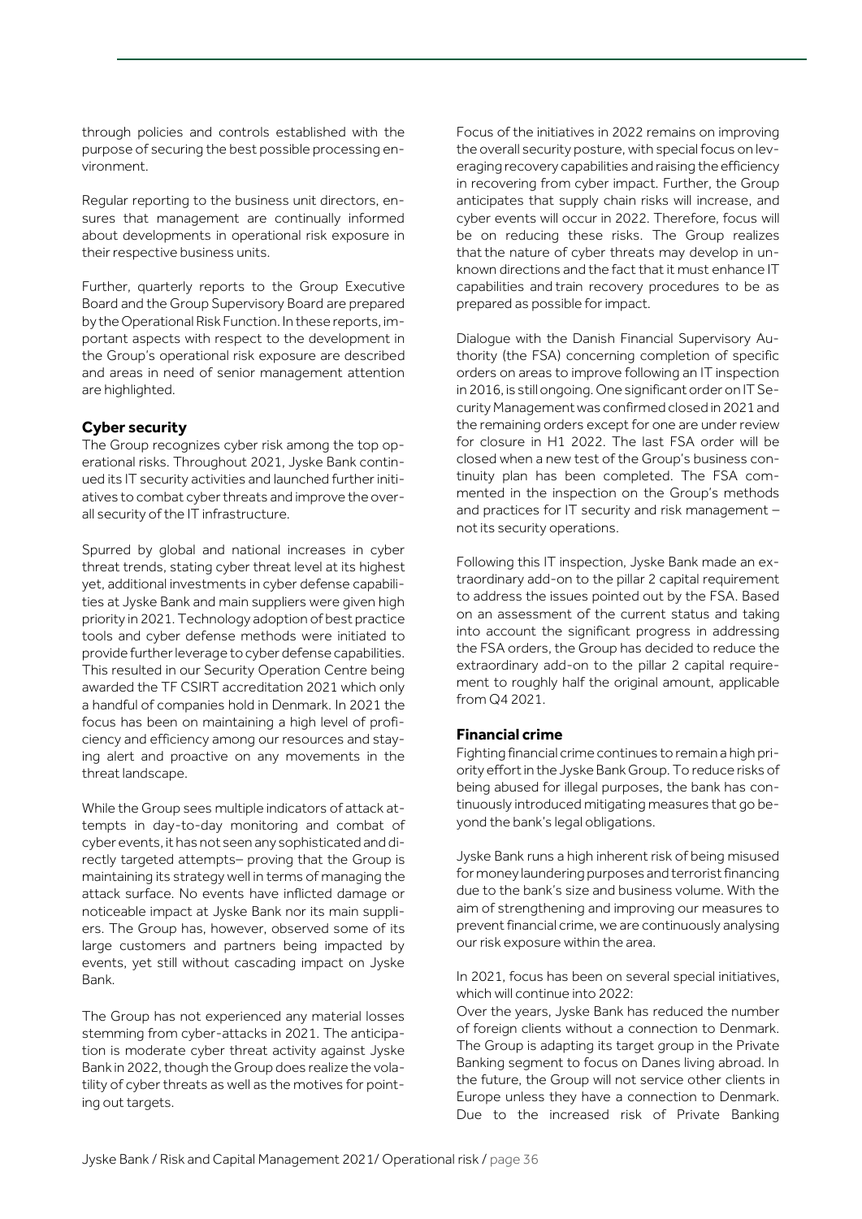through policies and controls established with the purpose of securing the best possible processing environment.

Regular reporting to the business unit directors, ensures that management are continually informed about developments in operational risk exposure in their respective business units.

Further, quarterly reports to the Group Executive Board and the Group Supervisory Board are prepared by the Operational Risk Function. In these reports, important aspects with respect to the development in the Group's operational risk exposure are described and areas in need of senior management attention are highlighted.

### Cyber security

The Group recognizes cyber risk among the top operational risks. Throughout 2021, Jyske Bank continued its IT security activities and launched further initiatives to combat cyber threats and improve the overall security of the IT infrastructure.

Spurred by global and national increases in cyber threat trends, stating cyber threat level at its highest yet, additional investments in cyber defense capabilities at Jyske Bank and main suppliers were given high priority in 2021. Technology adoption of best practice tools and cyber defense methods were initiated to provide further leverage to cyber defense capabilities. This resulted in our Security Operation Centre being awarded the TF CSIRT accreditation 2021 which only a handful of companies hold in Denmark. In 2021 the focus has been on maintaining a high level of proficiency and efficiency among our resources and staying alert and proactive on any movements in the threat landscape.

While the Group sees multiple indicators of attack attempts in day-to-day monitoring and combat of cyber events, it has not seen any sophisticated and directly targeted attempts– proving that the Group is maintaining its strategy well in terms of managing the attack surface. No events have inflicted damage or noticeable impact at Jyske Bank nor its main suppliers. The Group has, however, observed some of its large customers and partners being impacted by events, yet still without cascading impact on Jyske Bank.

The Group has not experienced any material losses stemming from cyber-attacks in 2021. The anticipation is moderate cyber threat activity against Jyske Bank in 2022, though the Group does realize the volatility of cyber threats as well as the motives for pointing out targets.

Focus of the initiatives in 2022 remains on improving the overall security posture, with special focus on leveraging recovery capabilities and raising the efficiency in recovering from cyber impact. Further, the Group anticipates that supply chain risks will increase, and cyber events will occur in 2022. Therefore, focus will be on reducing these risks. The Group realizes that the nature of cyber threats may develop in unknown directions and the fact that it must enhance IT capabilities and train recovery procedures to be as prepared as possible for impact.

Dialogue with the Danish Financial Supervisory Authority (the FSA) concerning completion of specific orders on areas to improve following an IT inspection in 2016, is still ongoing. One significant order on IT Security Management was confirmed closed in 2021 and the remaining orders except for one are under review for closure in H1 2022. The last FSA order will be closed when a new test of the Group's business continuity plan has been completed. The FSA commented in the inspection on the Group's methods and practices for IT security and risk management – not its security operations.

Following this IT inspection, Jyske Bank made an extraordinary add-on to the pillar 2 capital requirement to address the issues pointed out by the FSA. Based on an assessment of the current status and taking into account the significant progress in addressing the FSA orders, the Group has decided to reduce the extraordinary add-on to the pillar 2 capital requirement to roughly half the original amount, applicable from Q4 2021.

### Financial crime

Fighting financial crime continues to remain a high priority effort in the Jyske Bank Group. To reduce risks of being abused for illegal purposes, the bank has continuously introduced mitigating measures that go beyond the bank's legal obligations.

Jyske Bank runs a high inherent risk of being misused for money laundering purposes and terrorist financing due to the bank's size and business volume. With the aim of strengthening and improving our measures to prevent financial crime, we are continuously analysing our risk exposure within the area.

In 2021, focus has been on several special initiatives, which will continue into 2022:

Over the years, Jyske Bank has reduced the number of foreign clients without a connection to Denmark. The Group is adapting its target group in the Private Banking segment to focus on Danes living abroad. In the future, the Group will not service other clients in Europe unless they have a connection to Denmark. Due to the increased risk of Private Banking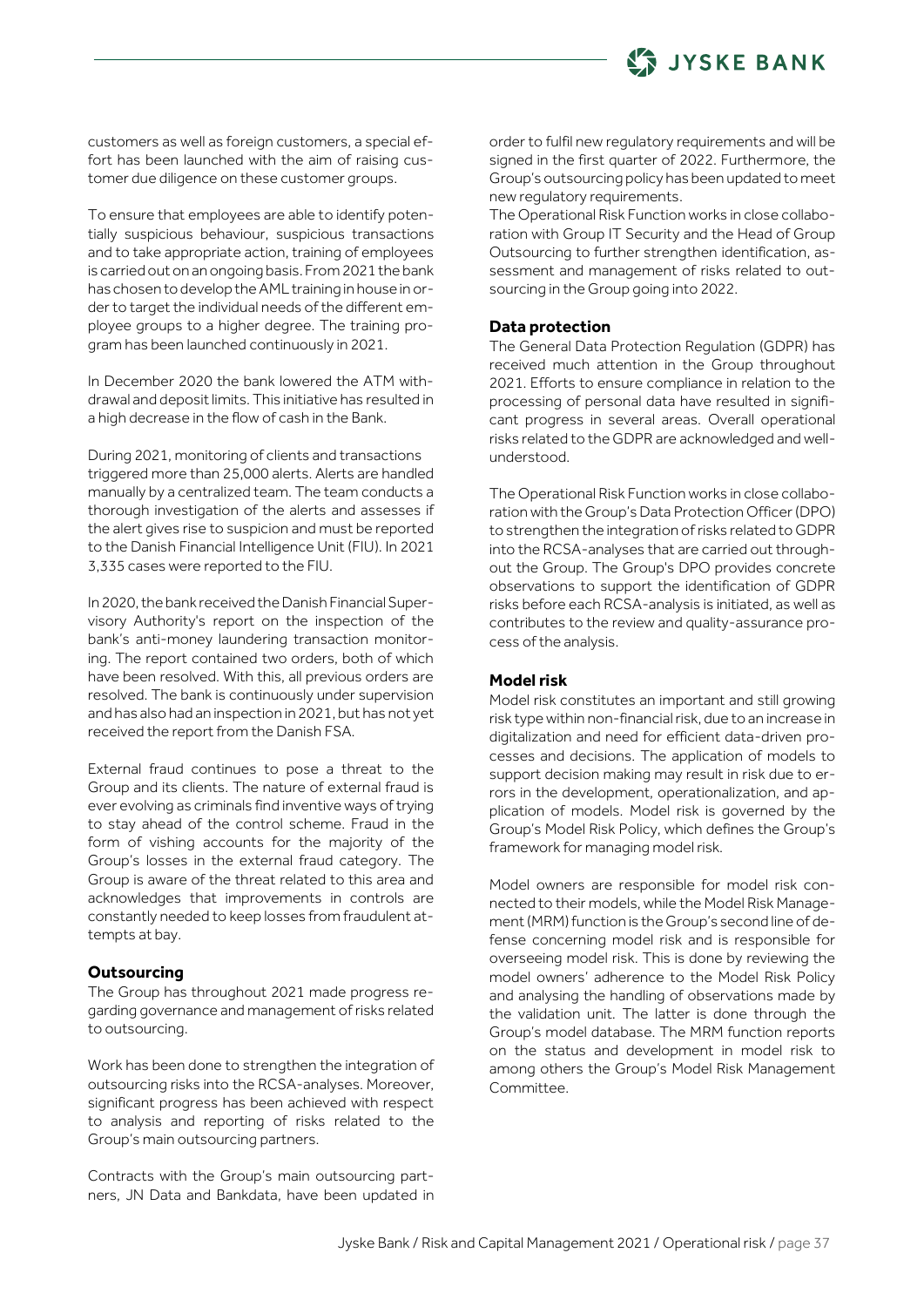customers as well as foreign customers, a special effort has been launched with the aim of raising customer due diligence on these customer groups.

To ensure that employees are able to identify potentially suspicious behaviour, suspicious transactions and to take appropriate action, training of employees is carried out on an ongoing basis. From 2021 the bank has chosen to develop the AML training in house in order to target the individual needs of the different employee groups to a higher degree. The training program has been launched continuously in 2021.

In December 2020 the bank lowered the ATM withdrawal and deposit limits. This initiative has resulted in a high decrease in the flow of cash in the Bank.

During 2021, monitoring of clients and transactions triggered more than 25,000 alerts. Alerts are handled manually by a centralized team. The team conducts a thorough investigation of the alerts and assesses if the alert gives rise to suspicion and must be reported to the Danish Financial Intelligence Unit (FIU). In 2021 3,335 cases were reported to the FIU.

In 2020, the bank received the Danish Financial Supervisory Authority's report on the inspection of the bank's anti-money laundering transaction monitoring. The report contained two orders, both of which have been resolved. With this, all previous orders are resolved. The bank is continuously under supervision and has also had an inspection in 2021, but has not yet received the report from the Danish FSA.

External fraud continues to pose a threat to the Group and its clients. The nature of external fraud is ever evolving as criminals find inventive ways of trying to stay ahead of the control scheme. Fraud in the form of vishing accounts for the majority of the Group's losses in the external fraud category. The Group is aware of the threat related to this area and acknowledges that improvements in controls are constantly needed to keep losses from fraudulent attempts at bay.

### Outsourcing

The Group has throughout 2021 made progress regarding governance and management of risks related to outsourcing.

Work has been done to strengthen the integration of outsourcing risks into the RCSA-analyses. Moreover, significant progress has been achieved with respect to analysis and reporting of risks related to the Group's main outsourcing partners.

Contracts with the Group's main outsourcing partners, JN Data and Bankdata, have been updated in order to fulfil new regulatory requirements and will be signed in the first quarter of 2022. Furthermore, the Group's outsourcing policy has been updated to meet new regulatory requirements.

The Operational Risk Function works in close collaboration with Group IT Security and the Head of Group Outsourcing to further strengthen identification, assessment and management of risks related to outsourcing in the Group going into 2022.

### Data protection

The General Data Protection Regulation (GDPR) has received much attention in the Group throughout 2021. Efforts to ensure compliance in relation to the processing of personal data have resulted in significant progress in several areas. Overall operational risks related to the GDPR are acknowledged and well-understood.

The Operational Risk Function works in close collaboration with the Group's Data Protection Officer (DPO) to strengthen the integration of risks related to GDPR into the RCSA-analyses that are carried out throughout the Group. The Group's DPO provides concrete observations to support the identification of GDPR risks before each RCSA-analysis is initiated, as well as contributes to the review and quality-assurance process of the analysis.

### Model risk

Model risk constitutes an important and still growing risk type within non-financial risk, due to an increase in digitalization and need for efficient data-driven processes and decisions. The application of models to support decision making may result in risk due to errors in the development, operationalization, and application of models. Model risk is governed by the Group's Model Risk Policy, which defines the Group's framework for managing model risk.

Model owners are responsible for model risk connected to their models, while the Model Risk Management (MRM) function is the Group's second line of defense concerning model risk and is responsible for overseeing model risk. This is done by reviewing the model owners' adherence to the Model Risk Policy and analysing the handling of observations made by the validation unit. The latter is done through the Group's model database. The MRM function reports on the status and development in model risk to among others the Group's Model Risk Management Committee.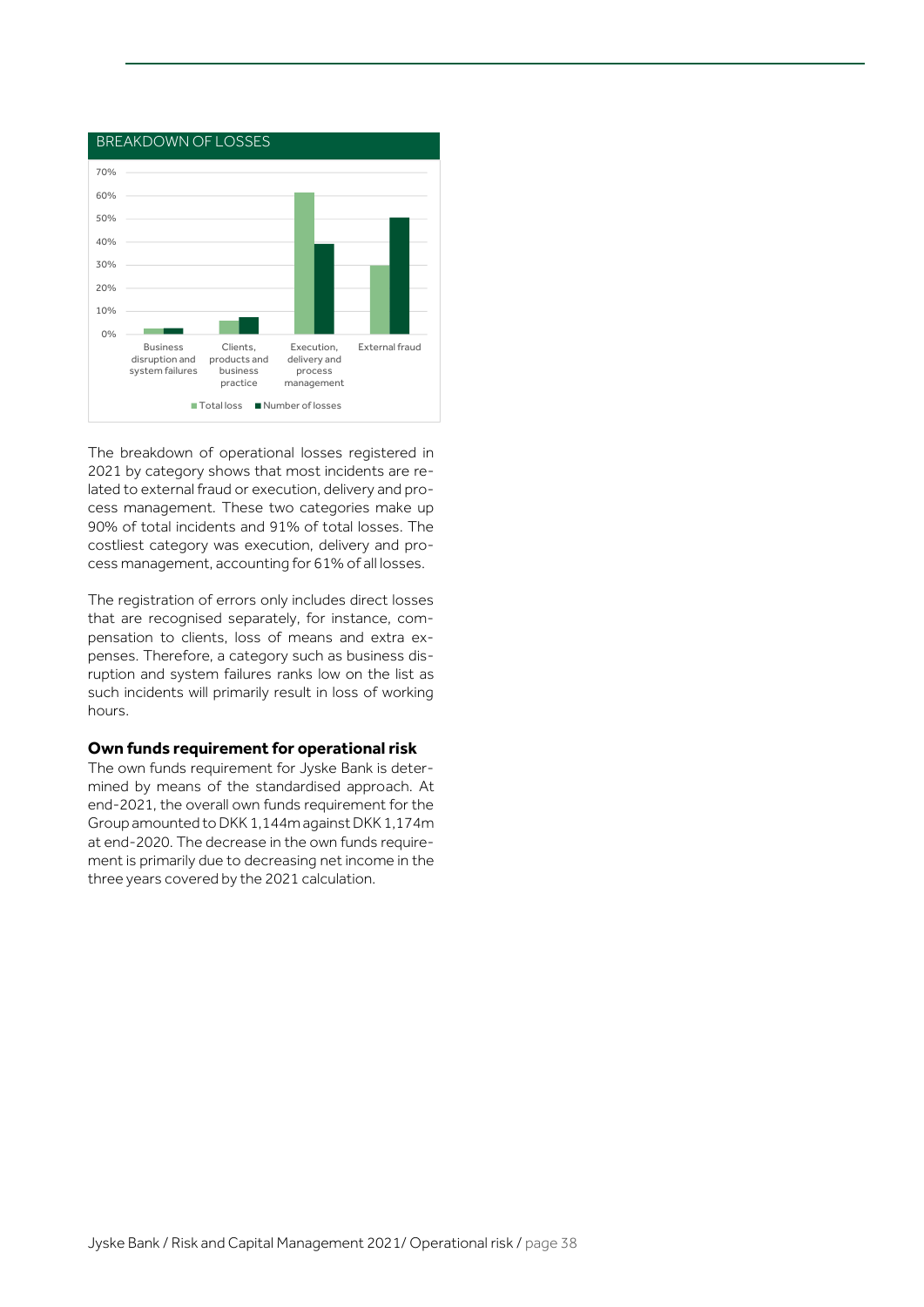BREAKDOWN OF LOSSES

The breakdown of operational losses registered in 2021 by category shows that most incidents are related to external fraud or execution, delivery and process management. These two categories make up 90% of total incidents and 91% of total losses. The costliest category was execution, delivery and process management, accounting for 61% of all losses.

The registration of errors only includes direct losses that are recognised separately, for instance, compensation to clients, loss of means and extra expenses. Therefore, a category such as business disruption and system failures ranks low on the list as such incidents will primarily result in loss of working hours.

**Own funds requirement for operational risk**

The own funds requirement for Jyske Bank is determined by means of the standardised approach. At end-2021, the overall own funds requirement for the Group amounted to DKK 1,144m against DKK 1,174m at end-2020. The decrease in the own funds requirement is primarily due to decreasing net income in the three years covered by the 2021 calculation.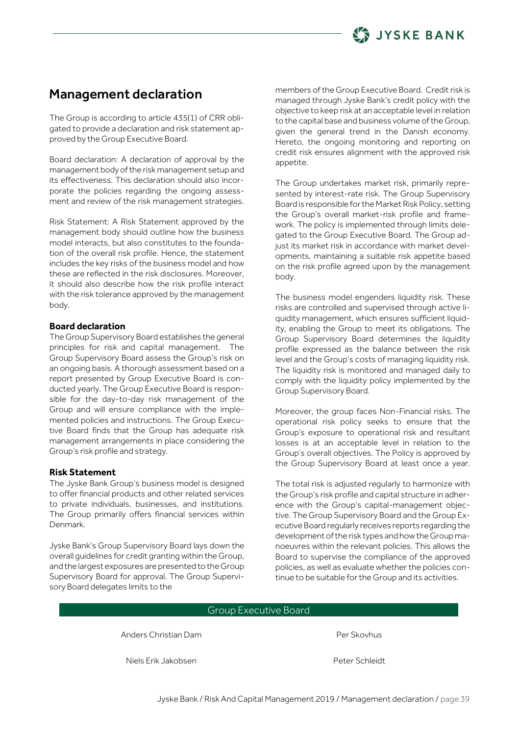# Management declaration

The Group is according to article 435(1) of CRR obligated to provide a declaration and risk statement approved by the Group Executive Board.

Board declaration: A declaration of approval by the management body of the risk management setup and its effectiveness. This declaration should also incorporate the policies regarding the ongoing assessment and review of the risk management strategies.

Risk Statement: A Risk Statement approved by the management body should outline how the business model interacts, but also constitutes to the foundation of the overall risk profile. Hence, the statement includes the key risks of the business model and how these are reflected in the risk disclosures. Moreover, it should also describe how the risk profile interact with the risk tolerance approved by the management body.

**Board declaration**

The Group Supervisory Board establishes the general principles for risk and capital management. The Group Supervisory Board assess the Group's risk on an ongoing basis. A thorough assessment based on a report presented by Group Executive Board is conducted yearly. The Group Executive Board is responsible for the day-to-day risk management of the Group and will ensure compliance with the implemented policies and instructions. The Group Executive Board finds that the Group has adequate risk management arrangements in place considering the Group's risk profile and strategy.

**Risk Statement**

The Jyske Bank Group's business model is designed to offer financial products and other related services to private individuals, businesses, and institutions. The Group primarily offers financial services within Denmark.

Jyske Bank's Group Supervisory Board lays down the overall guidelines for credit granting within the Group, and the largest exposures are presented to the Group Supervisory Board for approval. The Group Supervisory Board delegates limits to the members of the Group Executive Board. Credit risk is managed through Jyske Bank's credit policy with the objective to keep risk at an acceptable level in relation to the capital base and business volume of the Group, given the general trend in the Danish economy. Hereto, the ongoing monitoring and reporting on credit risk ensures alignment with the approved risk appetite.

The Group undertakes market risk, primarily represented by interest-rate risk. The Group Supervisory Board is responsible for the Market Risk Policy, setting the Group's overall market-risk profile and framework. The policy is implemented through limits delegated to the Group Executive Board. The Group adjust its market risk in accordance with market developments, maintaining a suitable risk appetite based on the risk profile agreed upon by the management body.

The business model engenders liquidity risk. These risks are controlled and supervised through active liquidity management, which ensures sufficient liquidity, enabling the Group to meet its obligations. The Group Supervisory Board determines the liquidity profile expressed as the balance between the risk level and the Group's costs of managing liquidity risk. The liquidity risk is monitored and managed daily to comply with the liquidity policy implemented by the Group Supervisory Board.

Moreover, the group faces Non-Financial risks. The operational risk policy seeks to ensure that the Group's exposure to operational risk and resultant losses is at an acceptable level in relation to the Group's overall objectives. The Policy is approved by the Group Supervisory Board at least once a year.

The total risk is adjusted regularly to harmonize with the Group's risk profile and capital structure in adherence with the Group's capital-management objective. The Group Supervisory Board and the Group Executive Board regularly receives reports regarding the development of the risk types and how the Group manoeuvres within the relevant policies. This allows the Board to supervise the compliance of the approved policies, as well as evaluate whether the policies continue to be suitable for the Group and its activities.

| Group Executive Board | |
|---|---|
| Anders Christian Dam | Per Skovhus |
| Niels Erik Jakobsen | Peter Schleidt |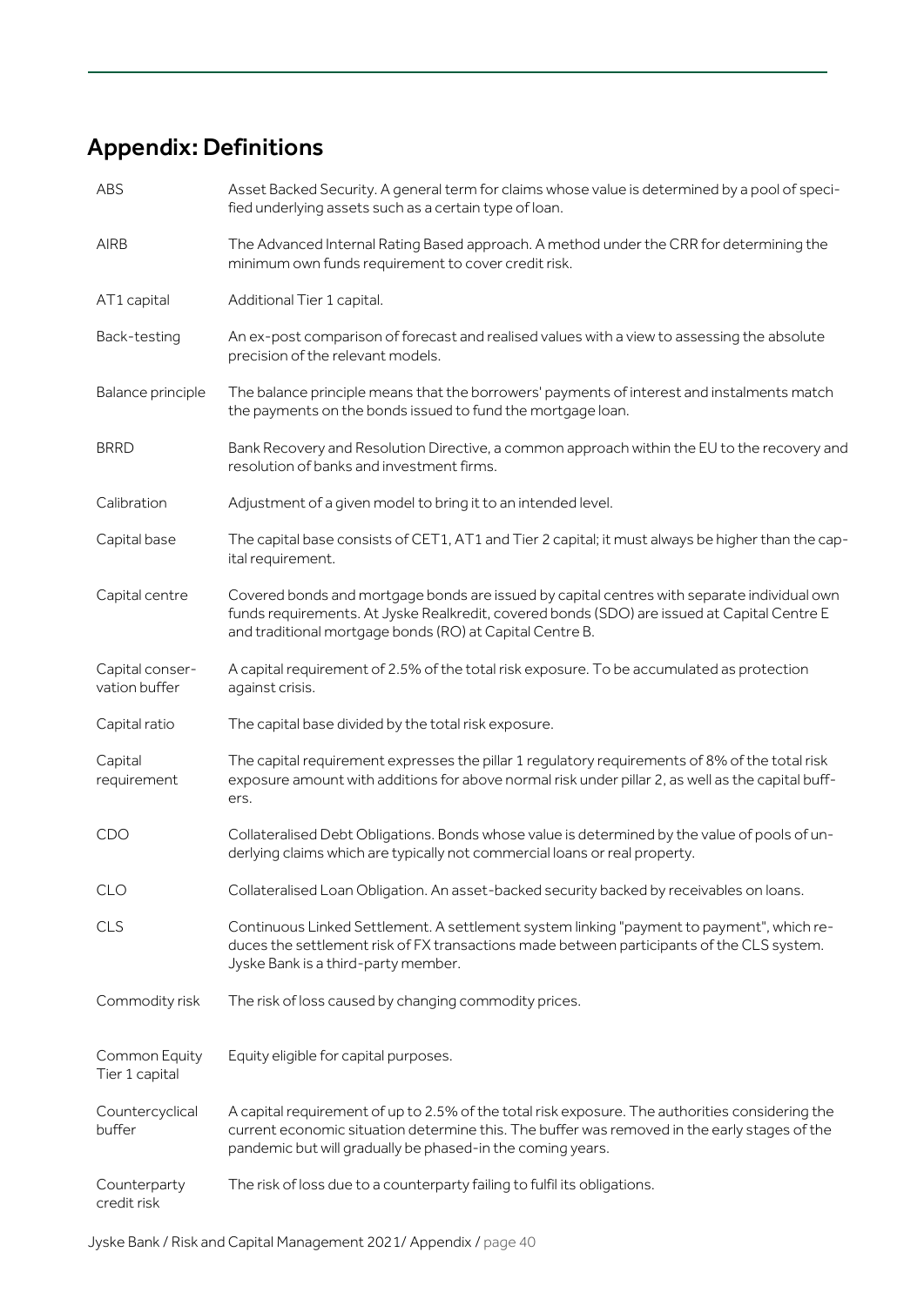# Appendix: Definitions

| | |
|---|---|
| ABS | Asset Backed Security. A general term for claims whose value is determined by a pool of specified underlying assets such as a certain type of loan. |
| AIRB | The Advanced Internal Rating Based approach. A method under the CRR for determining the minimum own funds requirement to cover credit risk. |
| AT1 capital | Additional Tier 1 capital. |
| Back-testing | An ex-post comparison of forecast and realised values with a view to assessing the absolute precision of the relevant models. |
| Balance principle | The balance principle means that the borrowers' payments of interest and instalments match the payments on the bonds issued to fund the mortgage loan. |
| BRRD | Bank Recovery and Resolution Directive, a common approach within the EU to the recovery and resolution of banks and investment firms. |
| Calibration | Adjustment of a given model to bring it to an intended level. |
| Capital base | The capital base consists of CET1, AT1 and Tier 2 capital; it must always be higher than the capital requirement. |
| Capital centre | Covered bonds and mortgage bonds are issued by capital centres with separate individual own funds requirements. At Jyske Realkredit, covered bonds (SDO) are issued at Capital Centre E and traditional mortgage bonds (RO) at Capital Centre B. |
| Capital conservation buffer | A capital requirement of 2.5% of the total risk exposure. To be accumulated as protection against crisis. |
| Capital ratio | The capital base divided by the total risk exposure. |
| Capital requirement | The capital requirement expresses the pillar 1 regulatory requirements of 8% of the total risk exposure amount with additions for above normal risk under pillar 2, as well as the capital buffers. |
| CDO | Collateralised Debt Obligations. Bonds whose value is determined by the value of pools of underlying claims which are typically not commercial loans or real property. |
| CLO | Collateralised Loan Obligation. An asset-backed security backed by receivables on loans. |
| CLS | Continuous Linked Settlement. A settlement system linking "payment to payment", which reduces the settlement risk of FX transactions made between participants of the CLS system. Jyske Bank is a third-party member. |
| Commodity risk | The risk of loss caused by changing commodity prices. |
| Common Equity Tier 1 capital | Equity eligible for capital purposes. |
| Countercyclical buffer | A capital requirement of up to 2.5% of the total risk exposure. The authorities considering the current economic situation determine this. The buffer was removed in the early stages of the pandemic but will gradually be phased-in the coming years. |
| Counterparty credit risk | The risk of loss due to a counterparty failing to fulfil its obligations. |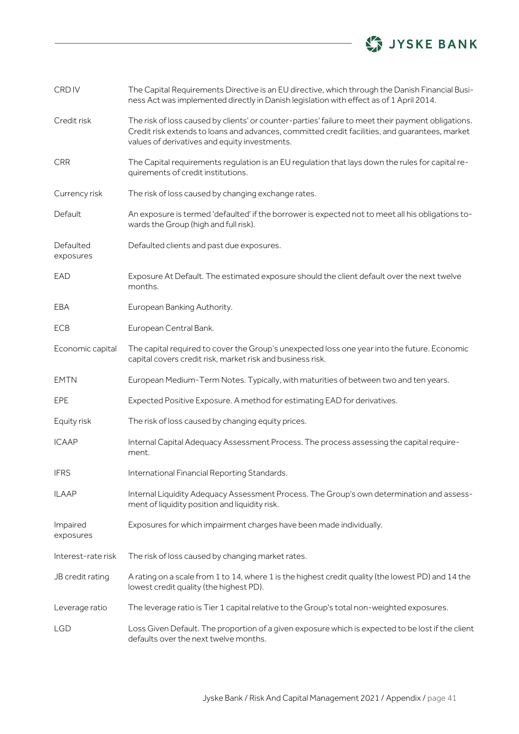| | |
|---|---|
| CRD IV | The Capital Requirements Directive is an EU directive, which through the Danish Financial Business Act was implemented directly in Danish legislation with effect as of 1 April 2014. |
| Credit risk | The risk of loss caused by clients' or counter-parties' failure to meet their payment obligations. Credit risk extends to loans and advances, committed credit facilities, and guarantees, market values of derivatives and equity investments. |
| CRR | The Capital requirements regulation is an EU regulation that lays down the rules for capital requirements of credit institutions. |
| Currency risk | The risk of loss caused by changing exchange rates. |
| Default | An exposure is termed 'defaulted' if the borrower is expected not to meet all his obligations towards the Group (high and full risk). |
| Defaulted exposures | Defaulted clients and past due exposures. |
| EAD | Exposure At Default. The estimated exposure should the client default over the next twelve months. |
| EBA | European Banking Authority. |
| ECB | European Central Bank. |
| Economic capital | The capital required to cover the Group's unexpected loss one year into the future. Economic capital covers credit risk, market risk and business risk. |
| EMTN | European Medium-Term Notes. Typically, with maturities of between two and ten years. |
| EPE | Expected Positive Exposure. A method for estimating EAD for derivatives. |
| Equity risk | The risk of loss caused by changing equity prices. |
| ICAAP | Internal Capital Adequacy Assessment Process. The process assessing the capital requirement. |
| IFRS | International Financial Reporting Standards. |
| ILAAP | Internal Liquidity Adequacy Assessment Process. The Group's own determination and assessment of liquidity position and liquidity risk. |
| Impaired exposures | Exposures for which impairment charges have been made individually. |
| Interest-rate risk | The risk of loss caused by changing market rates. |
| JB credit rating | A rating on a scale from 1 to 14, where 1 is the highest credit quality (the lowest PD) and 14 the lowest credit quality (the highest PD). |
| Leverage ratio | The leverage ratio is Tier 1 capital relative to the Group's total non-weighted exposures. |
| LGD | Loss Given Default. The proportion of a given exposure which is expected to be lost if the client defaults over the next twelve months. |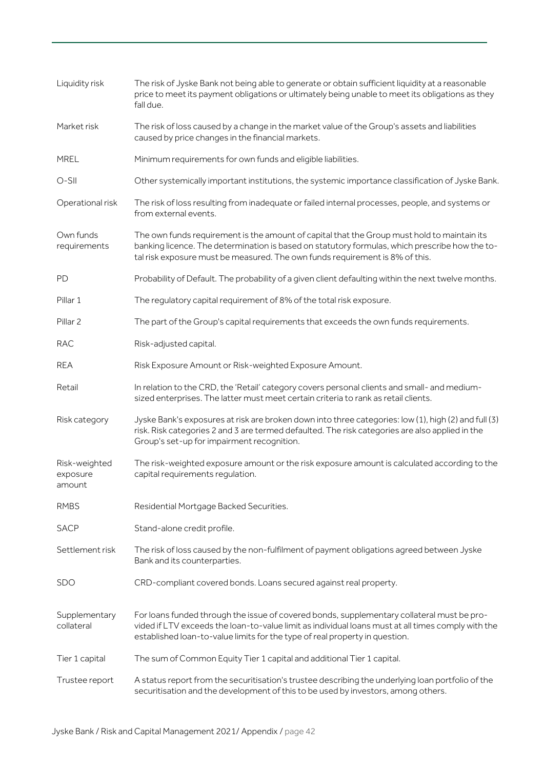| | |
|---|---|
| Liquidity risk | The risk of Jyske Bank not being able to generate or obtain sufficient liquidity at a reasonable price to meet its payment obligations or ultimately being unable to meet its obligations as they fall due. |
| Market risk | The risk of loss caused by a change in the market value of the Group's assets and liabilities caused by price changes in the financial markets. |
| MREL | Minimum requirements for own funds and eligible liabilities. |
| O-SII | Other systemically important institutions, the systemic importance classification of Jyske Bank. |
| Operational risk | The risk of loss resulting from inadequate or failed internal processes, people, and systems or from external events. |
| Own funds requirements | The own funds requirement is the amount of capital that the Group must hold to maintain its banking licence. The determination is based on statutory formulas, which prescribe how the total risk exposure must be measured. The own funds requirement is 8% of this. |
| PD | Probability of Default. The probability of a given client defaulting within the next twelve months. |
| Pillar 1 | The regulatory capital requirement of 8% of the total risk exposure. |
| Pillar 2 | The part of the Group's capital requirements that exceeds the own funds requirements. |
| RAC | Risk-adjusted capital. |
| REA | Risk Exposure Amount or Risk-weighted Exposure Amount. |
| Retail | In relation to the CRD, the 'Retail' category covers personal clients and small- and medium-sized enterprises. The latter must meet certain criteria to rank as retail clients. |
| Risk category | Jyske Bank's exposures at risk are broken down into three categories: low (1), high (2) and full (3) risk. Risk categories 2 and 3 are termed defaulted. The risk categories are also applied in the Group's set-up for impairment recognition. |
| Risk-weighted exposure amount | The risk-weighted exposure amount or the risk exposure amount is calculated according to the capital requirements regulation. |
| RMBS | Residential Mortgage Backed Securities. |
| SACP | Stand-alone credit profile. |
| Settlement risk | The risk of loss caused by the non-fulfilment of payment obligations agreed between Jyske Bank and its counterparties. |
| SDO | CRD-compliant covered bonds. Loans secured against real property. |
| Supplementary collateral | For loans funded through the issue of covered bonds, supplementary collateral must be provided if LTV exceeds the loan-to-value limit as individual loans must at all times comply with the established loan-to-value limits for the type of real property in question. |
| Tier 1 capital | The sum of Common Equity Tier 1 capital and additional Tier 1 capital. |
| Trustee report | A status report from the securitisation's trustee describing the underlying loan portfolio of the securitisation and the development of this to be used by investors, among others. |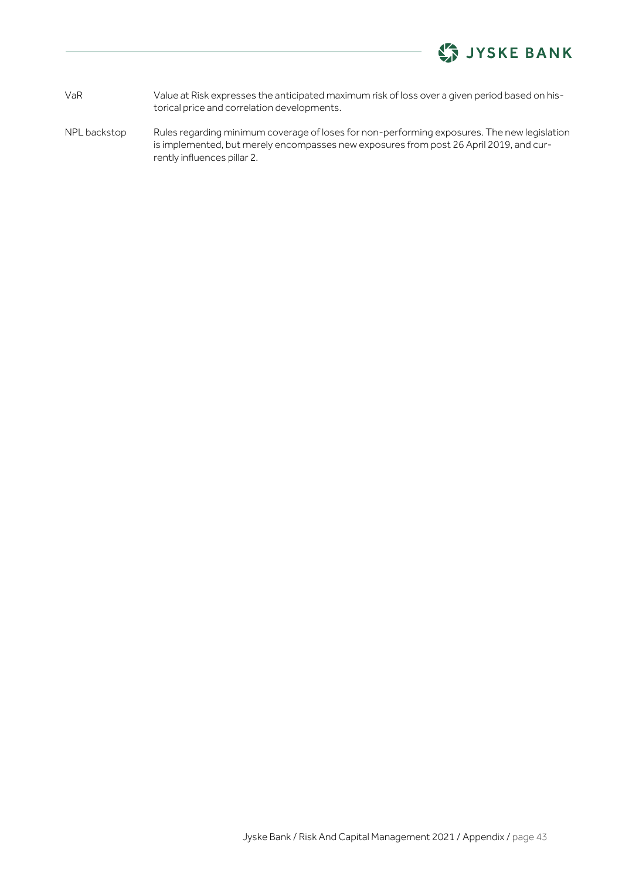| | |
|---|---|
| VaR | Value at Risk expresses the anticipated maximum risk of loss over a given period based on historical price and correlation developments. |
| NPL backstop | Rules regarding minimum coverage of loses for non-performing exposures. The new legislation is implemented, but merely encompasses new exposures from post 26 April 2019, and currently influences pillar 2. |